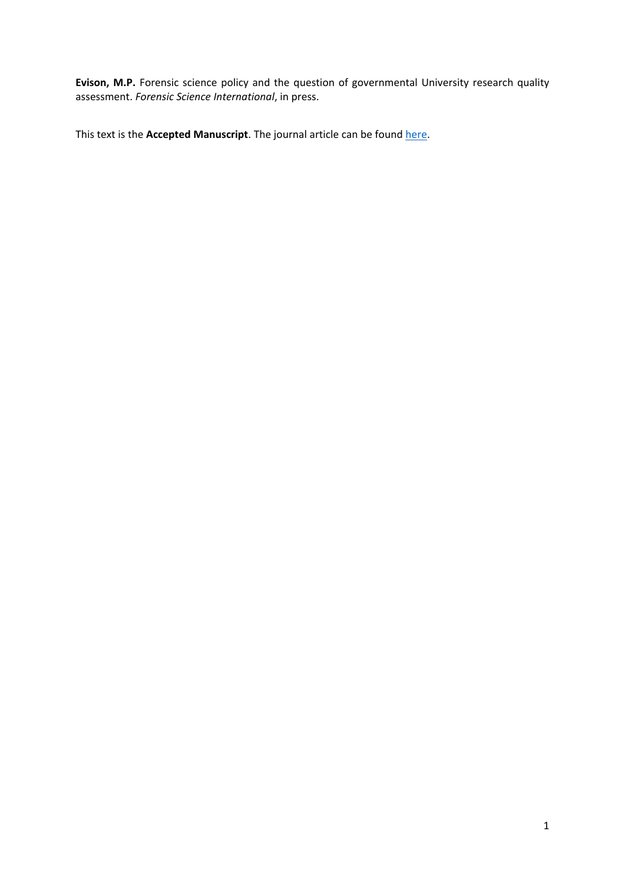**Evison, M.P.** Forensic science policy and the question of governmental University research quality assessment. *Forensic Science International*, in press.

This text is the **Accepted Manuscript**. The journal article can be found here.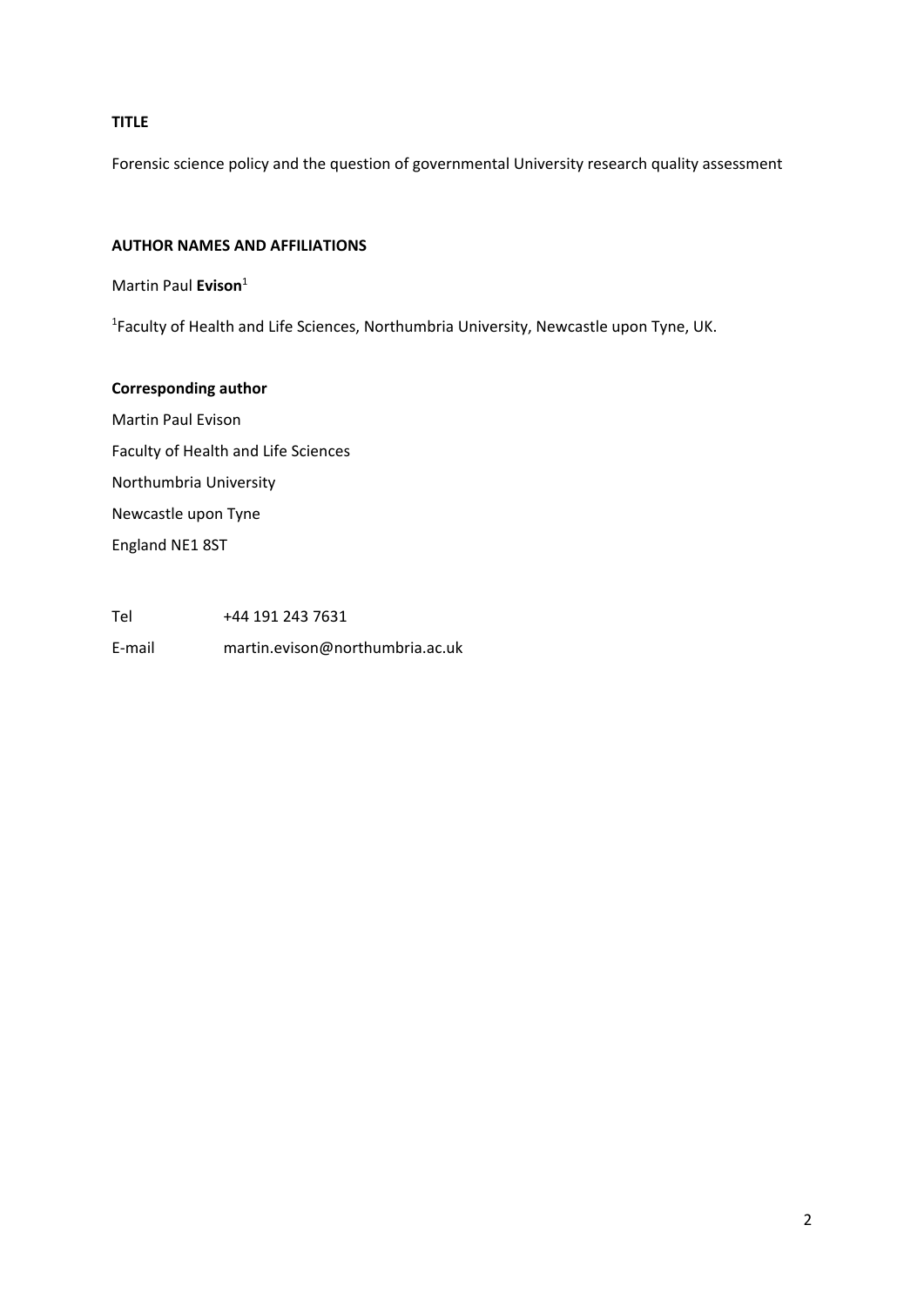**TITLE**

Forensic science policy and the question of governmental University research quality assessment

**AUTHOR NAMES AND AFFILIATIONS**

Martin Paul **Evison**[1]

[1]Faculty of Health and Life Sciences, Northumbria University, Newcastle upon Tyne, UK.

**Corresponding author**

Martin Paul Evison

Faculty of Health and Life Sciences

Northumbria University

Newcastle upon Tyne

England NE1 8ST

Tel +44 191 243 7631

E-mail martin.evison@northumbria.ac.uk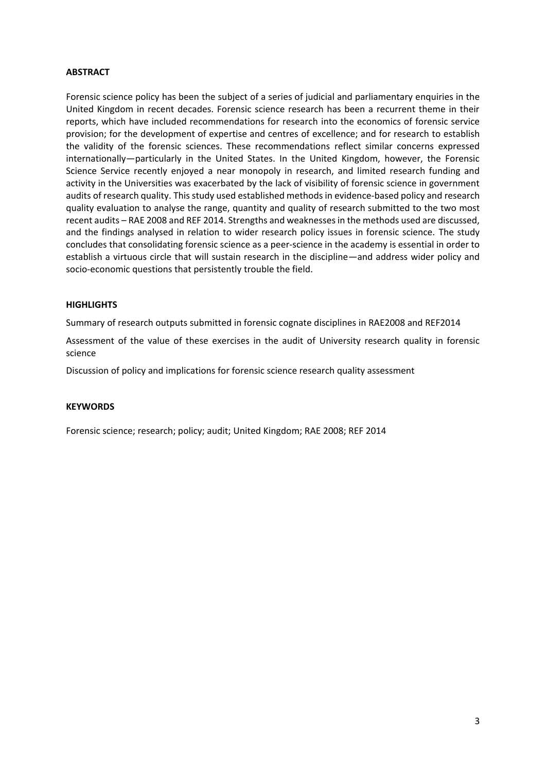## ABSTRACT

Forensic science policy has been the subject of a series of judicial and parliamentary enquiries in the United Kingdom in recent decades. Forensic science research has been a recurrent theme in their reports, which have included recommendations for research into the economics of forensic service provision; for the development of expertise and centres of excellence; and for research to establish the validity of the forensic sciences. These recommendations reflect similar concerns expressed internationally—particularly in the United States. In the United Kingdom, however, the Forensic Science Service recently enjoyed a near monopoly in research, and limited research funding and activity in the Universities was exacerbated by the lack of visibility of forensic science in government audits of research quality. This study used established methods in evidence-based policy and research quality evaluation to analyse the range, quantity and quality of research submitted to the two most recent audits – RAE 2008 and REF 2014. Strengths and weaknesses in the methods used are discussed, and the findings analysed in relation to wider research policy issues in forensic science. The study concludes that consolidating forensic science as a peer-science in the academy is essential in order to establish a virtuous circle that will sustain research in the discipline—and address wider policy and socio-economic questions that persistently trouble the field.

## HIGHLIGHTS

Summary of research outputs submitted in forensic cognate disciplines in RAE2008 and REF2014

Assessment of the value of these exercises in the audit of University research quality in forensic science

Discussion of policy and implications for forensic science research quality assessment

## KEYWORDS

Forensic science; research; policy; audit; United Kingdom; RAE 2008; REF 2014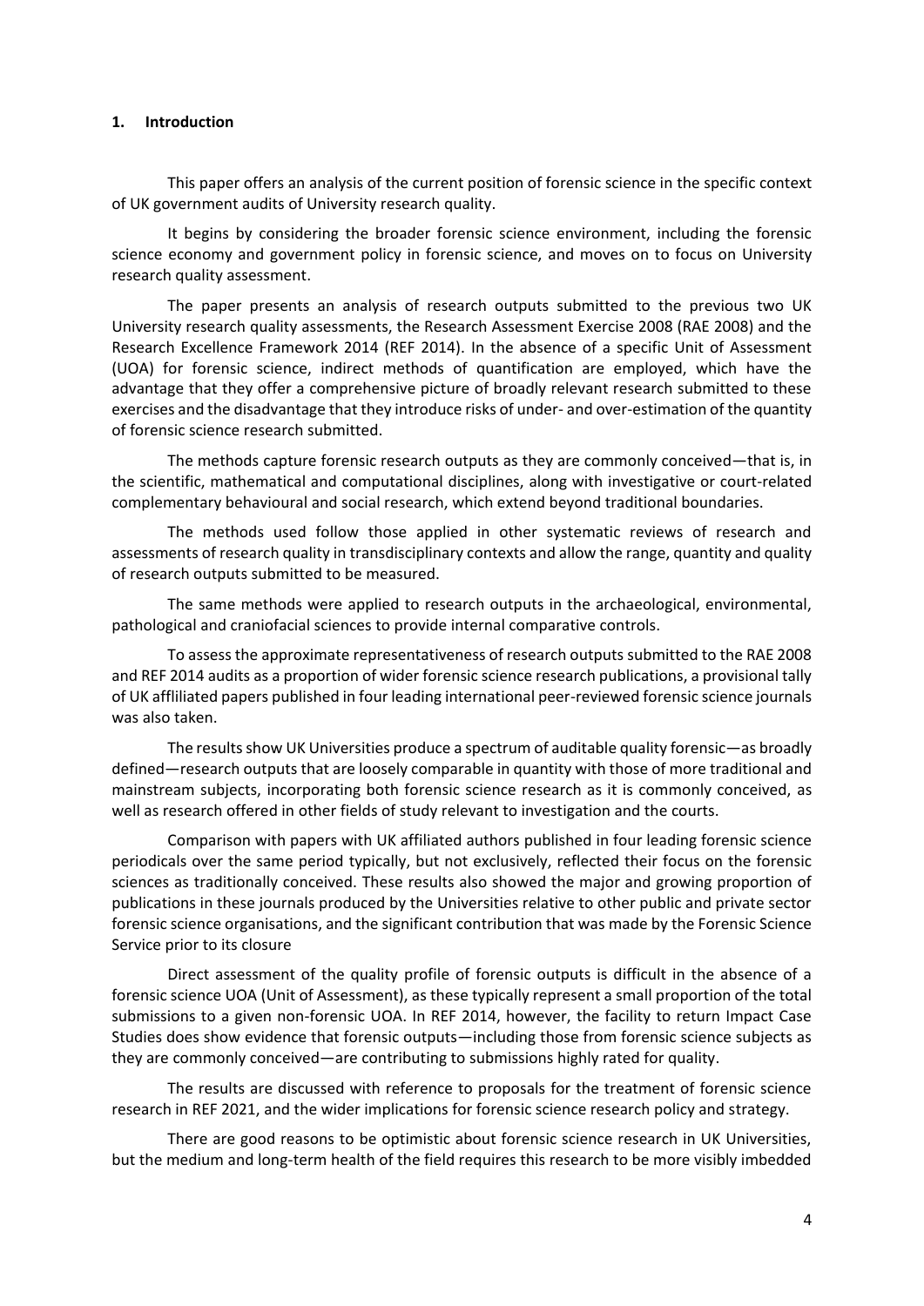## 1. Introduction

This paper offers an analysis of the current position of forensic science in the specific context of UK government audits of University research quality.

It begins by considering the broader forensic science environment, including the forensic science economy and government policy in forensic science, and moves on to focus on University research quality assessment.

The paper presents an analysis of research outputs submitted to the previous two UK University research quality assessments, the Research Assessment Exercise 2008 (RAE 2008) and the Research Excellence Framework 2014 (REF 2014). In the absence of a specific Unit of Assessment (UOA) for forensic science, indirect methods of quantification are employed, which have the advantage that they offer a comprehensive picture of broadly relevant research submitted to these exercises and the disadvantage that they introduce risks of under- and over-estimation of the quantity of forensic science research submitted.

The methods capture forensic research outputs as they are commonly conceived—that is, in the scientific, mathematical and computational disciplines, along with investigative or court-related complementary behavioural and social research, which extend beyond traditional boundaries.

The methods used follow those applied in other systematic reviews of research and assessments of research quality in transdisciplinary contexts and allow the range, quantity and quality of research outputs submitted to be measured.

The same methods were applied to research outputs in the archaeological, environmental, pathological and craniofacial sciences to provide internal comparative controls.

To assess the approximate representativeness of research outputs submitted to the RAE 2008 and REF 2014 audits as a proportion of wider forensic science research publications, a provisional tally of UK affliliated papers published in four leading international peer-reviewed forensic science journals was also taken.

The results show UK Universities produce a spectrum of auditable quality forensic—as broadly defined—research outputs that are loosely comparable in quantity with those of more traditional and mainstream subjects, incorporating both forensic science research as it is commonly conceived, as well as research offered in other fields of study relevant to investigation and the courts.

Comparison with papers with UK affiliated authors published in four leading forensic science periodicals over the same period typically, but not exclusively, reflected their focus on the forensic sciences as traditionally conceived. These results also showed the major and growing proportion of publications in these journals produced by the Universities relative to other public and private sector forensic science organisations, and the significant contribution that was made by the Forensic Science Service prior to its closure

Direct assessment of the quality profile of forensic outputs is difficult in the absence of a forensic science UOA (Unit of Assessment), as these typically represent a small proportion of the total submissions to a given non-forensic UOA. In REF 2014, however, the facility to return Impact Case Studies does show evidence that forensic outputs—including those from forensic science subjects as they are commonly conceived—are contributing to submissions highly rated for quality.

The results are discussed with reference to proposals for the treatment of forensic science research in REF 2021, and the wider implications for forensic science research policy and strategy.

There are good reasons to be optimistic about forensic science research in UK Universities, but the medium and long-term health of the field requires this research to be more visibly imbedded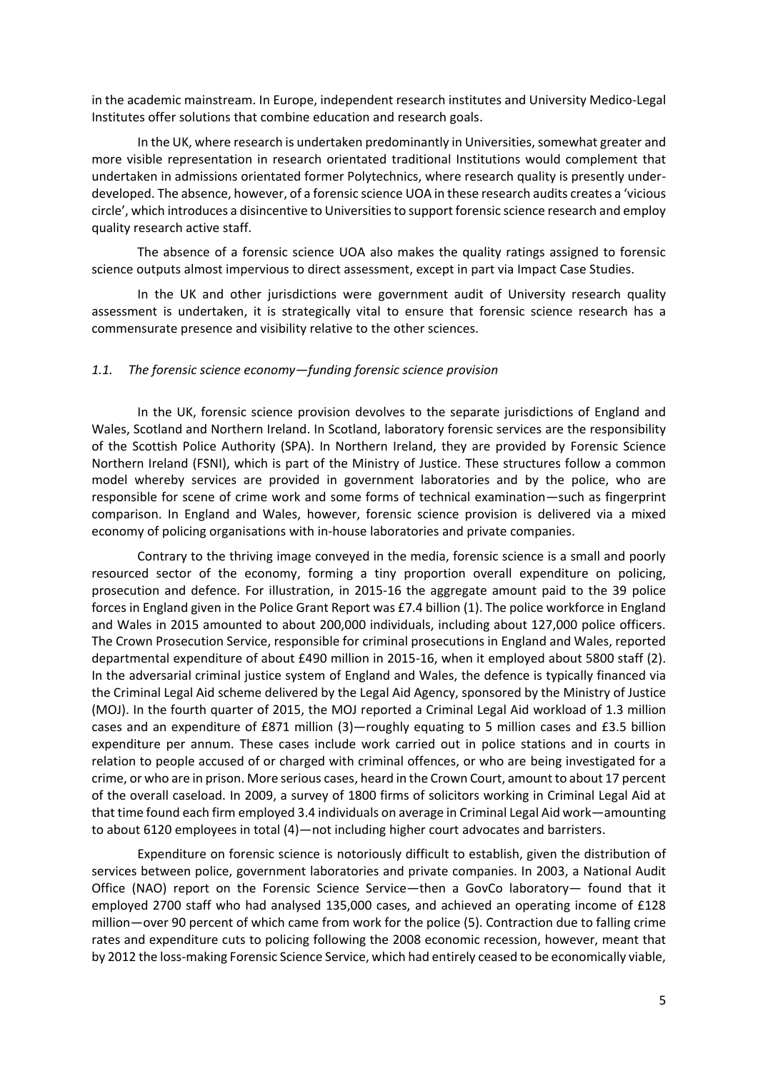in the academic mainstream. In Europe, independent research institutes and University Medico-Legal Institutes offer solutions that combine education and research goals.

In the UK, where research is undertaken predominantly in Universities, somewhat greater and more visible representation in research orientated traditional Institutions would complement that undertaken in admissions orientated former Polytechnics, where research quality is presently under-developed. The absence, however, of a forensic science UOA in these research audits creates a 'vicious circle', which introduces a disincentive to Universities to support forensic science research and employ quality research active staff.

The absence of a forensic science UOA also makes the quality ratings assigned to forensic science outputs almost impervious to direct assessment, except in part via Impact Case Studies.

In the UK and other jurisdictions were government audit of University research quality assessment is undertaken, it is strategically vital to ensure that forensic science research has a commensurate presence and visibility relative to the other sciences.

### *1.1. The forensic science economy—funding forensic science provision*

In the UK, forensic science provision devolves to the separate jurisdictions of England and Wales, Scotland and Northern Ireland. In Scotland, laboratory forensic services are the responsibility of the Scottish Police Authority (SPA). In Northern Ireland, they are provided by Forensic Science Northern Ireland (FSNI), which is part of the Ministry of Justice. These structures follow a common model whereby services are provided in government laboratories and by the police, who are responsible for scene of crime work and some forms of technical examination—such as fingerprint comparison. In England and Wales, however, forensic science provision is delivered via a mixed economy of policing organisations with in-house laboratories and private companies.

Contrary to the thriving image conveyed in the media, forensic science is a small and poorly resourced sector of the economy, forming a tiny proportion overall expenditure on policing, prosecution and defence. For illustration, in 2015-16 the aggregate amount paid to the 39 police forces in England given in the Police Grant Report was £7.4 billion (1). The police workforce in England and Wales in 2015 amounted to about 200,000 individuals, including about 127,000 police officers. The Crown Prosecution Service, responsible for criminal prosecutions in England and Wales, reported departmental expenditure of about £490 million in 2015-16, when it employed about 5800 staff (2). In the adversarial criminal justice system of England and Wales, the defence is typically financed via the Criminal Legal Aid scheme delivered by the Legal Aid Agency, sponsored by the Ministry of Justice (MOJ). In the fourth quarter of 2015, the MOJ reported a Criminal Legal Aid workload of 1.3 million cases and an expenditure of £871 million (3)—roughly equating to 5 million cases and £3.5 billion expenditure per annum. These cases include work carried out in police stations and in courts in relation to people accused of or charged with criminal offences, or who are being investigated for a crime, or who are in prison. More serious cases, heard in the Crown Court, amount to about 17 percent of the overall caseload. In 2009, a survey of 1800 firms of solicitors working in Criminal Legal Aid at that time found each firm employed 3.4 individuals on average in Criminal Legal Aid work—amounting to about 6120 employees in total (4)—not including higher court advocates and barristers.

Expenditure on forensic science is notoriously difficult to establish, given the distribution of services between police, government laboratories and private companies. In 2003, a National Audit Office (NAO) report on the Forensic Science Service—then a GovCo laboratory— found that it employed 2700 staff who had analysed 135,000 cases, and achieved an operating income of £128 million—over 90 percent of which came from work for the police (5). Contraction due to falling crime rates and expenditure cuts to policing following the 2008 economic recession, however, meant that by 2012 the loss-making Forensic Science Service, which had entirely ceased to be economically viable,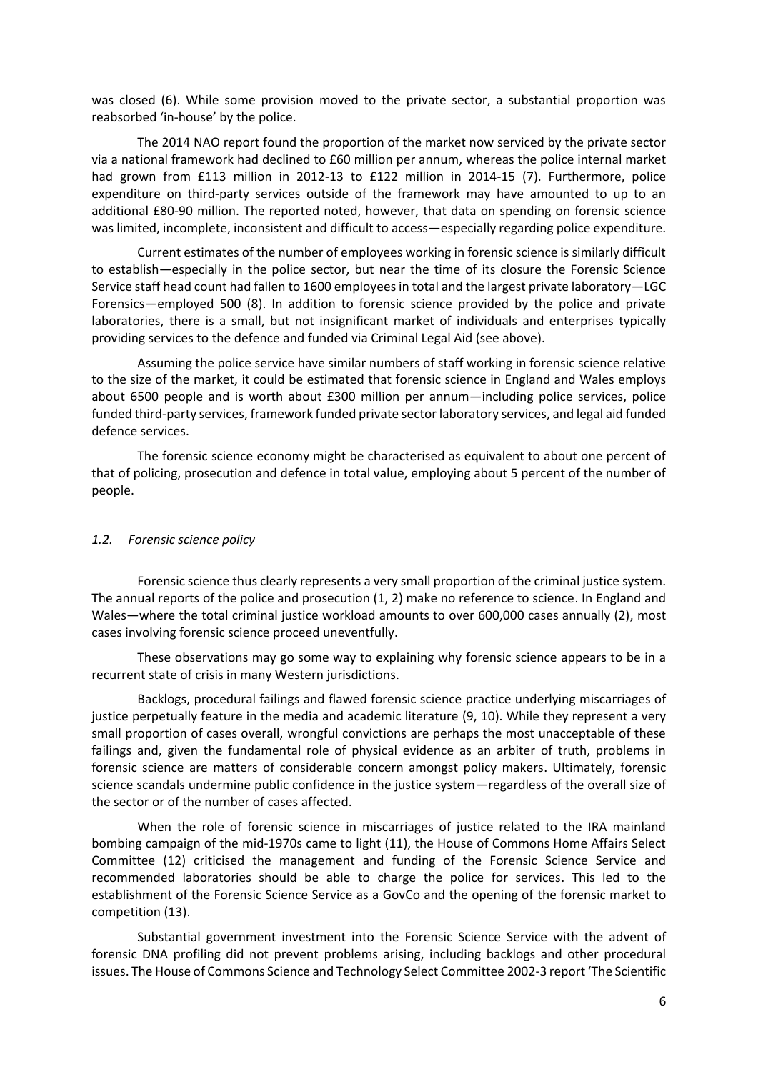was closed (6). While some provision moved to the private sector, a substantial proportion was reabsorbed 'in-house' by the police.

The 2014 NAO report found the proportion of the market now serviced by the private sector via a national framework had declined to £60 million per annum, whereas the police internal market had grown from £113 million in 2012-13 to £122 million in 2014-15 (7). Furthermore, police expenditure on third-party services outside of the framework may have amounted to up to an additional £80-90 million. The reported noted, however, that data on spending on forensic science was limited, incomplete, inconsistent and difficult to access—especially regarding police expenditure.

Current estimates of the number of employees working in forensic science is similarly difficult to establish—especially in the police sector, but near the time of its closure the Forensic Science Service staff head count had fallen to 1600 employees in total and the largest private laboratory—LGC Forensics—employed 500 (8). In addition to forensic science provided by the police and private laboratories, there is a small, but not insignificant market of individuals and enterprises typically providing services to the defence and funded via Criminal Legal Aid (see above).

Assuming the police service have similar numbers of staff working in forensic science relative to the size of the market, it could be estimated that forensic science in England and Wales employs about 6500 people and is worth about £300 million per annum—including police services, police funded third-party services, framework funded private sector laboratory services, and legal aid funded defence services.

The forensic science economy might be characterised as equivalent to about one percent of that of policing, prosecution and defence in total value, employing about 5 percent of the number of people.

### *1.2. Forensic science policy*

Forensic science thus clearly represents a very small proportion of the criminal justice system. The annual reports of the police and prosecution (1, 2) make no reference to science. In England and Wales—where the total criminal justice workload amounts to over 600,000 cases annually (2), most cases involving forensic science proceed uneventfully.

These observations may go some way to explaining why forensic science appears to be in a recurrent state of crisis in many Western jurisdictions.

Backlogs, procedural failings and flawed forensic science practice underlying miscarriages of justice perpetually feature in the media and academic literature (9, 10). While they represent a very small proportion of cases overall, wrongful convictions are perhaps the most unacceptable of these failings and, given the fundamental role of physical evidence as an arbiter of truth, problems in forensic science are matters of considerable concern amongst policy makers. Ultimately, forensic science scandals undermine public confidence in the justice system—regardless of the overall size of the sector or of the number of cases affected.

When the role of forensic science in miscarriages of justice related to the IRA mainland bombing campaign of the mid-1970s came to light (11), the House of Commons Home Affairs Select Committee (12) criticised the management and funding of the Forensic Science Service and recommended laboratories should be able to charge the police for services. This led to the establishment of the Forensic Science Service as a GovCo and the opening of the forensic market to competition (13).

Substantial government investment into the Forensic Science Service with the advent of forensic DNA profiling did not prevent problems arising, including backlogs and other procedural issues. The House of Commons Science and Technology Select Committee 2002-3 report 'The Scientific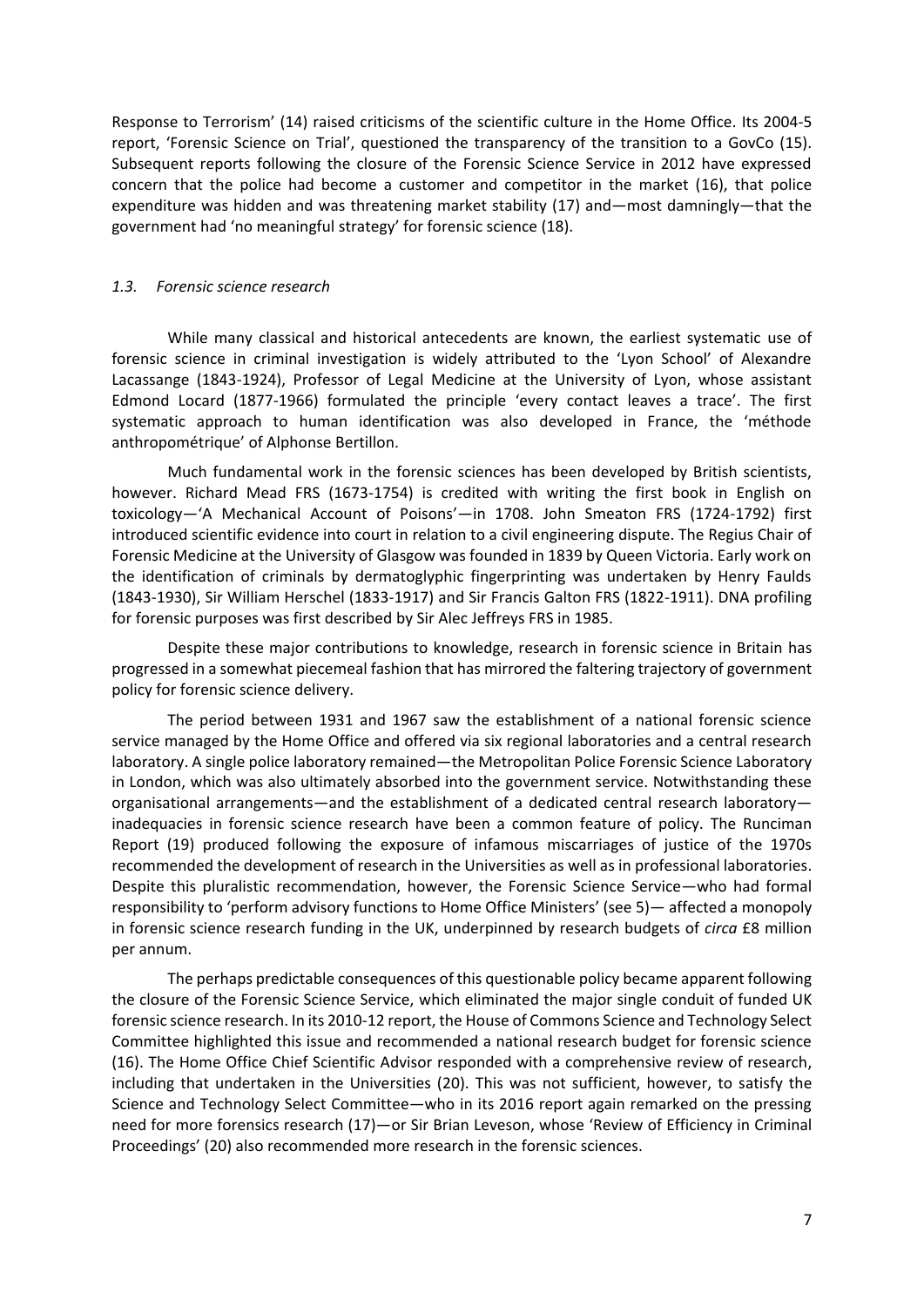Response to Terrorism' (14) raised criticisms of the scientific culture in the Home Office. Its 2004-5 report, 'Forensic Science on Trial', questioned the transparency of the transition to a GovCo (15). Subsequent reports following the closure of the Forensic Science Service in 2012 have expressed concern that the police had become a customer and competitor in the market (16), that police expenditure was hidden and was threatening market stability (17) and—most damningly—that the government had 'no meaningful strategy' for forensic science (18).

### *1.3. Forensic science research*

While many classical and historical antecedents are known, the earliest systematic use of forensic science in criminal investigation is widely attributed to the 'Lyon School' of Alexandre Lacassange (1843-1924), Professor of Legal Medicine at the University of Lyon, whose assistant Edmond Locard (1877-1966) formulated the principle 'every contact leaves a trace'. The first systematic approach to human identification was also developed in France, the 'méthode anthropométrique' of Alphonse Bertillon.

Much fundamental work in the forensic sciences has been developed by British scientists, however. Richard Mead FRS (1673-1754) is credited with writing the first book in English on toxicology—'A Mechanical Account of Poisons'—in 1708. John Smeaton FRS (1724-1792) first introduced scientific evidence into court in relation to a civil engineering dispute. The Regius Chair of Forensic Medicine at the University of Glasgow was founded in 1839 by Queen Victoria. Early work on the identification of criminals by dermatoglyphic fingerprinting was undertaken by Henry Faulds (1843-1930), Sir William Herschel (1833-1917) and Sir Francis Galton FRS (1822-1911). DNA profiling for forensic purposes was first described by Sir Alec Jeffreys FRS in 1985.

Despite these major contributions to knowledge, research in forensic science in Britain has progressed in a somewhat piecemeal fashion that has mirrored the faltering trajectory of government policy for forensic science delivery.

The period between 1931 and 1967 saw the establishment of a national forensic science service managed by the Home Office and offered via six regional laboratories and a central research laboratory. A single police laboratory remained—the Metropolitan Police Forensic Science Laboratory in London, which was also ultimately absorbed into the government service. Notwithstanding these organisational arrangements—and the establishment of a dedicated central research laboratory—inadequacies in forensic science research have been a common feature of policy. The Runciman Report (19) produced following the exposure of infamous miscarriages of justice of the 1970s recommended the development of research in the Universities as well as in professional laboratories. Despite this pluralistic recommendation, however, the Forensic Science Service—who had formal responsibility to 'perform advisory functions to Home Office Ministers' (see 5)— affected a monopoly in forensic science research funding in the UK, underpinned by research budgets of *circa* £8 million per annum.

The perhaps predictable consequences of this questionable policy became apparent following the closure of the Forensic Science Service, which eliminated the major single conduit of funded UK forensic science research. In its 2010-12 report, the House of Commons Science and Technology Select Committee highlighted this issue and recommended a national research budget for forensic science (16). The Home Office Chief Scientific Advisor responded with a comprehensive review of research, including that undertaken in the Universities (20). This was not sufficient, however, to satisfy the Science and Technology Select Committee—who in its 2016 report again remarked on the pressing need for more forensics research (17)—or Sir Brian Leveson, whose 'Review of Efficiency in Criminal Proceedings' (20) also recommended more research in the forensic sciences.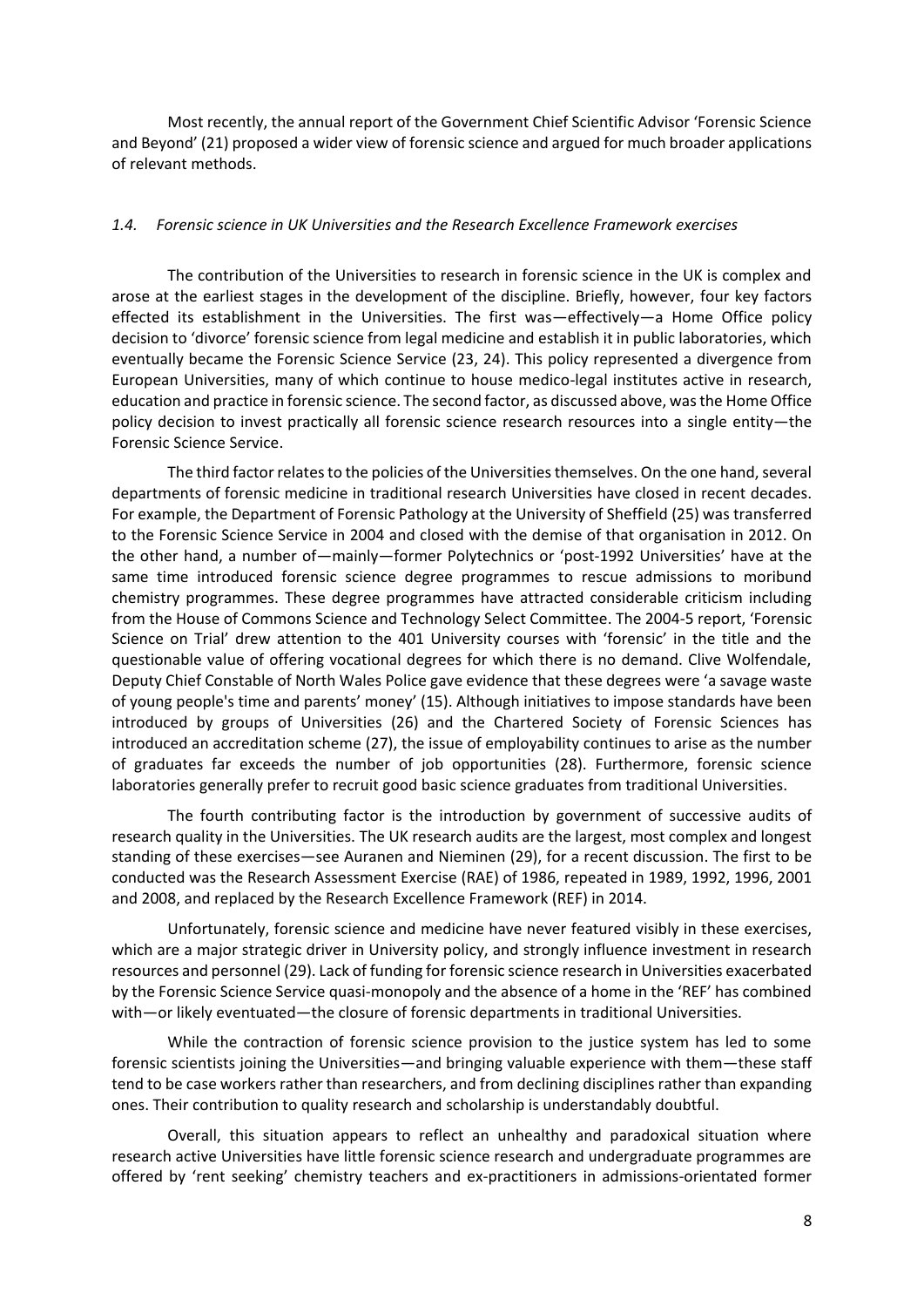Most recently, the annual report of the Government Chief Scientific Advisor 'Forensic Science and Beyond' (21) proposed a wider view of forensic science and argued for much broader applications of relevant methods.

### *1.4. Forensic science in UK Universities and the Research Excellence Framework exercises*

The contribution of the Universities to research in forensic science in the UK is complex and arose at the earliest stages in the development of the discipline. Briefly, however, four key factors effected its establishment in the Universities. The first was—effectively—a Home Office policy decision to 'divorce' forensic science from legal medicine and establish it in public laboratories, which eventually became the Forensic Science Service (23, 24). This policy represented a divergence from European Universities, many of which continue to house medico-legal institutes active in research, education and practice in forensic science. The second factor, as discussed above, was the Home Office policy decision to invest practically all forensic science research resources into a single entity—the Forensic Science Service.

The third factor relates to the policies of the Universities themselves. On the one hand, several departments of forensic medicine in traditional research Universities have closed in recent decades. For example, the Department of Forensic Pathology at the University of Sheffield (25) was transferred to the Forensic Science Service in 2004 and closed with the demise of that organisation in 2012. On the other hand, a number of—mainly—former Polytechnics or 'post-1992 Universities' have at the same time introduced forensic science degree programmes to rescue admissions to moribund chemistry programmes. These degree programmes have attracted considerable criticism including from the House of Commons Science and Technology Select Committee. The 2004-5 report, 'Forensic Science on Trial' drew attention to the 401 University courses with 'forensic' in the title and the questionable value of offering vocational degrees for which there is no demand. Clive Wolfendale, Deputy Chief Constable of North Wales Police gave evidence that these degrees were 'a savage waste of young people's time and parents' money' (15). Although initiatives to impose standards have been introduced by groups of Universities (26) and the Chartered Society of Forensic Sciences has introduced an accreditation scheme (27), the issue of employability continues to arise as the number of graduates far exceeds the number of job opportunities (28). Furthermore, forensic science laboratories generally prefer to recruit good basic science graduates from traditional Universities.

The fourth contributing factor is the introduction by government of successive audits of research quality in the Universities. The UK research audits are the largest, most complex and longest standing of these exercises—see Auranen and Nieminen (29), for a recent discussion. The first to be conducted was the Research Assessment Exercise (RAE) of 1986, repeated in 1989, 1992, 1996, 2001 and 2008, and replaced by the Research Excellence Framework (REF) in 2014.

Unfortunately, forensic science and medicine have never featured visibly in these exercises, which are a major strategic driver in University policy, and strongly influence investment in research resources and personnel (29). Lack of funding for forensic science research in Universities exacerbated by the Forensic Science Service quasi-monopoly and the absence of a home in the 'REF' has combined with—or likely eventuated—the closure of forensic departments in traditional Universities.

While the contraction of forensic science provision to the justice system has led to some forensic scientists joining the Universities—and bringing valuable experience with them—these staff tend to be case workers rather than researchers, and from declining disciplines rather than expanding ones. Their contribution to quality research and scholarship is understandably doubtful.

Overall, this situation appears to reflect an unhealthy and paradoxical situation where research active Universities have little forensic science research and undergraduate programmes are offered by 'rent seeking' chemistry teachers and ex-practitioners in admissions-orientated former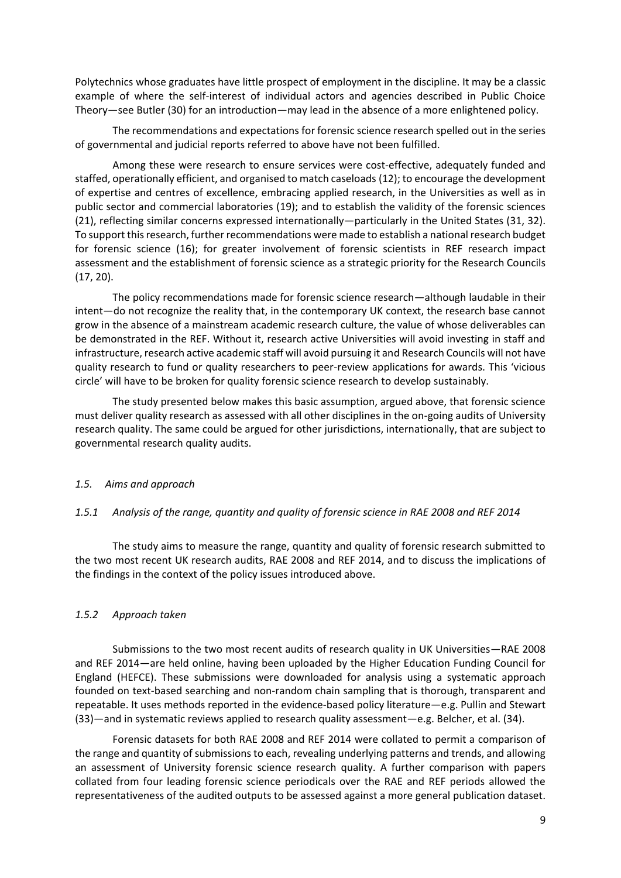Polytechnics whose graduates have little prospect of employment in the discipline. It may be a classic example of where the self-interest of individual actors and agencies described in Public Choice Theory—see Butler (30) for an introduction—may lead in the absence of a more enlightened policy.

The recommendations and expectations for forensic science research spelled out in the series of governmental and judicial reports referred to above have not been fulfilled.

Among these were research to ensure services were cost-effective, adequately funded and staffed, operationally efficient, and organised to match caseloads (12); to encourage the development of expertise and centres of excellence, embracing applied research, in the Universities as well as in public sector and commercial laboratories (19); and to establish the validity of the forensic sciences (21), reflecting similar concerns expressed internationally—particularly in the United States (31, 32). To support this research, further recommendations were made to establish a national research budget for forensic science (16); for greater involvement of forensic scientists in REF research impact assessment and the establishment of forensic science as a strategic priority for the Research Councils (17, 20).

The policy recommendations made for forensic science research—although laudable in their intent—do not recognize the reality that, in the contemporary UK context, the research base cannot grow in the absence of a mainstream academic research culture, the value of whose deliverables can be demonstrated in the REF. Without it, research active Universities will avoid investing in staff and infrastructure, research active academic staff will avoid pursuing it and Research Councils will not have quality research to fund or quality researchers to peer-review applications for awards. This 'vicious circle' will have to be broken for quality forensic science research to develop sustainably.

The study presented below makes this basic assumption, argued above, that forensic science must deliver quality research as assessed with all other disciplines in the on-going audits of University research quality. The same could be argued for other jurisdictions, internationally, that are subject to governmental research quality audits.

### *1.5. Aims and approach*

#### *1.5.1 Analysis of the range, quantity and quality of forensic science in RAE 2008 and REF 2014*

The study aims to measure the range, quantity and quality of forensic research submitted to the two most recent UK research audits, RAE 2008 and REF 2014, and to discuss the implications of the findings in the context of the policy issues introduced above.

#### *1.5.2 Approach taken*

Submissions to the two most recent audits of research quality in UK Universities—RAE 2008 and REF 2014—are held online, having been uploaded by the Higher Education Funding Council for England (HEFCE). These submissions were downloaded for analysis using a systematic approach founded on text-based searching and non-random chain sampling that is thorough, transparent and repeatable. It uses methods reported in the evidence-based policy literature—e.g. Pullin and Stewart (33)—and in systematic reviews applied to research quality assessment—e.g. Belcher, et al. (34).

Forensic datasets for both RAE 2008 and REF 2014 were collated to permit a comparison of the range and quantity of submissions to each, revealing underlying patterns and trends, and allowing an assessment of University forensic science research quality. A further comparison with papers collated from four leading forensic science periodicals over the RAE and REF periods allowed the representativeness of the audited outputs to be assessed against a more general publication dataset.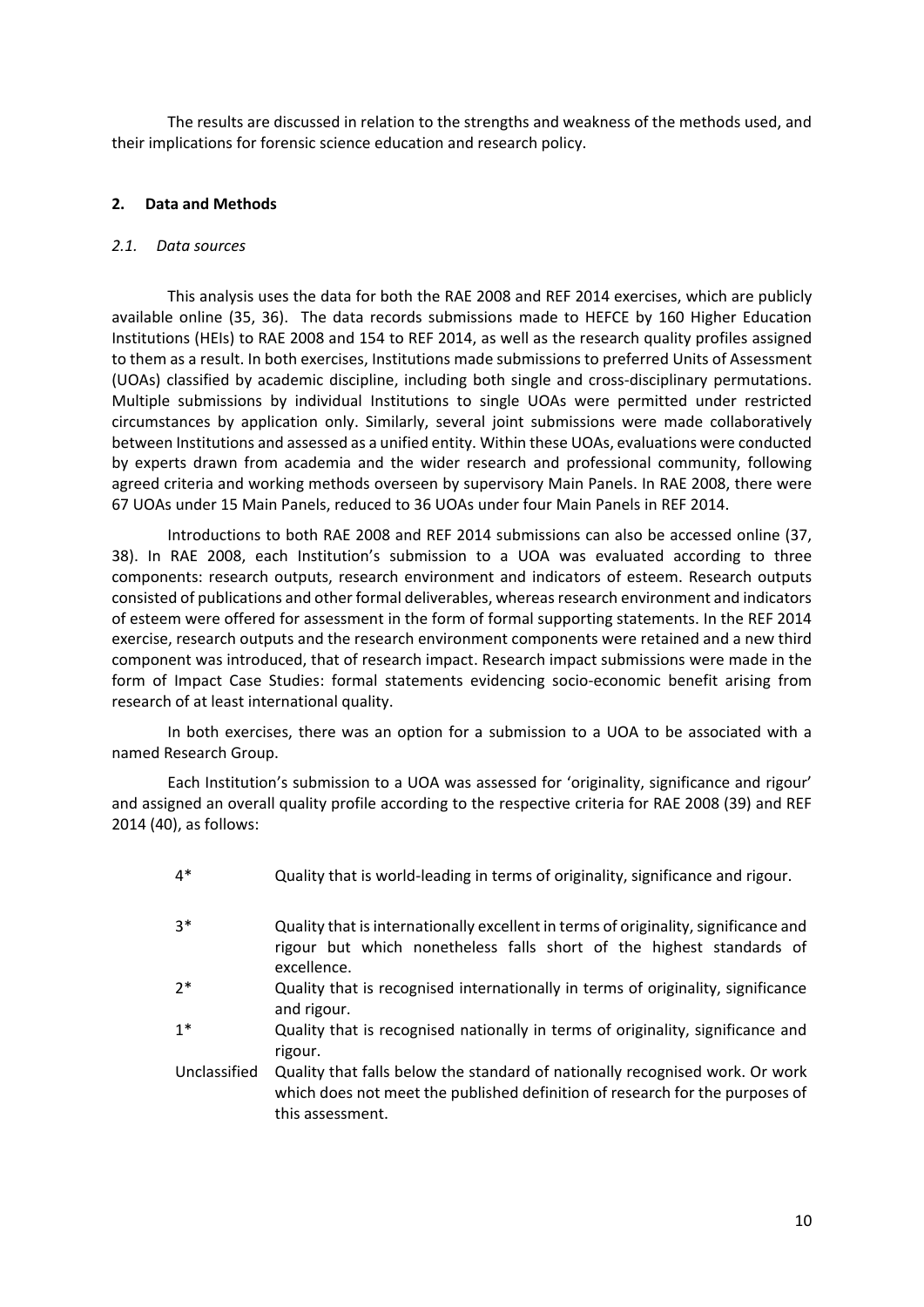The results are discussed in relation to the strengths and weakness of the methods used, and their implications for forensic science education and research policy.

## 2. Data and Methods

### *2.1. Data sources*

This analysis uses the data for both the RAE 2008 and REF 2014 exercises, which are publicly available online (35, 36). The data records submissions made to HEFCE by 160 Higher Education Institutions (HEIs) to RAE 2008 and 154 to REF 2014, as well as the research quality profiles assigned to them as a result. In both exercises, Institutions made submissions to preferred Units of Assessment (UOAs) classified by academic discipline, including both single and cross-disciplinary permutations. Multiple submissions by individual Institutions to single UOAs were permitted under restricted circumstances by application only. Similarly, several joint submissions were made collaboratively between Institutions and assessed as a unified entity. Within these UOAs, evaluations were conducted by experts drawn from academia and the wider research and professional community, following agreed criteria and working methods overseen by supervisory Main Panels. In RAE 2008, there were 67 UOAs under 15 Main Panels, reduced to 36 UOAs under four Main Panels in REF 2014.

Introductions to both RAE 2008 and REF 2014 submissions can also be accessed online (37, 38). In RAE 2008, each Institution's submission to a UOA was evaluated according to three components: research outputs, research environment and indicators of esteem. Research outputs consisted of publications and other formal deliverables, whereas research environment and indicators of esteem were offered for assessment in the form of formal supporting statements. In the REF 2014 exercise, research outputs and the research environment components were retained and a new third component was introduced, that of research impact. Research impact submissions were made in the form of Impact Case Studies: formal statements evidencing socio-economic benefit arising from research of at least international quality.

In both exercises, there was an option for a submission to a UOA to be associated with a named Research Group.

Each Institution's submission to a UOA was assessed for 'originality, significance and rigour' and assigned an overall quality profile according to the respective criteria for RAE 2008 (39) and REF 2014 (40), as follows:

| | |
|---|---|
| 4* | Quality that is world-leading in terms of originality, significance and rigour. |
| 3* | Quality that is internationally excellent in terms of originality, significance and rigour but which nonetheless falls short of the highest standards of excellence. |
| 2* | Quality that is recognised internationally in terms of originality, significance and rigour. |
| 1* | Quality that is recognised nationally in terms of originality, significance and rigour. |
| Unclassified | Quality that falls below the standard of nationally recognised work. Or work which does not meet the published definition of research for the purposes of this assessment. |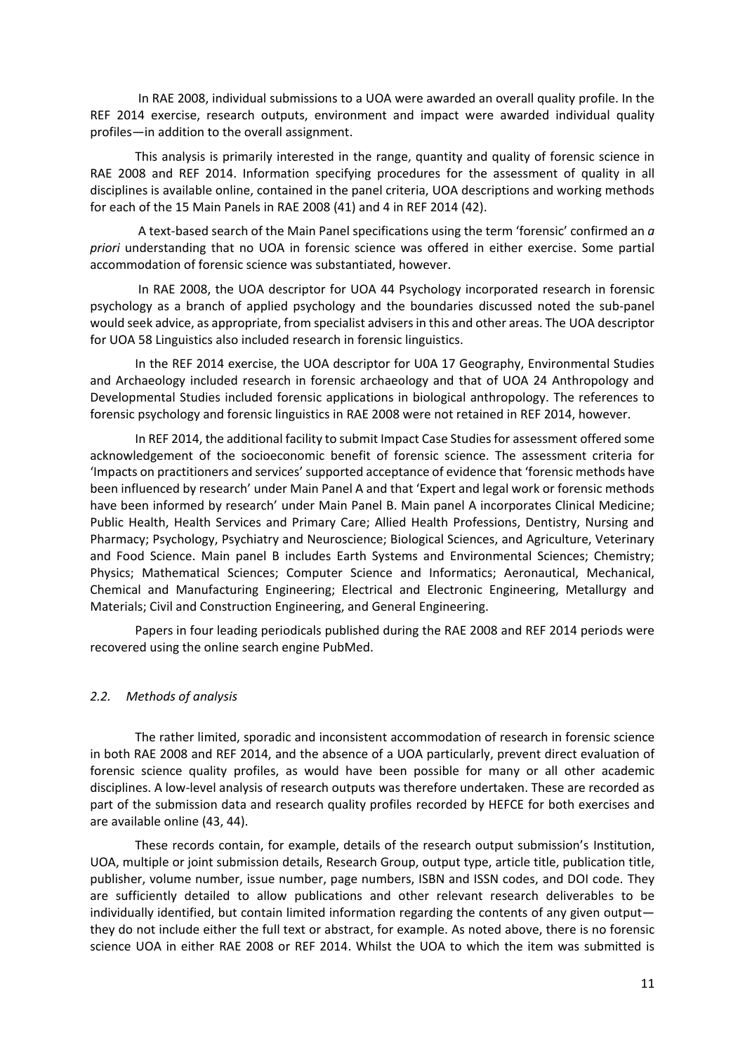In RAE 2008, individual submissions to a UOA were awarded an overall quality profile. In the REF 2014 exercise, research outputs, environment and impact were awarded individual quality profiles—in addition to the overall assignment.

This analysis is primarily interested in the range, quantity and quality of forensic science in RAE 2008 and REF 2014. Information specifying procedures for the assessment of quality in all disciplines is available online, contained in the panel criteria, UOA descriptions and working methods for each of the 15 Main Panels in RAE 2008 (41) and 4 in REF 2014 (42).

A text-based search of the Main Panel specifications using the term 'forensic' confirmed an *a priori* understanding that no UOA in forensic science was offered in either exercise. Some partial accommodation of forensic science was substantiated, however.

In RAE 2008, the UOA descriptor for UOA 44 Psychology incorporated research in forensic psychology as a branch of applied psychology and the boundaries discussed noted the sub-panel would seek advice, as appropriate, from specialist advisers in this and other areas. The UOA descriptor for UOA 58 Linguistics also included research in forensic linguistics.

In the REF 2014 exercise, the UOA descriptor for U0A 17 Geography, Environmental Studies and Archaeology included research in forensic archaeology and that of UOA 24 Anthropology and Developmental Studies included forensic applications in biological anthropology. The references to forensic psychology and forensic linguistics in RAE 2008 were not retained in REF 2014, however.

In REF 2014, the additional facility to submit Impact Case Studies for assessment offered some acknowledgement of the socioeconomic benefit of forensic science. The assessment criteria for 'Impacts on practitioners and services' supported acceptance of evidence that 'forensic methods have been influenced by research' under Main Panel A and that 'Expert and legal work or forensic methods have been informed by research' under Main Panel B. Main panel A incorporates Clinical Medicine; Public Health, Health Services and Primary Care; Allied Health Professions, Dentistry, Nursing and Pharmacy; Psychology, Psychiatry and Neuroscience; Biological Sciences, and Agriculture, Veterinary and Food Science. Main panel B includes Earth Systems and Environmental Sciences; Chemistry; Physics; Mathematical Sciences; Computer Science and Informatics; Aeronautical, Mechanical, Chemical and Manufacturing Engineering; Electrical and Electronic Engineering, Metallurgy and Materials; Civil and Construction Engineering, and General Engineering.

Papers in four leading periodicals published during the RAE 2008 and REF 2014 periods were recovered using the online search engine PubMed.

### *2.2. Methods of analysis*

The rather limited, sporadic and inconsistent accommodation of research in forensic science in both RAE 2008 and REF 2014, and the absence of a UOA particularly, prevent direct evaluation of forensic science quality profiles, as would have been possible for many or all other academic disciplines. A low-level analysis of research outputs was therefore undertaken. These are recorded as part of the submission data and research quality profiles recorded by HEFCE for both exercises and are available online (43, 44).

These records contain, for example, details of the research output submission's Institution, UOA, multiple or joint submission details, Research Group, output type, article title, publication title, publisher, volume number, issue number, page numbers, ISBN and ISSN codes, and DOI code. They are sufficiently detailed to allow publications and other relevant research deliverables to be individually identified, but contain limited information regarding the contents of any given output—they do not include either the full text or abstract, for example. As noted above, there is no forensic science UOA in either RAE 2008 or REF 2014. Whilst the UOA to which the item was submitted is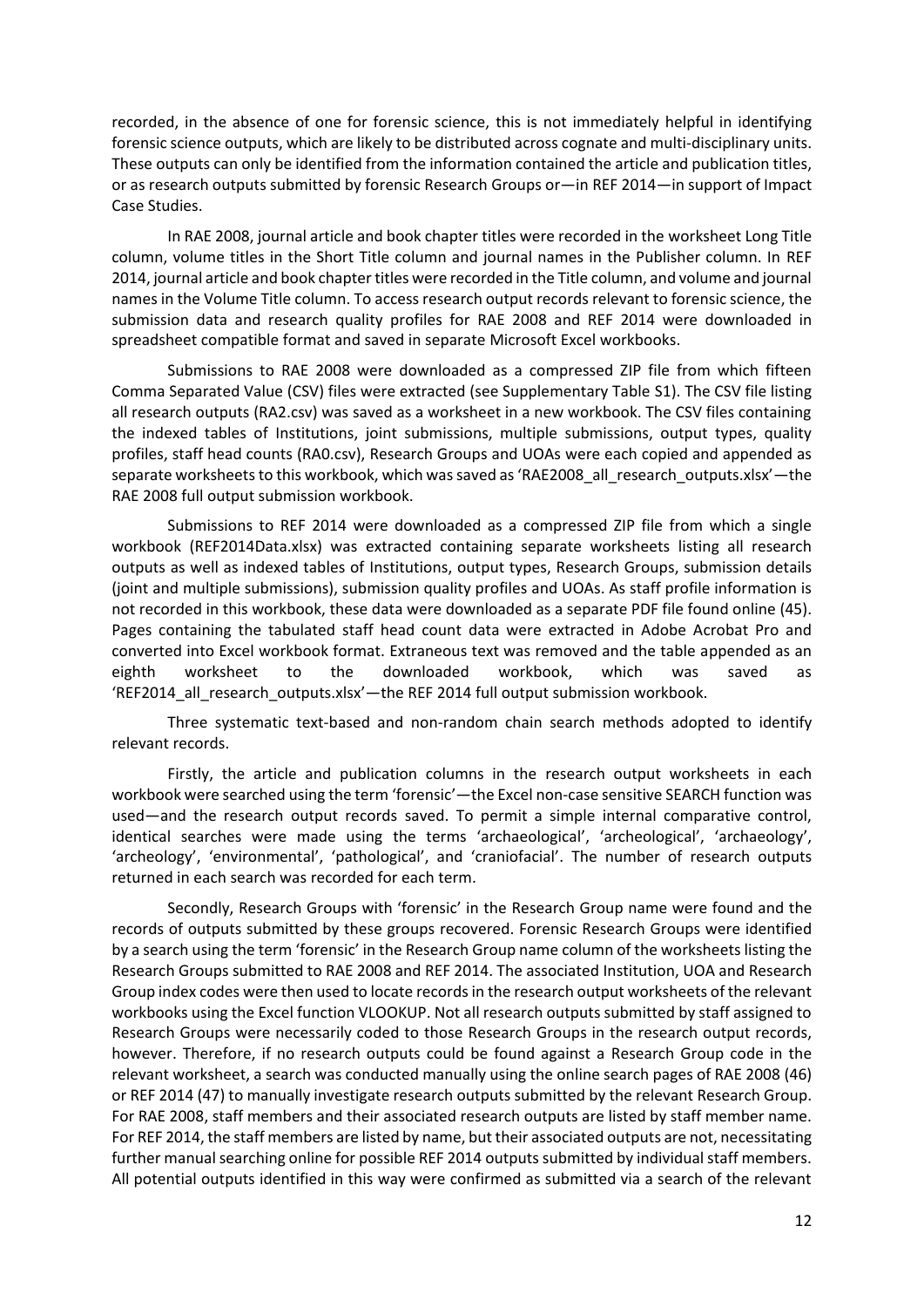recorded, in the absence of one for forensic science, this is not immediately helpful in identifying forensic science outputs, which are likely to be distributed across cognate and multi-disciplinary units. These outputs can only be identified from the information contained the article and publication titles, or as research outputs submitted by forensic Research Groups or—in REF 2014—in support of Impact Case Studies.

In RAE 2008, journal article and book chapter titles were recorded in the worksheet Long Title column, volume titles in the Short Title column and journal names in the Publisher column. In REF 2014, journal article and book chapter titles were recorded in the Title column, and volume and journal names in the Volume Title column. To access research output records relevant to forensic science, the submission data and research quality profiles for RAE 2008 and REF 2014 were downloaded in spreadsheet compatible format and saved in separate Microsoft Excel workbooks.

Submissions to RAE 2008 were downloaded as a compressed ZIP file from which fifteen Comma Separated Value (CSV) files were extracted (see Supplementary Table S1). The CSV file listing all research outputs (RA2.csv) was saved as a worksheet in a new workbook. The CSV files containing the indexed tables of Institutions, joint submissions, multiple submissions, output types, quality profiles, staff head counts (RA0.csv), Research Groups and UOAs were each copied and appended as separate worksheets to this workbook, which was saved as 'RAE2008_all_research_outputs.xlsx'—the RAE 2008 full output submission workbook.

Submissions to REF 2014 were downloaded as a compressed ZIP file from which a single workbook (REF2014Data.xlsx) was extracted containing separate worksheets listing all research outputs as well as indexed tables of Institutions, output types, Research Groups, submission details (joint and multiple submissions), submission quality profiles and UOAs. As staff profile information is not recorded in this workbook, these data were downloaded as a separate PDF file found online (45). Pages containing the tabulated staff head count data were extracted in Adobe Acrobat Pro and converted into Excel workbook format. Extraneous text was removed and the table appended as an eighth worksheet to the downloaded workbook, which was saved as 'REF2014_all_research_outputs.xlsx'—the REF 2014 full output submission workbook.

Three systematic text-based and non-random chain search methods adopted to identify relevant records.

Firstly, the article and publication columns in the research output worksheets in each workbook were searched using the term 'forensic'—the Excel non-case sensitive SEARCH function was used—and the research output records saved. To permit a simple internal comparative control, identical searches were made using the terms 'archaeological', 'archeological', 'archaeology', 'archeology', 'environmental', 'pathological', and 'craniofacial'. The number of research outputs returned in each search was recorded for each term.

Secondly, Research Groups with 'forensic' in the Research Group name were found and the records of outputs submitted by these groups recovered. Forensic Research Groups were identified by a search using the term 'forensic' in the Research Group name column of the worksheets listing the Research Groups submitted to RAE 2008 and REF 2014. The associated Institution, UOA and Research Group index codes were then used to locate records in the research output worksheets of the relevant workbooks using the Excel function VLOOKUP. Not all research outputs submitted by staff assigned to Research Groups were necessarily coded to those Research Groups in the research output records, however. Therefore, if no research outputs could be found against a Research Group code in the relevant worksheet, a search was conducted manually using the online search pages of RAE 2008 (46) or REF 2014 (47) to manually investigate research outputs submitted by the relevant Research Group. For RAE 2008, staff members and their associated research outputs are listed by staff member name. For REF 2014, the staff members are listed by name, but their associated outputs are not, necessitating further manual searching online for possible REF 2014 outputs submitted by individual staff members. All potential outputs identified in this way were confirmed as submitted via a search of the relevant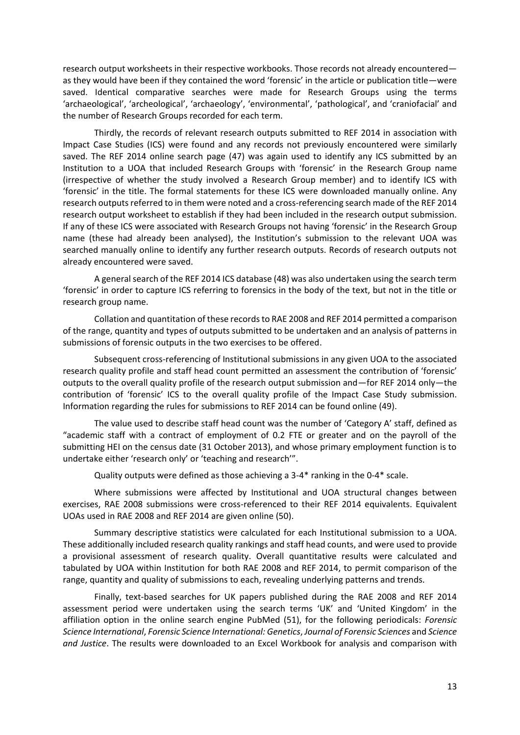research output worksheets in their respective workbooks. Those records not already encountered—as they would have been if they contained the word 'forensic' in the article or publication title—were saved. Identical comparative searches were made for Research Groups using the terms 'archaeological', 'archeological', 'archaeology', 'environmental', 'pathological', and 'craniofacial' and the number of Research Groups recorded for each term.

Thirdly, the records of relevant research outputs submitted to REF 2014 in association with Impact Case Studies (ICS) were found and any records not previously encountered were similarly saved. The REF 2014 online search page (47) was again used to identify any ICS submitted by an Institution to a UOA that included Research Groups with 'forensic' in the Research Group name (irrespective of whether the study involved a Research Group member) and to identify ICS with 'forensic' in the title. The formal statements for these ICS were downloaded manually online. Any research outputs referred to in them were noted and a cross-referencing search made of the REF 2014 research output worksheet to establish if they had been included in the research output submission. If any of these ICS were associated with Research Groups not having 'forensic' in the Research Group name (these had already been analysed), the Institution's submission to the relevant UOA was searched manually online to identify any further research outputs. Records of research outputs not already encountered were saved.

A general search of the REF 2014 ICS database (48) was also undertaken using the search term 'forensic' in order to capture ICS referring to forensics in the body of the text, but not in the title or research group name.

Collation and quantitation of these records to RAE 2008 and REF 2014 permitted a comparison of the range, quantity and types of outputs submitted to be undertaken and an analysis of patterns in submissions of forensic outputs in the two exercises to be offered.

Subsequent cross-referencing of Institutional submissions in any given UOA to the associated research quality profile and staff head count permitted an assessment the contribution of 'forensic' outputs to the overall quality profile of the research output submission and—for REF 2014 only—the contribution of 'forensic' ICS to the overall quality profile of the Impact Case Study submission. Information regarding the rules for submissions to REF 2014 can be found online (49).

The value used to describe staff head count was the number of 'Category A' staff, defined as "academic staff with a contract of employment of 0.2 FTE or greater and on the payroll of the submitting HEI on the census date (31 October 2013), and whose primary employment function is to undertake either 'research only' or 'teaching and research'".

Quality outputs were defined as those achieving a 3-4* ranking in the 0-4* scale.

Where submissions were affected by Institutional and UOA structural changes between exercises, RAE 2008 submissions were cross-referenced to their REF 2014 equivalents. Equivalent UOAs used in RAE 2008 and REF 2014 are given online (50).

Summary descriptive statistics were calculated for each Institutional submission to a UOA. These additionally included research quality rankings and staff head counts, and were used to provide a provisional assessment of research quality. Overall quantitative results were calculated and tabulated by UOA within Institution for both RAE 2008 and REF 2014, to permit comparison of the range, quantity and quality of submissions to each, revealing underlying patterns and trends.

Finally, text-based searches for UK papers published during the RAE 2008 and REF 2014 assessment period were undertaken using the search terms 'UK' and 'United Kingdom' in the affiliation option in the online search engine PubMed (51), for the following periodicals: *Forensic Science International*, *Forensic Science International: Genetics*, *Journal of Forensic Sciences* and *Science and Justice*. The results were downloaded to an Excel Workbook for analysis and comparison with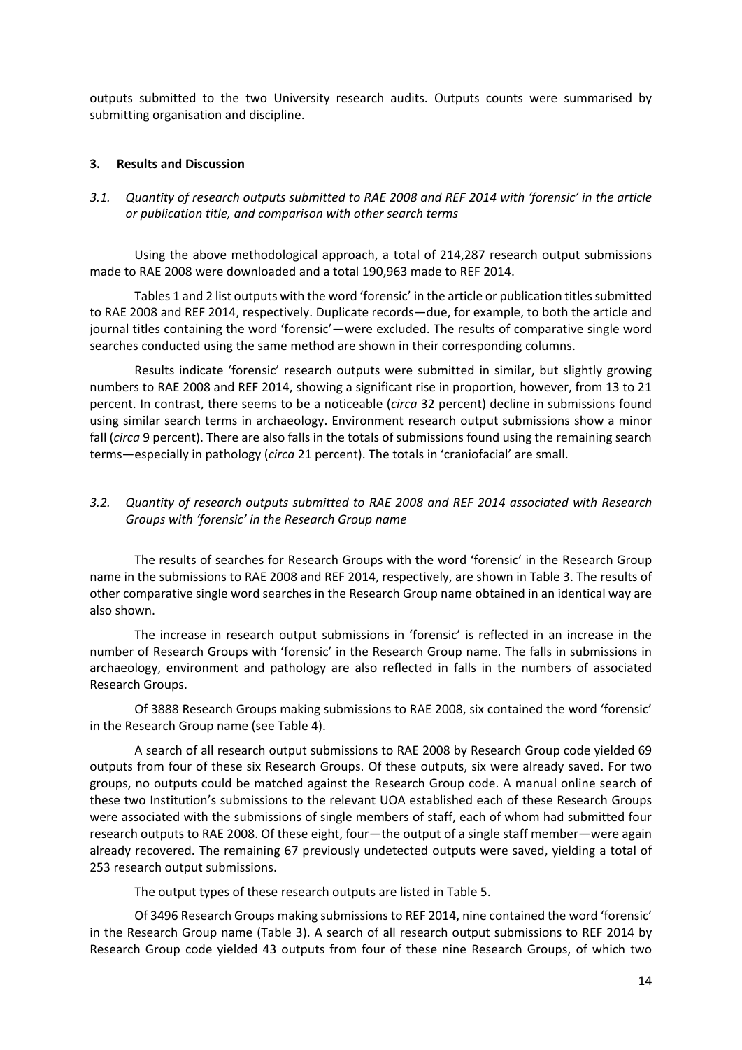outputs submitted to the two University research audits. Outputs counts were summarised by submitting organisation and discipline.

## 3. Results and Discussion

### *3.1. Quantity of research outputs submitted to RAE 2008 and REF 2014 with 'forensic' in the article or publication title, and comparison with other search terms*

Using the above methodological approach, a total of 214,287 research output submissions made to RAE 2008 were downloaded and a total 190,963 made to REF 2014.

Tables 1 and 2 list outputs with the word 'forensic' in the article or publication titles submitted to RAE 2008 and REF 2014, respectively. Duplicate records—due, for example, to both the article and journal titles containing the word 'forensic'—were excluded. The results of comparative single word searches conducted using the same method are shown in their corresponding columns.

Results indicate 'forensic' research outputs were submitted in similar, but slightly growing numbers to RAE 2008 and REF 2014, showing a significant rise in proportion, however, from 13 to 21 percent. In contrast, there seems to be a noticeable (*circa* 32 percent) decline in submissions found using similar search terms in archaeology. Environment research output submissions show a minor fall (*circa* 9 percent). There are also falls in the totals of submissions found using the remaining search terms—especially in pathology (*circa* 21 percent). The totals in 'craniofacial' are small.

### *3.2. Quantity of research outputs submitted to RAE 2008 and REF 2014 associated with Research Groups with 'forensic' in the Research Group name*

The results of searches for Research Groups with the word 'forensic' in the Research Group name in the submissions to RAE 2008 and REF 2014, respectively, are shown in Table 3. The results of other comparative single word searches in the Research Group name obtained in an identical way are also shown.

The increase in research output submissions in 'forensic' is reflected in an increase in the number of Research Groups with 'forensic' in the Research Group name. The falls in submissions in archaeology, environment and pathology are also reflected in falls in the numbers of associated Research Groups.

Of 3888 Research Groups making submissions to RAE 2008, six contained the word 'forensic' in the Research Group name (see Table 4).

A search of all research output submissions to RAE 2008 by Research Group code yielded 69 outputs from four of these six Research Groups. Of these outputs, six were already saved. For two groups, no outputs could be matched against the Research Group code. A manual online search of these two Institution's submissions to the relevant UOA established each of these Research Groups were associated with the submissions of single members of staff, each of whom had submitted four research outputs to RAE 2008. Of these eight, four—the output of a single staff member—were again already recovered. The remaining 67 previously undetected outputs were saved, yielding a total of 253 research output submissions.

The output types of these research outputs are listed in Table 5.

Of 3496 Research Groups making submissions to REF 2014, nine contained the word 'forensic' in the Research Group name (Table 3). A search of all research output submissions to REF 2014 by Research Group code yielded 43 outputs from four of these nine Research Groups, of which two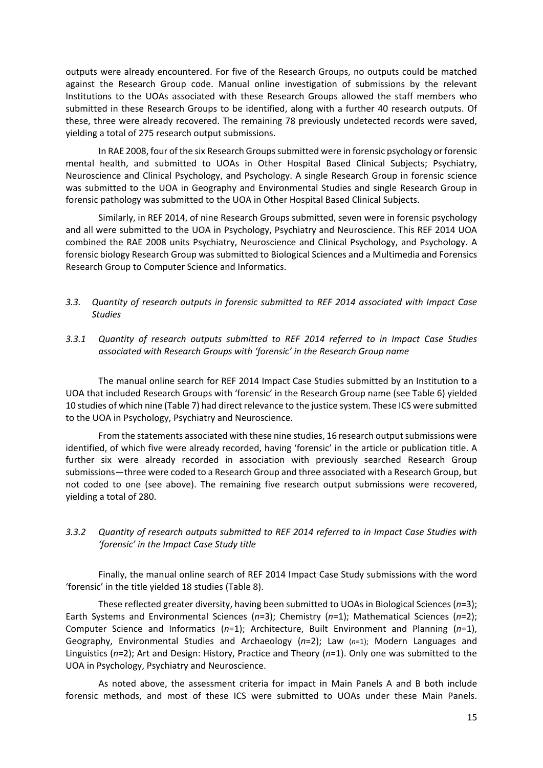outputs were already encountered. For five of the Research Groups, no outputs could be matched against the Research Group code. Manual online investigation of submissions by the relevant Institutions to the UOAs associated with these Research Groups allowed the staff members who submitted in these Research Groups to be identified, along with a further 40 research outputs. Of these, three were already recovered. The remaining 78 previously undetected records were saved, yielding a total of 275 research output submissions.

In RAE 2008, four of the six Research Groups submitted were in forensic psychology or forensic mental health, and submitted to UOAs in Other Hospital Based Clinical Subjects; Psychiatry, Neuroscience and Clinical Psychology, and Psychology. A single Research Group in forensic science was submitted to the UOA in Geography and Environmental Studies and single Research Group in forensic pathology was submitted to the UOA in Other Hospital Based Clinical Subjects.

Similarly, in REF 2014, of nine Research Groups submitted, seven were in forensic psychology and all were submitted to the UOA in Psychology, Psychiatry and Neuroscience. This REF 2014 UOA combined the RAE 2008 units Psychiatry, Neuroscience and Clinical Psychology, and Psychology. A forensic biology Research Group was submitted to Biological Sciences and a Multimedia and Forensics Research Group to Computer Science and Informatics.

### *3.3. Quantity of research outputs in forensic submitted to REF 2014 associated with Impact Case Studies*

#### *3.3.1 Quantity of research outputs submitted to REF 2014 referred to in Impact Case Studies associated with Research Groups with 'forensic' in the Research Group name*

The manual online search for REF 2014 Impact Case Studies submitted by an Institution to a UOA that included Research Groups with 'forensic' in the Research Group name (see Table 6) yielded 10 studies of which nine (Table 7) had direct relevance to the justice system. These ICS were submitted to the UOA in Psychology, Psychiatry and Neuroscience.

From the statements associated with these nine studies, 16 research output submissions were identified, of which five were already recorded, having 'forensic' in the article or publication title. A further six were already recorded in association with previously searched Research Group submissions—three were coded to a Research Group and three associated with a Research Group, but not coded to one (see above). The remaining five research output submissions were recovered, yielding a total of 280.

#### *3.3.2 Quantity of research outputs submitted to REF 2014 referred to in Impact Case Studies with 'forensic' in the Impact Case Study title*

Finally, the manual online search of REF 2014 Impact Case Study submissions with the word 'forensic' in the title yielded 18 studies (Table 8).

These reflected greater diversity, having been submitted to UOAs in Biological Sciences (*n*=3); Earth Systems and Environmental Sciences (*n*=3); Chemistry (*n*=1); Mathematical Sciences (*n*=2); Computer Science and Informatics (*n*=1); Architecture, Built Environment and Planning (*n*=1), Geography, Environmental Studies and Archaeology (*n*=2); Law (*n*=1); Modern Languages and Linguistics (*n*=2); Art and Design: History, Practice and Theory (*n*=1). Only one was submitted to the UOA in Psychology, Psychiatry and Neuroscience.

As noted above, the assessment criteria for impact in Main Panels A and B both include forensic methods, and most of these ICS were submitted to UOAs under these Main Panels.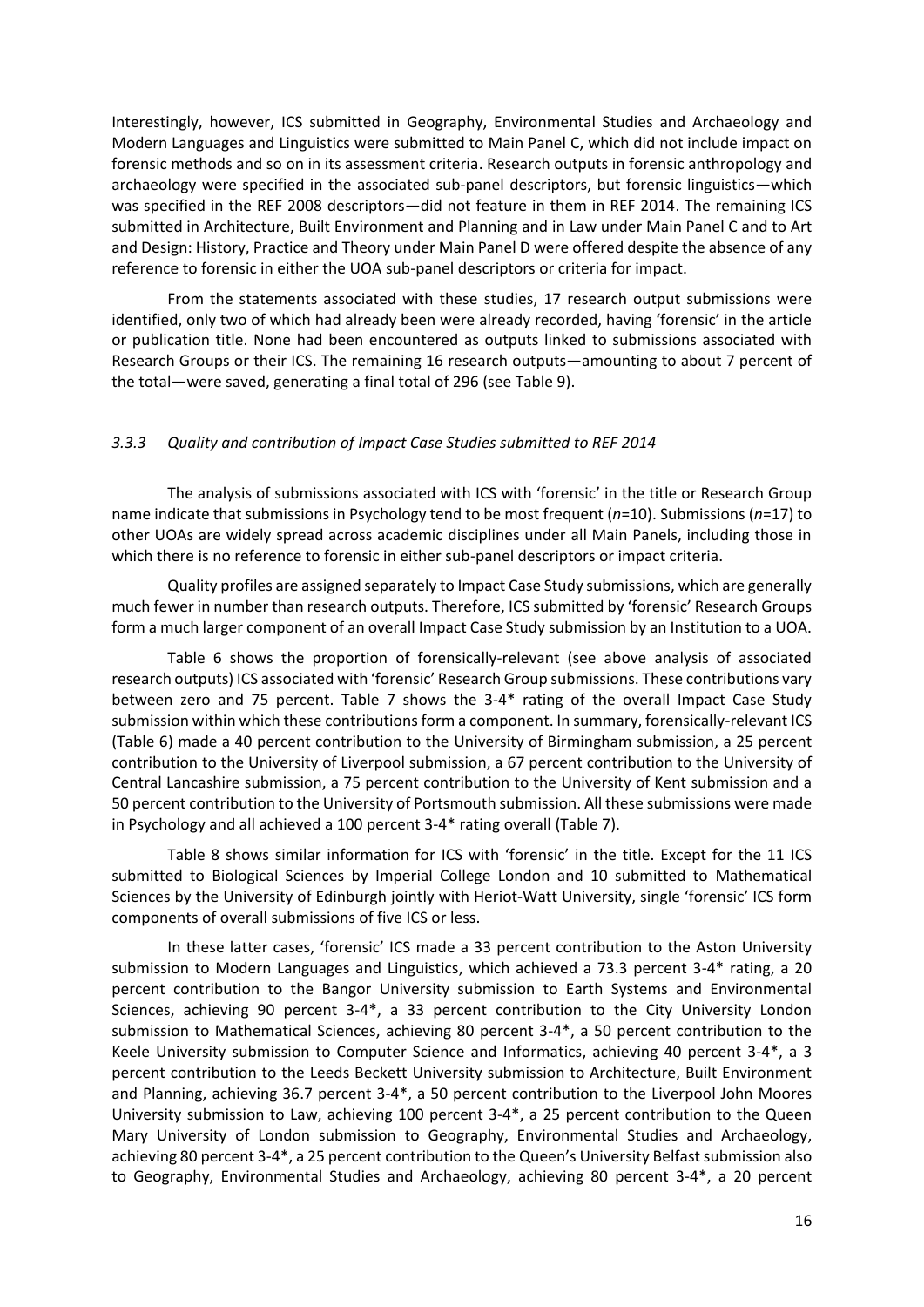Interestingly, however, ICS submitted in Geography, Environmental Studies and Archaeology and Modern Languages and Linguistics were submitted to Main Panel C, which did not include impact on forensic methods and so on in its assessment criteria. Research outputs in forensic anthropology and archaeology were specified in the associated sub-panel descriptors, but forensic linguistics—which was specified in the REF 2008 descriptors—did not feature in them in REF 2014. The remaining ICS submitted in Architecture, Built Environment and Planning and in Law under Main Panel C and to Art and Design: History, Practice and Theory under Main Panel D were offered despite the absence of any reference to forensic in either the UOA sub-panel descriptors or criteria for impact.

From the statements associated with these studies, 17 research output submissions were identified, only two of which had already been were already recorded, having 'forensic' in the article or publication title. None had been encountered as outputs linked to submissions associated with Research Groups or their ICS. The remaining 16 research outputs—amounting to about 7 percent of the total—were saved, generating a final total of 296 (see Table 9).

### *3.3.3 Quality and contribution of Impact Case Studies submitted to REF 2014*

The analysis of submissions associated with ICS with 'forensic' in the title or Research Group name indicate that submissions in Psychology tend to be most frequent (*n*=10). Submissions (*n*=17) to other UOAs are widely spread across academic disciplines under all Main Panels, including those in which there is no reference to forensic in either sub-panel descriptors or impact criteria.

Quality profiles are assigned separately to Impact Case Study submissions, which are generally much fewer in number than research outputs. Therefore, ICS submitted by 'forensic' Research Groups form a much larger component of an overall Impact Case Study submission by an Institution to a UOA.

Table 6 shows the proportion of forensically-relevant (see above analysis of associated research outputs) ICS associated with 'forensic' Research Group submissions. These contributions vary between zero and 75 percent. Table 7 shows the 3-4* rating of the overall Impact Case Study submission within which these contributions form a component. In summary, forensically-relevant ICS (Table 6) made a 40 percent contribution to the University of Birmingham submission, a 25 percent contribution to the University of Liverpool submission, a 67 percent contribution to the University of Central Lancashire submission, a 75 percent contribution to the University of Kent submission and a 50 percent contribution to the University of Portsmouth submission. All these submissions were made in Psychology and all achieved a 100 percent 3-4* rating overall (Table 7).

Table 8 shows similar information for ICS with 'forensic' in the title. Except for the 11 ICS submitted to Biological Sciences by Imperial College London and 10 submitted to Mathematical Sciences by the University of Edinburgh jointly with Heriot-Watt University, single 'forensic' ICS form components of overall submissions of five ICS or less.

In these latter cases, 'forensic' ICS made a 33 percent contribution to the Aston University submission to Modern Languages and Linguistics, which achieved a 73.3 percent 3-4* rating, a 20 percent contribution to the Bangor University submission to Earth Systems and Environmental Sciences, achieving 90 percent 3-4*, a 33 percent contribution to the City University London submission to Mathematical Sciences, achieving 80 percent 3-4*, a 50 percent contribution to the Keele University submission to Computer Science and Informatics, achieving 40 percent 3-4*, a 3 percent contribution to the Leeds Beckett University submission to Architecture, Built Environment and Planning, achieving 36.7 percent 3-4*, a 50 percent contribution to the Liverpool John Moores University submission to Law, achieving 100 percent 3-4*, a 25 percent contribution to the Queen Mary University of London submission to Geography, Environmental Studies and Archaeology, achieving 80 percent 3-4*, a 25 percent contribution to the Queen's University Belfast submission also to Geography, Environmental Studies and Archaeology, achieving 80 percent 3-4*, a 20 percent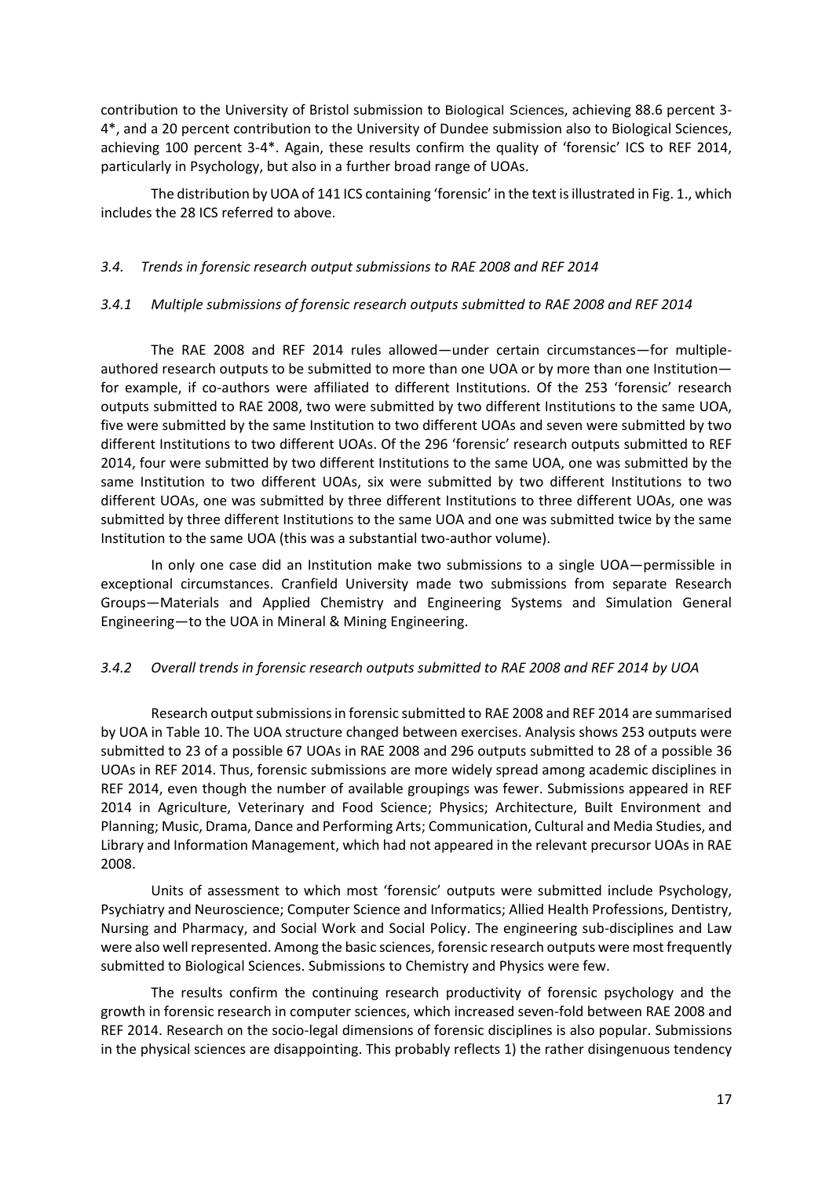contribution to the University of Bristol submission to Biological Sciences, achieving 88.6 percent 3-4*, and a 20 percent contribution to the University of Dundee submission also to Biological Sciences, achieving 100 percent 3-4*. Again, these results confirm the quality of 'forensic' ICS to REF 2014, particularly in Psychology, but also in a further broad range of UOAs.

The distribution by UOA of 141 ICS containing 'forensic' in the text is illustrated in Fig. 1., which includes the 28 ICS referred to above.

### *3.4. Trends in forensic research output submissions to RAE 2008 and REF 2014*

#### *3.4.1 Multiple submissions of forensic research outputs submitted to RAE 2008 and REF 2014*

The RAE 2008 and REF 2014 rules allowed—under certain circumstances—for multiple-authored research outputs to be submitted to more than one UOA or by more than one Institution—for example, if co-authors were affiliated to different Institutions. Of the 253 'forensic' research outputs submitted to RAE 2008, two were submitted by two different Institutions to the same UOA, five were submitted by the same Institution to two different UOAs and seven were submitted by two different Institutions to two different UOAs. Of the 296 'forensic' research outputs submitted to REF 2014, four were submitted by two different Institutions to the same UOA, one was submitted by the same Institution to two different UOAs, six were submitted by two different Institutions to two different UOAs, one was submitted by three different Institutions to three different UOAs, one was submitted by three different Institutions to the same UOA and one was submitted twice by the same Institution to the same UOA (this was a substantial two-author volume).

In only one case did an Institution make two submissions to a single UOA—permissible in exceptional circumstances. Cranfield University made two submissions from separate Research Groups—Materials and Applied Chemistry and Engineering Systems and Simulation General Engineering—to the UOA in Mineral & Mining Engineering.

#### *3.4.2 Overall trends in forensic research outputs submitted to RAE 2008 and REF 2014 by UOA*

Research output submissions in forensic submitted to RAE 2008 and REF 2014 are summarised by UOA in Table 10. The UOA structure changed between exercises. Analysis shows 253 outputs were submitted to 23 of a possible 67 UOAs in RAE 2008 and 296 outputs submitted to 28 of a possible 36 UOAs in REF 2014. Thus, forensic submissions are more widely spread among academic disciplines in REF 2014, even though the number of available groupings was fewer. Submissions appeared in REF 2014 in Agriculture, Veterinary and Food Science; Physics; Architecture, Built Environment and Planning; Music, Drama, Dance and Performing Arts; Communication, Cultural and Media Studies, and Library and Information Management, which had not appeared in the relevant precursor UOAs in RAE 2008.

Units of assessment to which most 'forensic' outputs were submitted include Psychology, Psychiatry and Neuroscience; Computer Science and Informatics; Allied Health Professions, Dentistry, Nursing and Pharmacy, and Social Work and Social Policy. The engineering sub-disciplines and Law were also well represented. Among the basic sciences, forensic research outputs were most frequently submitted to Biological Sciences. Submissions to Chemistry and Physics were few.

The results confirm the continuing research productivity of forensic psychology and the growth in forensic research in computer sciences, which increased seven-fold between RAE 2008 and REF 2014. Research on the socio-legal dimensions of forensic disciplines is also popular. Submissions in the physical sciences are disappointing. This probably reflects 1) the rather disingenuous tendency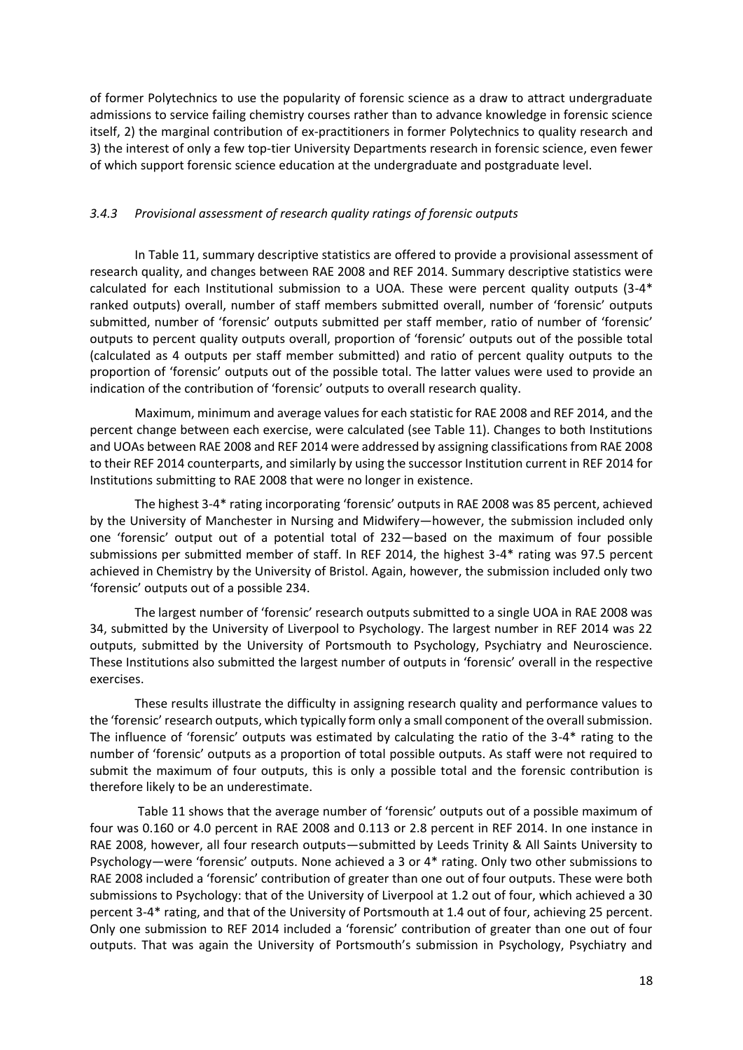of former Polytechnics to use the popularity of forensic science as a draw to attract undergraduate admissions to service failing chemistry courses rather than to advance knowledge in forensic science itself, 2) the marginal contribution of ex-practitioners in former Polytechnics to quality research and 3) the interest of only a few top-tier University Departments research in forensic science, even fewer of which support forensic science education at the undergraduate and postgraduate level.

### *3.4.3 Provisional assessment of research quality ratings of forensic outputs*

In Table 11, summary descriptive statistics are offered to provide a provisional assessment of research quality, and changes between RAE 2008 and REF 2014. Summary descriptive statistics were calculated for each Institutional submission to a UOA. These were percent quality outputs (3-4* ranked outputs) overall, number of staff members submitted overall, number of 'forensic' outputs submitted, number of 'forensic' outputs submitted per staff member, ratio of number of 'forensic' outputs to percent quality outputs overall, proportion of 'forensic' outputs out of the possible total (calculated as 4 outputs per staff member submitted) and ratio of percent quality outputs to the proportion of 'forensic' outputs out of the possible total. The latter values were used to provide an indication of the contribution of 'forensic' outputs to overall research quality.

Maximum, minimum and average values for each statistic for RAE 2008 and REF 2014, and the percent change between each exercise, were calculated (see Table 11). Changes to both Institutions and UOAs between RAE 2008 and REF 2014 were addressed by assigning classifications from RAE 2008 to their REF 2014 counterparts, and similarly by using the successor Institution current in REF 2014 for Institutions submitting to RAE 2008 that were no longer in existence.

The highest 3-4* rating incorporating 'forensic' outputs in RAE 2008 was 85 percent, achieved by the University of Manchester in Nursing and Midwifery—however, the submission included only one 'forensic' output out of a potential total of 232—based on the maximum of four possible submissions per submitted member of staff. In REF 2014, the highest 3-4* rating was 97.5 percent achieved in Chemistry by the University of Bristol. Again, however, the submission included only two 'forensic' outputs out of a possible 234.

The largest number of 'forensic' research outputs submitted to a single UOA in RAE 2008 was 34, submitted by the University of Liverpool to Psychology. The largest number in REF 2014 was 22 outputs, submitted by the University of Portsmouth to Psychology, Psychiatry and Neuroscience. These Institutions also submitted the largest number of outputs in 'forensic' overall in the respective exercises.

These results illustrate the difficulty in assigning research quality and performance values to the 'forensic' research outputs, which typically form only a small component of the overall submission. The influence of 'forensic' outputs was estimated by calculating the ratio of the 3-4* rating to the number of 'forensic' outputs as a proportion of total possible outputs. As staff were not required to submit the maximum of four outputs, this is only a possible total and the forensic contribution is therefore likely to be an underestimate.

Table 11 shows that the average number of 'forensic' outputs out of a possible maximum of four was 0.160 or 4.0 percent in RAE 2008 and 0.113 or 2.8 percent in REF 2014. In one instance in RAE 2008, however, all four research outputs—submitted by Leeds Trinity & All Saints University to Psychology—were 'forensic' outputs. None achieved a 3 or 4* rating. Only two other submissions to RAE 2008 included a 'forensic' contribution of greater than one out of four outputs. These were both submissions to Psychology: that of the University of Liverpool at 1.2 out of four, which achieved a 30 percent 3-4* rating, and that of the University of Portsmouth at 1.4 out of four, achieving 25 percent. Only one submission to REF 2014 included a 'forensic' contribution of greater than one out of four outputs. That was again the University of Portsmouth's submission in Psychology, Psychiatry and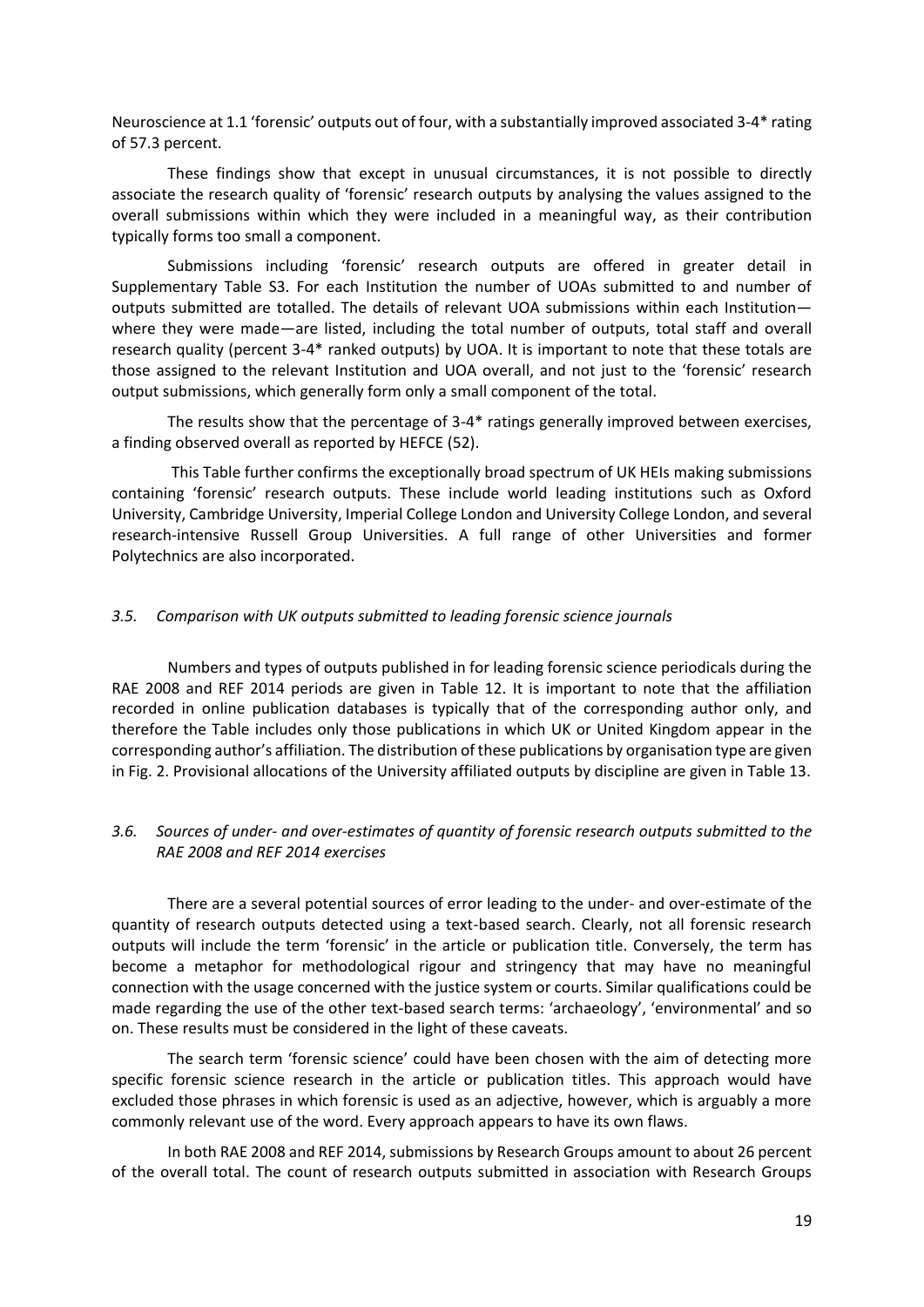Neuroscience at 1.1 'forensic' outputs out of four, with a substantially improved associated 3-4* rating of 57.3 percent.

These findings show that except in unusual circumstances, it is not possible to directly associate the research quality of 'forensic' research outputs by analysing the values assigned to the overall submissions within which they were included in a meaningful way, as their contribution typically forms too small a component.

Submissions including 'forensic' research outputs are offered in greater detail in Supplementary Table S3. For each Institution the number of UOAs submitted to and number of outputs submitted are totalled. The details of relevant UOA submissions within each Institution—where they were made—are listed, including the total number of outputs, total staff and overall research quality (percent 3-4* ranked outputs) by UOA. It is important to note that these totals are those assigned to the relevant Institution and UOA overall, and not just to the 'forensic' research output submissions, which generally form only a small component of the total.

The results show that the percentage of 3-4* ratings generally improved between exercises, a finding observed overall as reported by HEFCE (52).

This Table further confirms the exceptionally broad spectrum of UK HEIs making submissions containing 'forensic' research outputs. These include world leading institutions such as Oxford University, Cambridge University, Imperial College London and University College London, and several research-intensive Russell Group Universities. A full range of other Universities and former Polytechnics are also incorporated.

### *3.5. Comparison with UK outputs submitted to leading forensic science journals*

Numbers and types of outputs published in for leading forensic science periodicals during the RAE 2008 and REF 2014 periods are given in Table 12. It is important to note that the affiliation recorded in online publication databases is typically that of the corresponding author only, and therefore the Table includes only those publications in which UK or United Kingdom appear in the corresponding author's affiliation. The distribution of these publications by organisation type are given in Fig. 2. Provisional allocations of the University affiliated outputs by discipline are given in Table 13.

### *3.6. Sources of under- and over-estimates of quantity of forensic research outputs submitted to the RAE 2008 and REF 2014 exercises*

There are a several potential sources of error leading to the under- and over-estimate of the quantity of research outputs detected using a text-based search. Clearly, not all forensic research outputs will include the term 'forensic' in the article or publication title. Conversely, the term has become a metaphor for methodological rigour and stringency that may have no meaningful connection with the usage concerned with the justice system or courts. Similar qualifications could be made regarding the use of the other text-based search terms: 'archaeology', 'environmental' and so on. These results must be considered in the light of these caveats.

The search term 'forensic science' could have been chosen with the aim of detecting more specific forensic science research in the article or publication titles. This approach would have excluded those phrases in which forensic is used as an adjective, however, which is arguably a more commonly relevant use of the word. Every approach appears to have its own flaws.

In both RAE 2008 and REF 2014, submissions by Research Groups amount to about 26 percent of the overall total. The count of research outputs submitted in association with Research Groups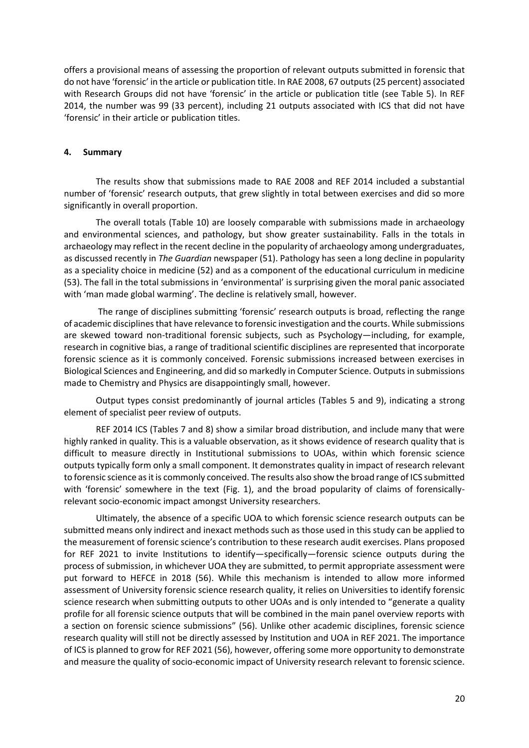offers a provisional means of assessing the proportion of relevant outputs submitted in forensic that do not have 'forensic' in the article or publication title. In RAE 2008, 67 outputs (25 percent) associated with Research Groups did not have 'forensic' in the article or publication title (see Table 5). In REF 2014, the number was 99 (33 percent), including 21 outputs associated with ICS that did not have 'forensic' in their article or publication titles.

## 4. Summary

The results show that submissions made to RAE 2008 and REF 2014 included a substantial number of 'forensic' research outputs, that grew slightly in total between exercises and did so more significantly in overall proportion.

The overall totals (Table 10) are loosely comparable with submissions made in archaeology and environmental sciences, and pathology, but show greater sustainability. Falls in the totals in archaeology may reflect in the recent decline in the popularity of archaeology among undergraduates, as discussed recently in *The Guardian* newspaper (51). Pathology has seen a long decline in popularity as a speciality choice in medicine (52) and as a component of the educational curriculum in medicine (53). The fall in the total submissions in 'environmental' is surprising given the moral panic associated with 'man made global warming'. The decline is relatively small, however.

The range of disciplines submitting 'forensic' research outputs is broad, reflecting the range of academic disciplines that have relevance to forensic investigation and the courts. While submissions are skewed toward non-traditional forensic subjects, such as Psychology—including, for example, research in cognitive bias, a range of traditional scientific disciplines are represented that incorporate forensic science as it is commonly conceived. Forensic submissions increased between exercises in Biological Sciences and Engineering, and did so markedly in Computer Science. Outputs in submissions made to Chemistry and Physics are disappointingly small, however.

Output types consist predominantly of journal articles (Tables 5 and 9), indicating a strong element of specialist peer review of outputs.

REF 2014 ICS (Tables 7 and 8) show a similar broad distribution, and include many that were highly ranked in quality. This is a valuable observation, as it shows evidence of research quality that is difficult to measure directly in Institutional submissions to UOAs, within which forensic science outputs typically form only a small component. It demonstrates quality in impact of research relevant to forensic science as it is commonly conceived. The results also show the broad range of ICS submitted with 'forensic' somewhere in the text (Fig. 1), and the broad popularity of claims of forensically-relevant socio-economic impact amongst University researchers.

Ultimately, the absence of a specific UOA to which forensic science research outputs can be submitted means only indirect and inexact methods such as those used in this study can be applied to the measurement of forensic science's contribution to these research audit exercises. Plans proposed for REF 2021 to invite Institutions to identify—specifically—forensic science outputs during the process of submission, in whichever UOA they are submitted, to permit appropriate assessment were put forward to HEFCE in 2018 (56). While this mechanism is intended to allow more informed assessment of University forensic science research quality, it relies on Universities to identify forensic science research when submitting outputs to other UOAs and is only intended to "generate a quality profile for all forensic science outputs that will be combined in the main panel overview reports with a section on forensic science submissions" (56). Unlike other academic disciplines, forensic science research quality will still not be directly assessed by Institution and UOA in REF 2021. The importance of ICS is planned to grow for REF 2021 (56), however, offering some more opportunity to demonstrate and measure the quality of socio-economic impact of University research relevant to forensic science.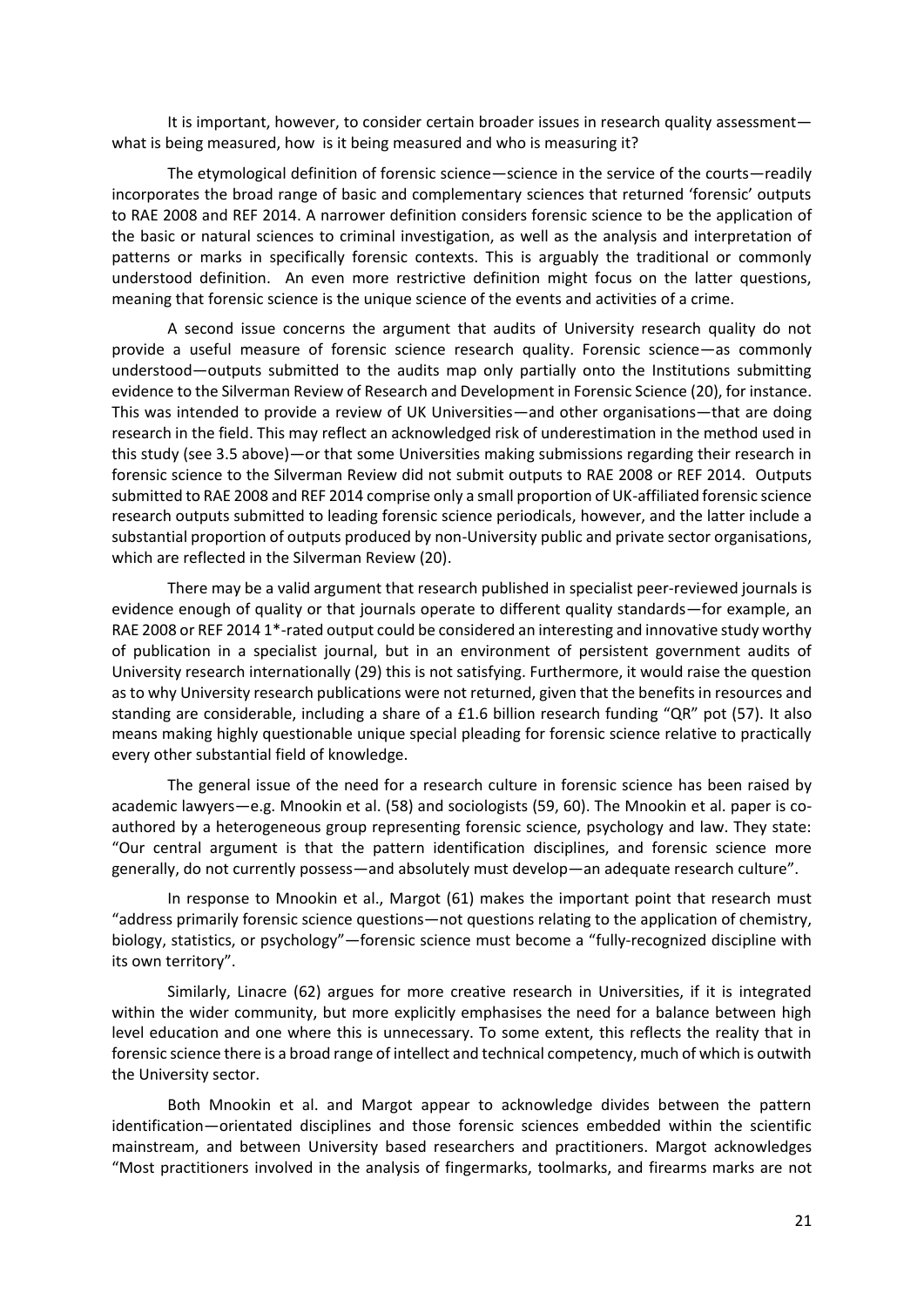It is important, however, to consider certain broader issues in research quality assessment—what is being measured, how is it being measured and who is measuring it?

The etymological definition of forensic science—science in the service of the courts—readily incorporates the broad range of basic and complementary sciences that returned 'forensic' outputs to RAE 2008 and REF 2014. A narrower definition considers forensic science to be the application of the basic or natural sciences to criminal investigation, as well as the analysis and interpretation of patterns or marks in specifically forensic contexts. This is arguably the traditional or commonly understood definition. An even more restrictive definition might focus on the latter questions, meaning that forensic science is the unique science of the events and activities of a crime.

A second issue concerns the argument that audits of University research quality do not provide a useful measure of forensic science research quality. Forensic science—as commonly understood—outputs submitted to the audits map only partially onto the Institutions submitting evidence to the Silverman Review of Research and Development in Forensic Science (20), for instance. This was intended to provide a review of UK Universities—and other organisations—that are doing research in the field. This may reflect an acknowledged risk of underestimation in the method used in this study (see 3.5 above)—or that some Universities making submissions regarding their research in forensic science to the Silverman Review did not submit outputs to RAE 2008 or REF 2014. Outputs submitted to RAE 2008 and REF 2014 comprise only a small proportion of UK-affiliated forensic science research outputs submitted to leading forensic science periodicals, however, and the latter include a substantial proportion of outputs produced by non-University public and private sector organisations, which are reflected in the Silverman Review (20).

There may be a valid argument that research published in specialist peer-reviewed journals is evidence enough of quality or that journals operate to different quality standards—for example, an RAE 2008 or REF 2014 1*-rated output could be considered an interesting and innovative study worthy of publication in a specialist journal, but in an environment of persistent government audits of University research internationally (29) this is not satisfying. Furthermore, it would raise the question as to why University research publications were not returned, given that the benefits in resources and standing are considerable, including a share of a £1.6 billion research funding "QR" pot (57). It also means making highly questionable unique special pleading for forensic science relative to practically every other substantial field of knowledge.

The general issue of the need for a research culture in forensic science has been raised by academic lawyers—e.g. Mnookin et al. (58) and sociologists (59, 60). The Mnookin et al. paper is co-authored by a heterogeneous group representing forensic science, psychology and law. They state: "Our central argument is that the pattern identification disciplines, and forensic science more generally, do not currently possess—and absolutely must develop—an adequate research culture".

In response to Mnookin et al., Margot (61) makes the important point that research must "address primarily forensic science questions—not questions relating to the application of chemistry, biology, statistics, or psychology"—forensic science must become a "fully-recognized discipline with its own territory".

Similarly, Linacre (62) argues for more creative research in Universities, if it is integrated within the wider community, but more explicitly emphasises the need for a balance between high level education and one where this is unnecessary. To some extent, this reflects the reality that in forensic science there is a broad range of intellect and technical competency, much of which is outwith the University sector.

Both Mnookin et al. and Margot appear to acknowledge divides between the pattern identification—orientated disciplines and those forensic sciences embedded within the scientific mainstream, and between University based researchers and practitioners. Margot acknowledges "Most practitioners involved in the analysis of fingermarks, toolmarks, and firearms marks are not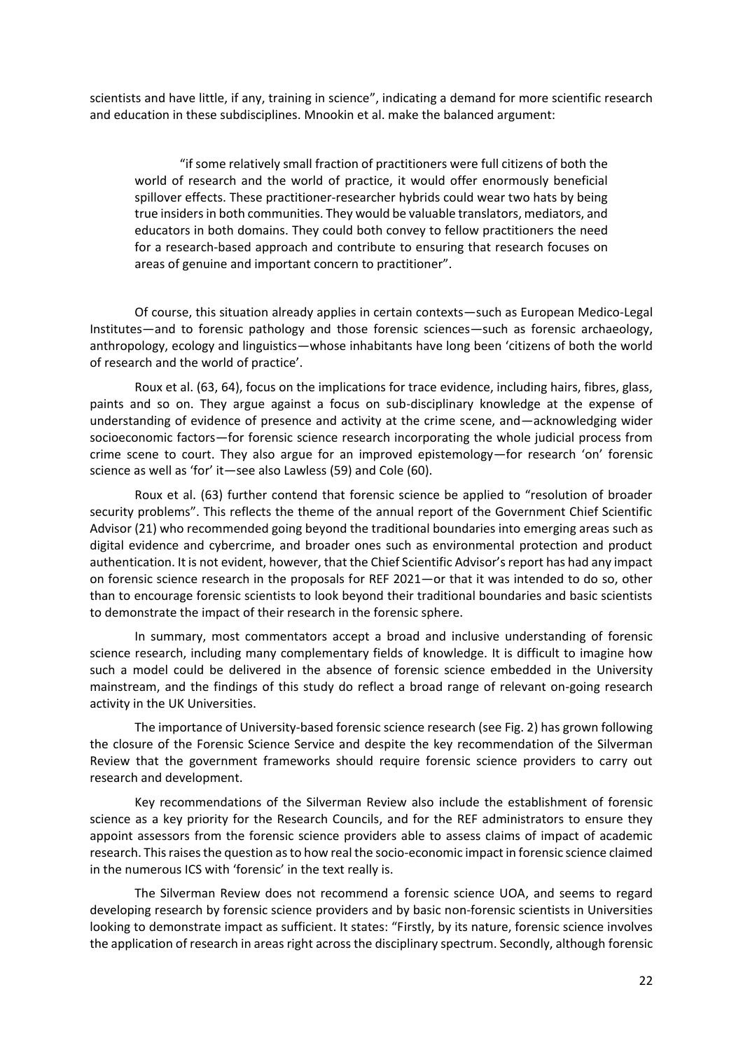scientists and have little, if any, training in science", indicating a demand for more scientific research and education in these subdisciplines. Mnookin et al. make the balanced argument:

> "if some relatively small fraction of practitioners were full citizens of both the world of research and the world of practice, it would offer enormously beneficial spillover effects. These practitioner-researcher hybrids could wear two hats by being true insiders in both communities. They would be valuable translators, mediators, and educators in both domains. They could both convey to fellow practitioners the need for a research-based approach and contribute to ensuring that research focuses on areas of genuine and important concern to practitioner".

Of course, this situation already applies in certain contexts—such as European Medico-Legal Institutes—and to forensic pathology and those forensic sciences—such as forensic archaeology, anthropology, ecology and linguistics—whose inhabitants have long been 'citizens of both the world of research and the world of practice'.

Roux et al. (63, 64), focus on the implications for trace evidence, including hairs, fibres, glass, paints and so on. They argue against a focus on sub-disciplinary knowledge at the expense of understanding of evidence of presence and activity at the crime scene, and—acknowledging wider socioeconomic factors—for forensic science research incorporating the whole judicial process from crime scene to court. They also argue for an improved epistemology—for research 'on' forensic science as well as 'for' it—see also Lawless (59) and Cole (60).

Roux et al. (63) further contend that forensic science be applied to "resolution of broader security problems". This reflects the theme of the annual report of the Government Chief Scientific Advisor (21) who recommended going beyond the traditional boundaries into emerging areas such as digital evidence and cybercrime, and broader ones such as environmental protection and product authentication. It is not evident, however, that the Chief Scientific Advisor's report has had any impact on forensic science research in the proposals for REF 2021—or that it was intended to do so, other than to encourage forensic scientists to look beyond their traditional boundaries and basic scientists to demonstrate the impact of their research in the forensic sphere.

In summary, most commentators accept a broad and inclusive understanding of forensic science research, including many complementary fields of knowledge. It is difficult to imagine how such a model could be delivered in the absence of forensic science embedded in the University mainstream, and the findings of this study do reflect a broad range of relevant on-going research activity in the UK Universities.

The importance of University-based forensic science research (see Fig. 2) has grown following the closure of the Forensic Science Service and despite the key recommendation of the Silverman Review that the government frameworks should require forensic science providers to carry out research and development.

Key recommendations of the Silverman Review also include the establishment of forensic science as a key priority for the Research Councils, and for the REF administrators to ensure they appoint assessors from the forensic science providers able to assess claims of impact of academic research. This raises the question as to how real the socio-economic impact in forensic science claimed in the numerous ICS with 'forensic' in the text really is.

The Silverman Review does not recommend a forensic science UOA, and seems to regard developing research by forensic science providers and by basic non-forensic scientists in Universities looking to demonstrate impact as sufficient. It states: "Firstly, by its nature, forensic science involves the application of research in areas right across the disciplinary spectrum. Secondly, although forensic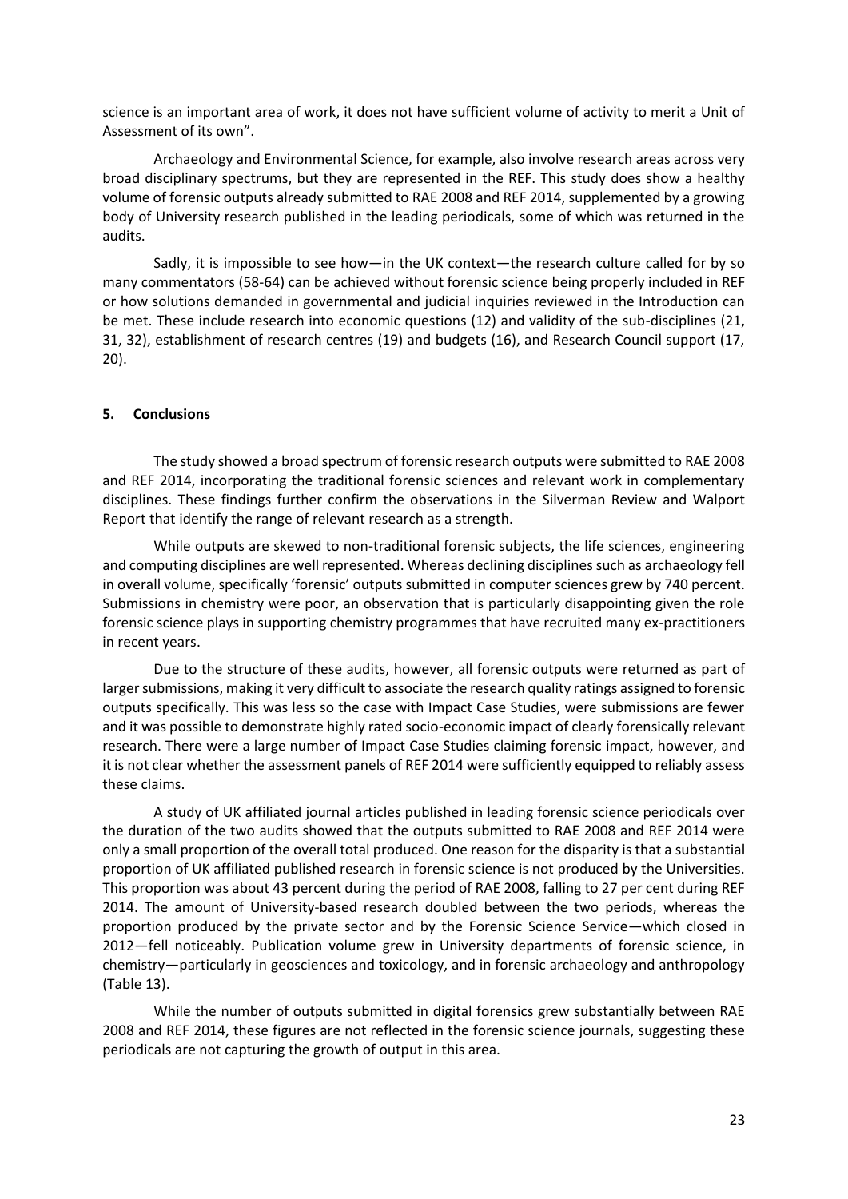science is an important area of work, it does not have sufficient volume of activity to merit a Unit of Assessment of its own".

Archaeology and Environmental Science, for example, also involve research areas across very broad disciplinary spectrums, but they are represented in the REF. This study does show a healthy volume of forensic outputs already submitted to RAE 2008 and REF 2014, supplemented by a growing body of University research published in the leading periodicals, some of which was returned in the audits.

Sadly, it is impossible to see how—in the UK context—the research culture called for by so many commentators (58-64) can be achieved without forensic science being properly included in REF or how solutions demanded in governmental and judicial inquiries reviewed in the Introduction can be met. These include research into economic questions (12) and validity of the sub-disciplines (21, 31, 32), establishment of research centres (19) and budgets (16), and Research Council support (17, 20).

## 5. Conclusions

The study showed a broad spectrum of forensic research outputs were submitted to RAE 2008 and REF 2014, incorporating the traditional forensic sciences and relevant work in complementary disciplines. These findings further confirm the observations in the Silverman Review and Walport Report that identify the range of relevant research as a strength.

While outputs are skewed to non-traditional forensic subjects, the life sciences, engineering and computing disciplines are well represented. Whereas declining disciplines such as archaeology fell in overall volume, specifically 'forensic' outputs submitted in computer sciences grew by 740 percent. Submissions in chemistry were poor, an observation that is particularly disappointing given the role forensic science plays in supporting chemistry programmes that have recruited many ex-practitioners in recent years.

Due to the structure of these audits, however, all forensic outputs were returned as part of larger submissions, making it very difficult to associate the research quality ratings assigned to forensic outputs specifically. This was less so the case with Impact Case Studies, were submissions are fewer and it was possible to demonstrate highly rated socio-economic impact of clearly forensically relevant research. There were a large number of Impact Case Studies claiming forensic impact, however, and it is not clear whether the assessment panels of REF 2014 were sufficiently equipped to reliably assess these claims.

A study of UK affiliated journal articles published in leading forensic science periodicals over the duration of the two audits showed that the outputs submitted to RAE 2008 and REF 2014 were only a small proportion of the overall total produced. One reason for the disparity is that a substantial proportion of UK affiliated published research in forensic science is not produced by the Universities. This proportion was about 43 percent during the period of RAE 2008, falling to 27 per cent during REF 2014. The amount of University-based research doubled between the two periods, whereas the proportion produced by the private sector and by the Forensic Science Service—which closed in 2012—fell noticeably. Publication volume grew in University departments of forensic science, in chemistry—particularly in geosciences and toxicology, and in forensic archaeology and anthropology (Table 13).

While the number of outputs submitted in digital forensics grew substantially between RAE 2008 and REF 2014, these figures are not reflected in the forensic science journals, suggesting these periodicals are not capturing the growth of output in this area.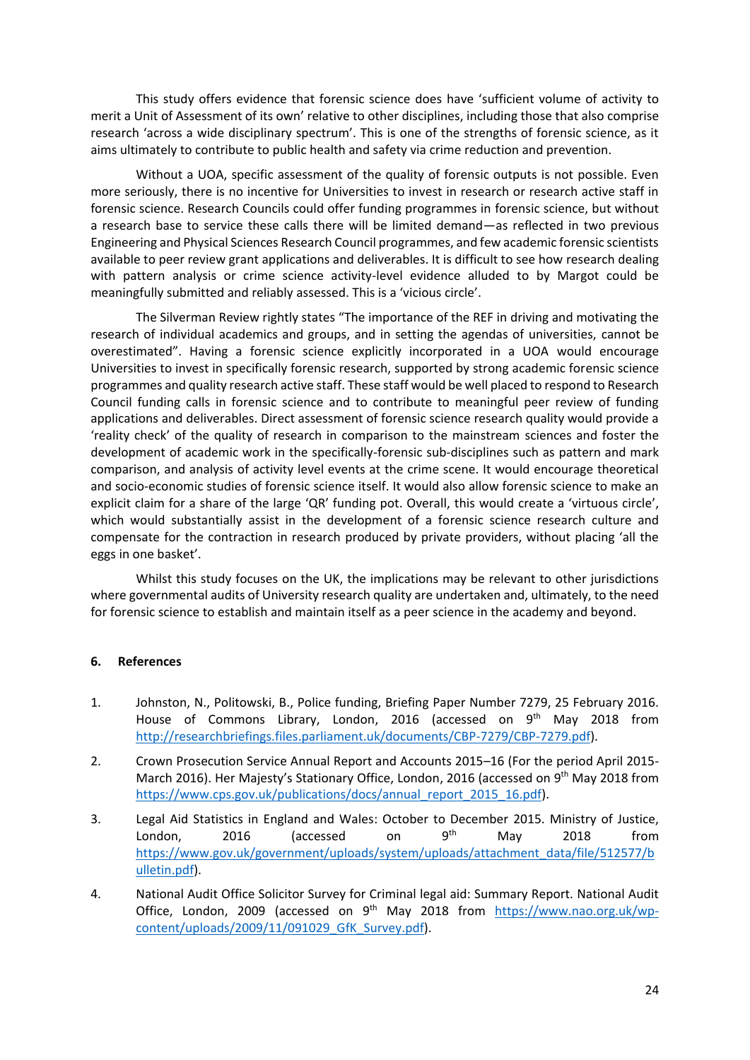This study offers evidence that forensic science does have 'sufficient volume of activity to merit a Unit of Assessment of its own' relative to other disciplines, including those that also comprise research 'across a wide disciplinary spectrum'. This is one of the strengths of forensic science, as it aims ultimately to contribute to public health and safety via crime reduction and prevention.

Without a UOA, specific assessment of the quality of forensic outputs is not possible. Even more seriously, there is no incentive for Universities to invest in research or research active staff in forensic science. Research Councils could offer funding programmes in forensic science, but without a research base to service these calls there will be limited demand—as reflected in two previous Engineering and Physical Sciences Research Council programmes, and few academic forensic scientists available to peer review grant applications and deliverables. It is difficult to see how research dealing with pattern analysis or crime science activity-level evidence alluded to by Margot could be meaningfully submitted and reliably assessed. This is a 'vicious circle'.

The Silverman Review rightly states "The importance of the REF in driving and motivating the research of individual academics and groups, and in setting the agendas of universities, cannot be overestimated". Having a forensic science explicitly incorporated in a UOA would encourage Universities to invest in specifically forensic research, supported by strong academic forensic science programmes and quality research active staff. These staff would be well placed to respond to Research Council funding calls in forensic science and to contribute to meaningful peer review of funding applications and deliverables. Direct assessment of forensic science research quality would provide a 'reality check' of the quality of research in comparison to the mainstream sciences and foster the development of academic work in the specifically-forensic sub-disciplines such as pattern and mark comparison, and analysis of activity level events at the crime scene. It would encourage theoretical and socio-economic studies of forensic science itself. It would also allow forensic science to make an explicit claim for a share of the large 'QR' funding pot. Overall, this would create a 'virtuous circle', which would substantially assist in the development of a forensic science research culture and compensate for the contraction in research produced by private providers, without placing 'all the eggs in one basket'.

Whilst this study focuses on the UK, the implications may be relevant to other jurisdictions where governmental audits of University research quality are undertaken and, ultimately, to the need for forensic science to establish and maintain itself as a peer science in the academy and beyond.

## 6. References

1. Johnston, N., Politowski, B., Police funding, Briefing Paper Number 7279, 25 February 2016. House of Commons Library, London, 2016 (accessed on 9th May 2018 from http://researchbriefings.files.parliament.uk/documents/CBP-7279/CBP-7279.pdf).
2. Crown Prosecution Service Annual Report and Accounts 2015–16 (For the period April 2015-March 2016). Her Majesty's Stationary Office, London, 2016 (accessed on 9th May 2018 from https://www.cps.gov.uk/publications/docs/annual_report_2015_16.pdf).
3. Legal Aid Statistics in England and Wales: October to December 2015. Ministry of Justice, London, 2016 (accessed on 9th May 2018 https://www.gov.uk/government/uploads/system/uploads/attachment_data/file/512577/bulletin.pdf).
4. National Audit Office Solicitor Survey for Criminal legal aid: Summary Report. National Audit Office, London, 2009 (accessed on 9th May 2018 from https://www.nao.org.uk/wp-content/uploads/2009/11/091029_GfK_Survey.pdf).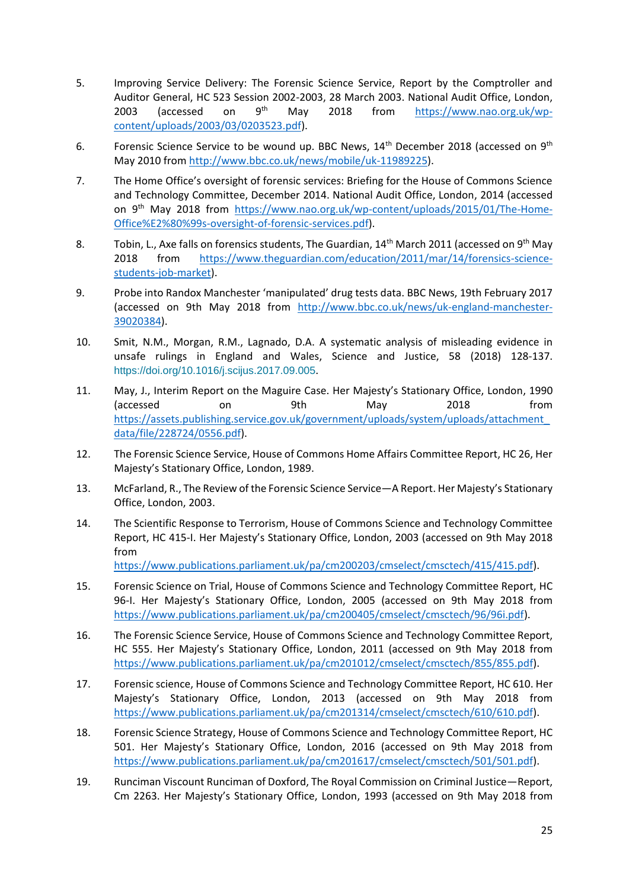5. Improving Service Delivery: The Forensic Science Service, Report by the Comptroller and Auditor General, HC 523 Session 2002-2003, 28 March 2003. National Audit Office, London, 2003 (accessed on 9th May 2018 from https://www.nao.org.uk/wp-content/uploads/2003/03/0203523.pdf).

6. Forensic Science Service to be wound up. BBC News, 14th December 2018 (accessed on 9th May 2010 from http://www.bbc.co.uk/news/mobile/uk-11989225).

7. The Home Office's oversight of forensic services: Briefing for the House of Commons Science and Technology Committee, December 2014. National Audit Office, London, 2014 (accessed on 9th May 2018 from https://www.nao.org.uk/wp-content/uploads/2015/01/The-Home-Office%E2%80%99s-oversight-of-forensic-services.pdf).

8. Tobin, L., Axe falls on forensics students, The Guardian, 14th March 2011 (accessed on 9th May 2018 from https://www.theguardian.com/education/2011/mar/14/forensics-science-students-job-market).

9. Probe into Randox Manchester 'manipulated' drug tests data. BBC News, 19th February 2017 (accessed on 9th May 2018 from http://www.bbc.co.uk/news/uk-england-manchester-39020384).

10. Smit, N.M., Morgan, R.M., Lagnado, D.A. A systematic analysis of misleading evidence in unsafe rulings in England and Wales, Science and Justice, 58 (2018) 128-137. https://doi.org/10.1016/j.scijus.2017.09.005.

11. May, J., Interim Report on the Maguire Case. Her Majesty's Stationary Office, London, 1990 (accessed on 9th May 2018 from https://assets.publishing.service.gov.uk/government/uploads/system/uploads/attachment_data/file/228724/0556.pdf).

12. The Forensic Science Service, House of Commons Home Affairs Committee Report, HC 26, Her Majesty's Stationary Office, London, 1989.

13. McFarland, R., The Review of the Forensic Science Service—A Report. Her Majesty's Stationary Office, London, 2003.

14. The Scientific Response to Terrorism, House of Commons Science and Technology Committee Report, HC 415-I. Her Majesty's Stationary Office, London, 2003 (accessed on 9th May 2018 from https://www.publications.parliament.uk/pa/cm200203/cmselect/cmsctech/415/415.pdf).

15. Forensic Science on Trial, House of Commons Science and Technology Committee Report, HC 96-I. Her Majesty's Stationary Office, London, 2005 (accessed on 9th May 2018 from https://www.publications.parliament.uk/pa/cm200405/cmselect/cmsctech/96/96i.pdf).

16. The Forensic Science Service, House of Commons Science and Technology Committee Report, HC 555. Her Majesty's Stationary Office, London, 2011 (accessed on 9th May 2018 from https://www.publications.parliament.uk/pa/cm201012/cmselect/cmsctech/855/855.pdf).

17. Forensic science, House of Commons Science and Technology Committee Report, HC 610. Her Majesty's Stationary Office, London, 2013 (accessed on 9th May 2018 from https://www.publications.parliament.uk/pa/cm201314/cmselect/cmsctech/610/610.pdf).

18. Forensic Science Strategy, House of Commons Science and Technology Committee Report, HC 501. Her Majesty's Stationary Office, London, 2016 (accessed on 9th May 2018 from https://www.publications.parliament.uk/pa/cm201617/cmselect/cmsctech/501/501.pdf).

19. Runciman Viscount Runciman of Doxford, The Royal Commission on Criminal Justice—Report, Cm 2263. Her Majesty's Stationary Office, London, 1993 (accessed on 9th May 2018 from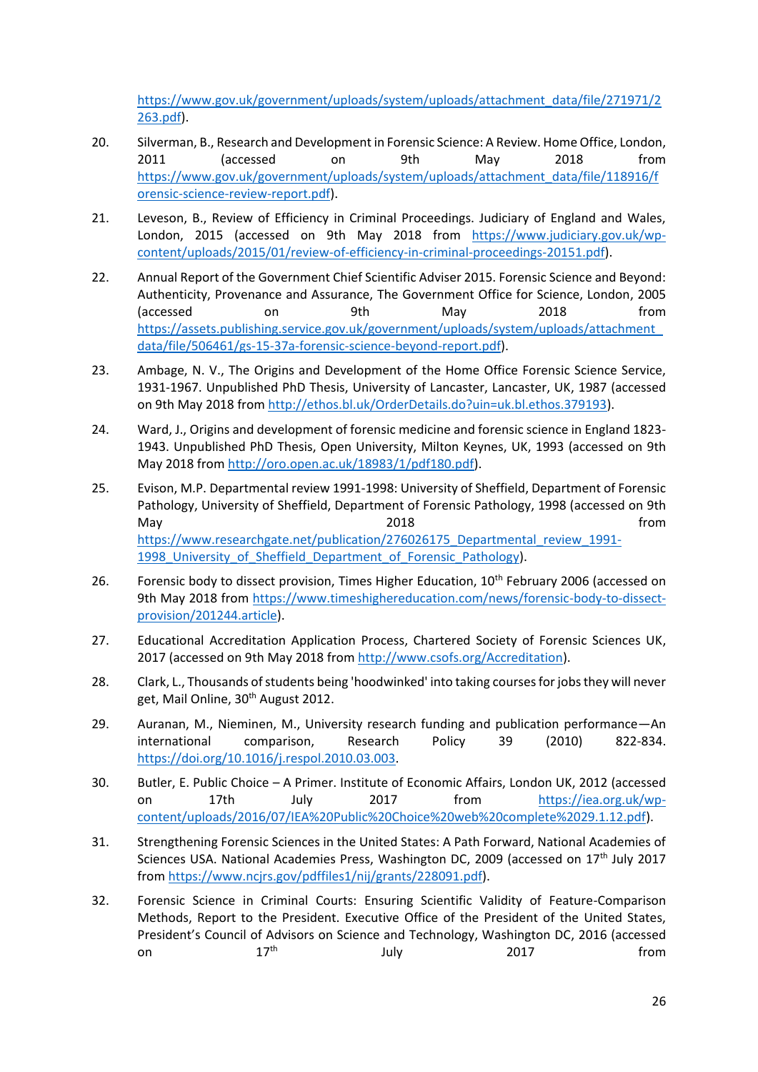https://www.gov.uk/government/uploads/system/uploads/attachment_data/file/271971/2263.pdf).

20. Silverman, B., Research and Development in Forensic Science: A Review. Home Office, London, 2011 (accessed on 9th May 2018 from https://www.gov.uk/government/uploads/system/uploads/attachment_data/file/118916/forensic-science-review-report.pdf).

21. Leveson, B., Review of Efficiency in Criminal Proceedings. Judiciary of England and Wales, London, 2015 (accessed on 9th May 2018 from https://www.judiciary.gov.uk/wp-content/uploads/2015/01/review-of-efficiency-in-criminal-proceedings-20151.pdf).

22. Annual Report of the Government Chief Scientific Adviser 2015. Forensic Science and Beyond: Authenticity, Provenance and Assurance, The Government Office for Science, London, 2005 (accessed on 9th May 2018 from https://assets.publishing.service.gov.uk/government/uploads/system/uploads/attachment_data/file/506461/gs-15-37a-forensic-science-beyond-report.pdf).

23. Ambage, N. V., The Origins and Development of the Home Office Forensic Science Service, 1931-1967. Unpublished PhD Thesis, University of Lancaster, Lancaster, UK, 1987 (accessed on 9th May 2018 from http://ethos.bl.uk/OrderDetails.do?uin=uk.bl.ethos.379193).

24. Ward, J., Origins and development of forensic medicine and forensic science in England 1823-1943. Unpublished PhD Thesis, Open University, Milton Keynes, UK, 1993 (accessed on 9th May 2018 from http://oro.open.ac.uk/18983/1/pdf180.pdf).

25. Evison, M.P. Departmental review 1991-1998: University of Sheffield, Department of Forensic Pathology, University of Sheffield, Department of Forensic Pathology, 1998 (accessed on 9th May 2018 from https://www.researchgate.net/publication/276026175_Departmental_review_1991-1998_University_of_Sheffield_Department_of_Forensic_Pathology).

26. Forensic body to dissect provision, Times Higher Education, 10th February 2006 (accessed on 9th May 2018 from https://www.timeshighereducation.com/news/forensic-body-to-dissect-provision/201244.article).

27. Educational Accreditation Application Process, Chartered Society of Forensic Sciences UK, 2017 (accessed on 9th May 2018 from http://www.csofs.org/Accreditation).

28. Clark, L., Thousands of students being 'hoodwinked' into taking courses for jobs they will never get, Mail Online, 30th August 2012.

29. Auranan, M., Nieminen, M., University research funding and publication performance—An international comparison, Research Policy 39 (2010) 822-834. https://doi.org/10.1016/j.respol.2010.03.003.

30. Butler, E. Public Choice – A Primer. Institute of Economic Affairs, London UK, 2012 (accessed on 17th July 2017 from https://iea.org.uk/wp-content/uploads/2016/07/IEA%20Public%20Choice%20web%20complete%29.1.12.pdf).

31. Strengthening Forensic Sciences in the United States: A Path Forward, National Academies of Sciences USA. National Academies Press, Washington DC, 2009 (accessed on 17th July 2017 from https://www.ncjrs.gov/pdffiles1/nij/grants/228091.pdf).

32. Forensic Science in Criminal Courts: Ensuring Scientific Validity of Feature-Comparison Methods, Report to the President. Executive Office of the President of the United States, President's Council of Advisors on Science and Technology, Washington DC, 2016 (accessed on 17th July 2017 from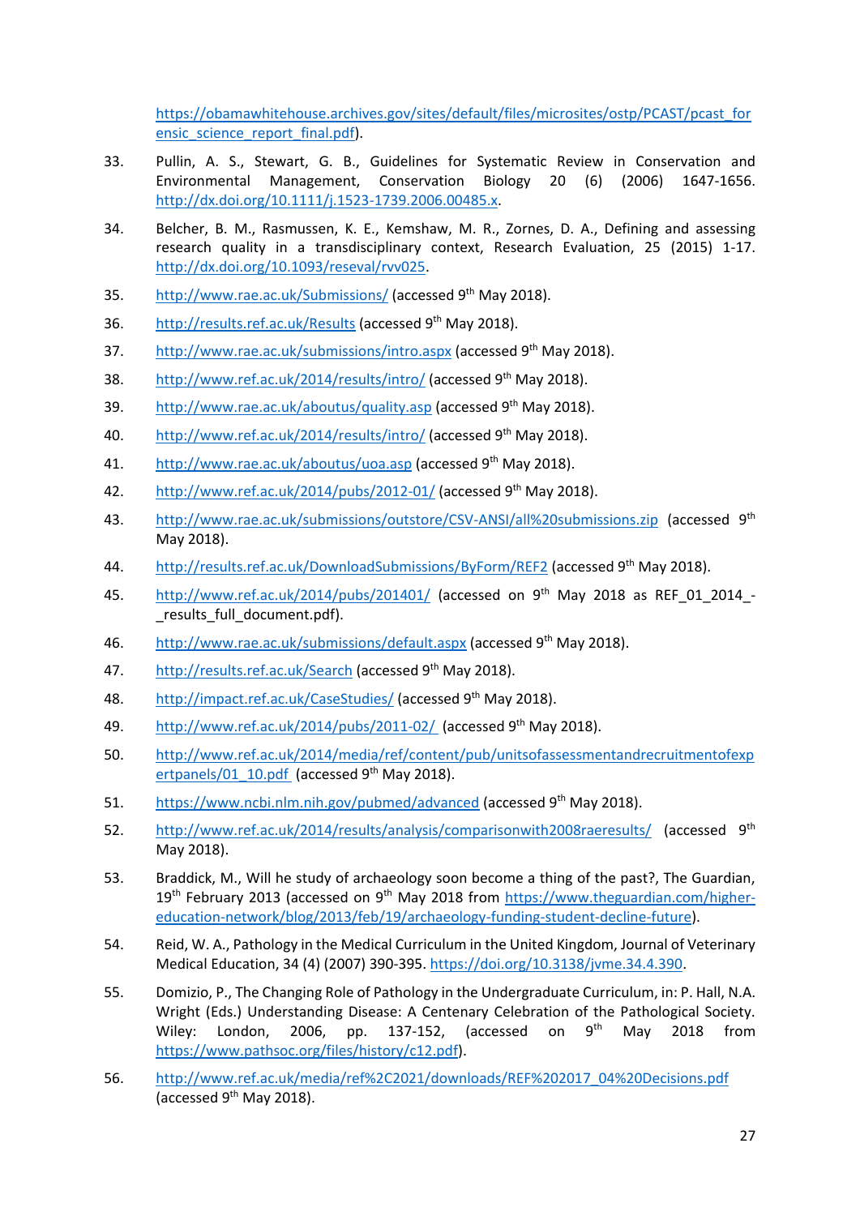https://obamawhitehouse.archives.gov/sites/default/files/microsites/ostp/PCAST/pcast_forensic_science_report_final.pdf).

33. Pullin, A. S., Stewart, G. B., Guidelines for Systematic Review in Conservation and Environmental Management, Conservation Biology 20 (6) (2006) 1647-1656. http://dx.doi.org/10.1111/j.1523-1739.2006.00485.x.

34. Belcher, B. M., Rasmussen, K. E., Kemshaw, M. R., Zornes, D. A., Defining and assessing research quality in a transdisciplinary context, Research Evaluation, 25 (2015) 1-17. http://dx.doi.org/10.1093/reseval/rvv025.

35. http://www.rae.ac.uk/Submissions/ (accessed 9th May 2018).

36. http://results.ref.ac.uk/Results (accessed 9th May 2018).

37. http://www.rae.ac.uk/submissions/intro.aspx (accessed 9th May 2018).

38. http://www.ref.ac.uk/2014/results/intro/ (accessed 9th May 2018).

39. http://www.rae.ac.uk/aboutus/quality.asp (accessed 9th May 2018).

40. http://www.ref.ac.uk/2014/results/intro/ (accessed 9th May 2018).

41. http://www.rae.ac.uk/aboutus/uoa.asp (accessed 9th May 2018).

42. http://www.ref.ac.uk/2014/pubs/2012-01/ (accessed 9th May 2018).

43. http://www.rae.ac.uk/submissions/outstore/CSV-ANSI/all%20submissions.zip (accessed 9th May 2018).

44. http://results.ref.ac.uk/DownloadSubmissions/ByForm/REF2 (accessed 9th May 2018).

45. http://www.ref.ac.uk/2014/pubs/201401/ (accessed on 9th May 2018 as REF_01_2014_-_results_full_document.pdf).

46. http://www.rae.ac.uk/submissions/default.aspx (accessed 9th May 2018).

47. http://results.ref.ac.uk/Search (accessed 9th May 2018).

48. http://impact.ref.ac.uk/CaseStudies/ (accessed 9th May 2018).

49. http://www.ref.ac.uk/2014/pubs/2011-02/ (accessed 9th May 2018).

50. http://www.ref.ac.uk/2014/media/ref/content/pub/unitsofassessmentandrecruitmentofexpertpanels/01_10.pdf (accessed 9th May 2018).

51. https://www.ncbi.nlm.nih.gov/pubmed/advanced (accessed 9th May 2018).

52. http://www.ref.ac.uk/2014/results/analysis/comparisonwith2008raeresults/ (accessed 9th May 2018).

53. Braddick, M., Will he study of archaeology soon become a thing of the past?, The Guardian, 19th February 2013 (accessed on 9th May 2018 from https://www.theguardian.com/higher-education-network/blog/2013/feb/19/archaeology-funding-student-decline-future).

54. Reid, W. A., Pathology in the Medical Curriculum in the United Kingdom, Journal of Veterinary Medical Education, 34 (4) (2007) 390-395. https://doi.org/10.3138/jvme.34.4.390.

55. Domizio, P., The Changing Role of Pathology in the Undergraduate Curriculum, in: P. Hall, N.A. Wright (Eds.) Understanding Disease: A Centenary Celebration of the Pathological Society. Wiley: London, 2006, pp. 137-152, (accessed on 9th May 2018 from https://www.pathsoc.org/files/history/c12.pdf).

56. http://www.ref.ac.uk/media/ref%2C2021/downloads/REF%202017_04%20Decisions.pdf (accessed 9th May 2018).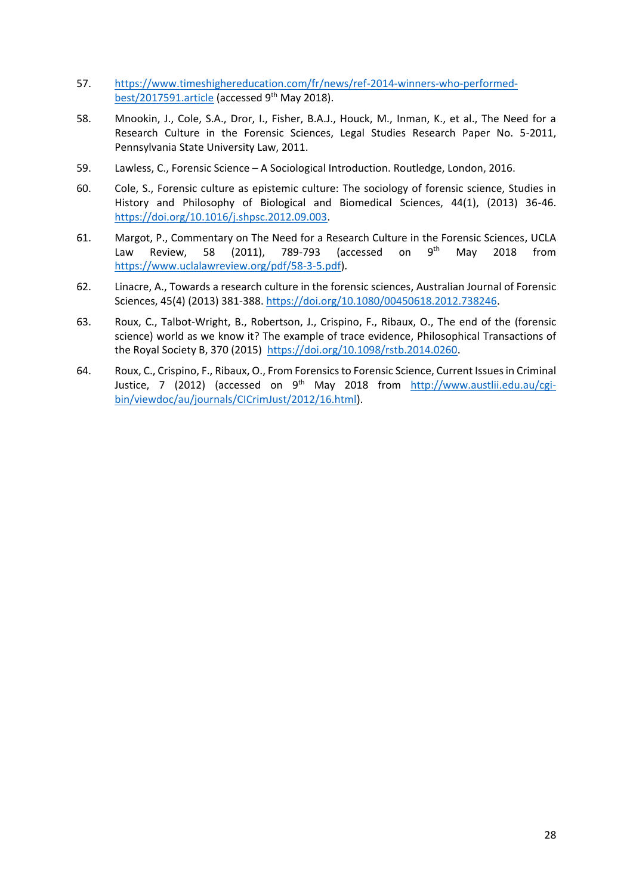57. https://www.timeshighereducation.com/fr/news/ref-2014-winners-who-performed-best/2017591.article (accessed 9th May 2018).

58. Mnookin, J., Cole, S.A., Dror, I., Fisher, B.A.J., Houck, M., Inman, K., et al., The Need for a Research Culture in the Forensic Sciences, Legal Studies Research Paper No. 5-2011, Pennsylvania State University Law, 2011.

59. Lawless, C., Forensic Science – A Sociological Introduction. Routledge, London, 2016.

60. Cole, S., Forensic culture as epistemic culture: The sociology of forensic science, Studies in History and Philosophy of Biological and Biomedical Sciences, 44(1), (2013) 36-46. https://doi.org/10.1016/j.shpsc.2012.09.003.

61. Margot, P., Commentary on The Need for a Research Culture in the Forensic Sciences, UCLA Law Review, 58 (2011), 789-793 (accessed on 9th May 2018 from https://www.uclalawreview.org/pdf/58-3-5.pdf).

62. Linacre, A., Towards a research culture in the forensic sciences, Australian Journal of Forensic Sciences, 45(4) (2013) 381-388. https://doi.org/10.1080/00450618.2012.738246.

63. Roux, C., Talbot-Wright, B., Robertson, J., Crispino, F., Ribaux, O., The end of the (forensic science) world as we know it? The example of trace evidence, Philosophical Transactions of the Royal Society B, 370 (2015) https://doi.org/10.1098/rstb.2014.0260.

64. Roux, C., Crispino, F., Ribaux, O., From Forensics to Forensic Science, Current Issues in Criminal Justice, 7 (2012) (accessed on 9th May 2018 from http://www.austlii.edu.au/cgi-bin/viewdoc/au/journals/CICrimJust/2012/16.html).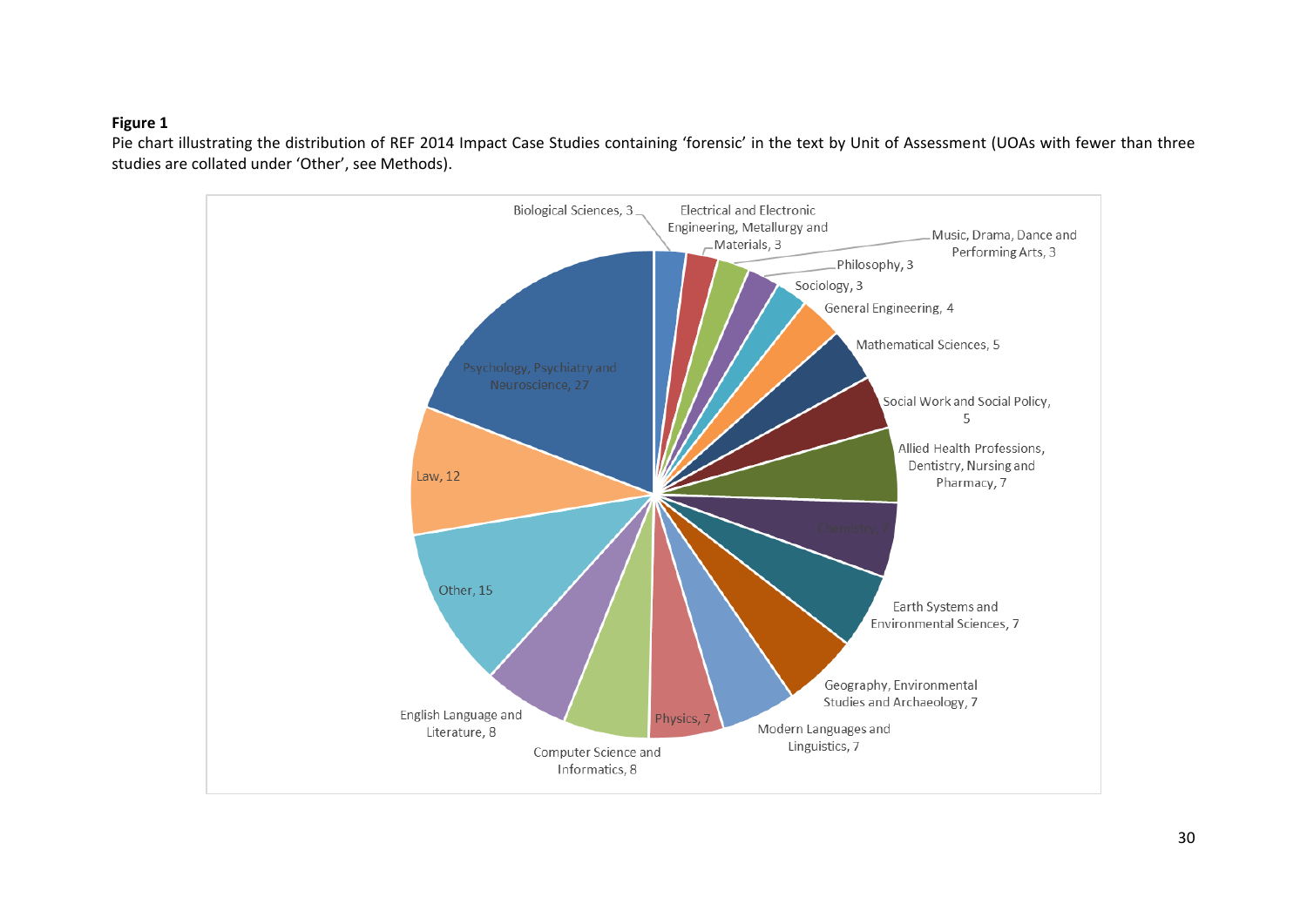**Figure 1**

Pie chart illustrating the distribution of REF 2014 Impact Case Studies containing 'forensic' in the text by Unit of Assessment (UOAs with fewer than three studies are collated under 'Other', see Methods).

Biological Sciences, 3

Electrical and Electronic Engineering, Metallurgy and Materials, 3

Music, Drama, Dance and Performing Arts, 3

Philosophy, 3

Sociology, 3

General Engineering, 4

Mathematical Sciences, 5

Social Work and Social Policy, 5

Allied Health Professions, Dentistry, Nursing and Pharmacy, 7

Chemistry, 7

Earth Systems and Environmental Sciences, 7

Geography, Environmental Studies and Archaeology, 7

Modern Languages and Linguistics, 7

Physics, 7

Computer Science and Informatics, 8

English Language and Literature, 8

Other, 15

Law, 12

Psychology, Psychiatry and Neuroscience, 27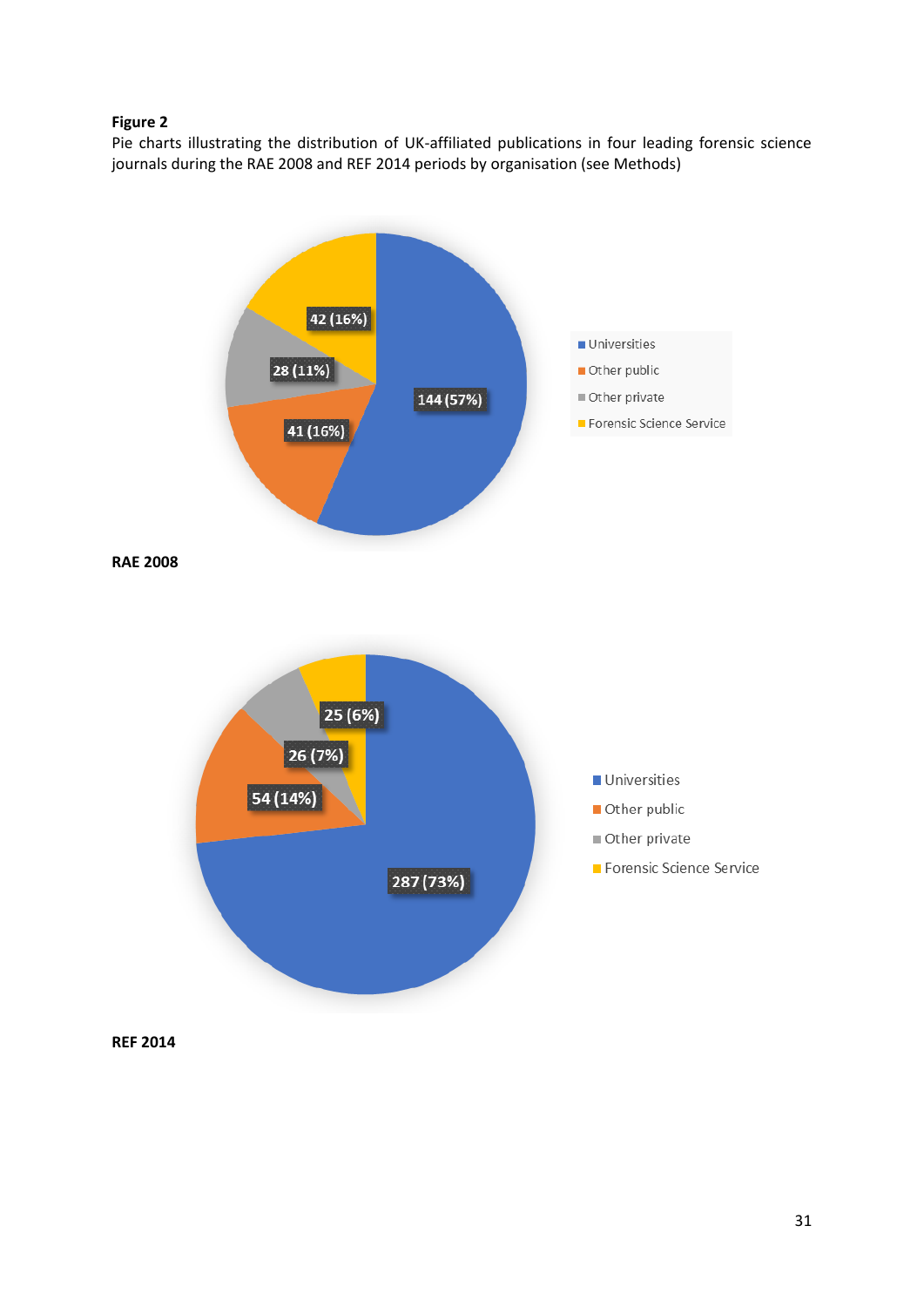**Figure 2**

Pie charts illustrating the distribution of UK-affiliated publications in four leading forensic science journals during the RAE 2008 and REF 2014 periods by organisation (see Methods)

| Organisation | RAE 2008 | REF 2014 |
|---|---|---|
| Universities | 144 (57%) | 287 (73%) |
| Other public | 41 (16%) | 54 (14%) |
| Other private | 28 (11%) | 26 (7%) |
| Forensic Science Service | 42 (16%) | 25 (6%) |

**RAE 2008**

**REF 2014**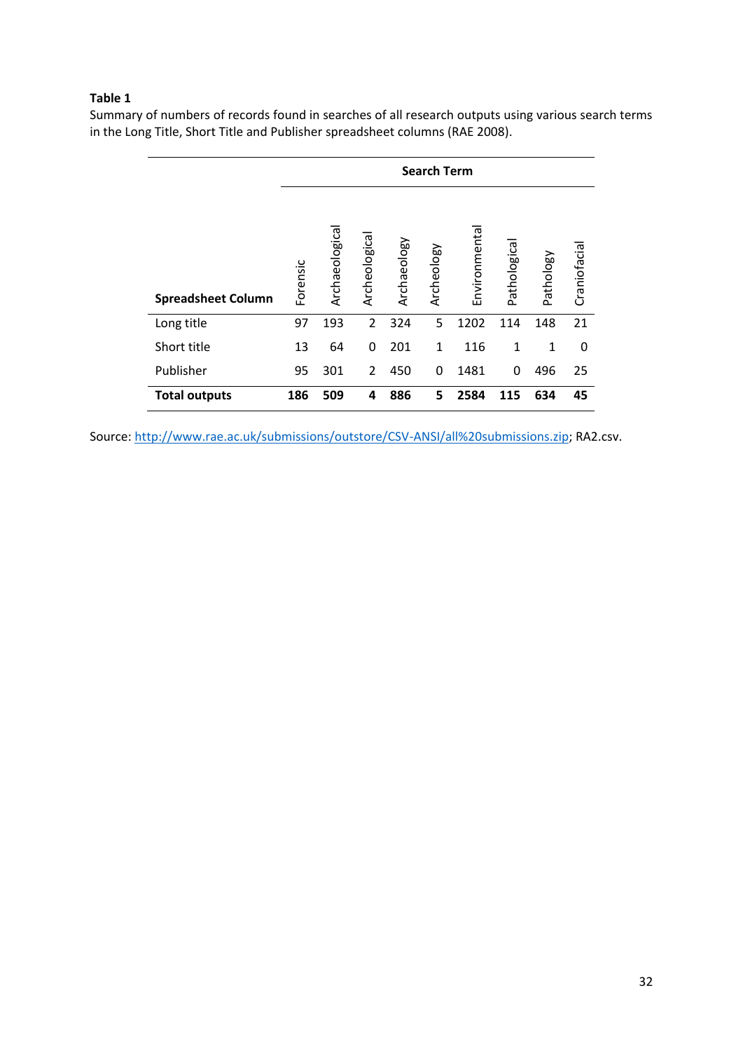**Table 1**

Summary of numbers of records found in searches of all research outputs using various search terms in the Long Title, Short Title and Publisher spreadsheet columns (RAE 2008).

| | Search Term | | | | | | | | |
|---|---|---|---|---|---|---|---|---|---|
| **Spreadsheet Column** | Forensic | Archaeological | Archeological | Archaeology | Archeology | Environmental | Pathological | Pathology | Craniofacial |
| Long title | 97 | 193 | 2 | 324 | 5 | 1202 | 114 | 148 | 21 |
| Short title | 13 | 64 | 0 | 201 | 1 | 116 | 1 | 1 | 0 |
| Publisher | 95 | 301 | 2 | 450 | 0 | 1481 | 0 | 496 | 25 |
| **Total outputs** | **186** | **509** | **4** | **886** | **5** | **2584** | **115** | **634** | **45** |

Source: http://www.rae.ac.uk/submissions/outstore/CSV-ANSI/all%20submissions.zip; RA2.csv.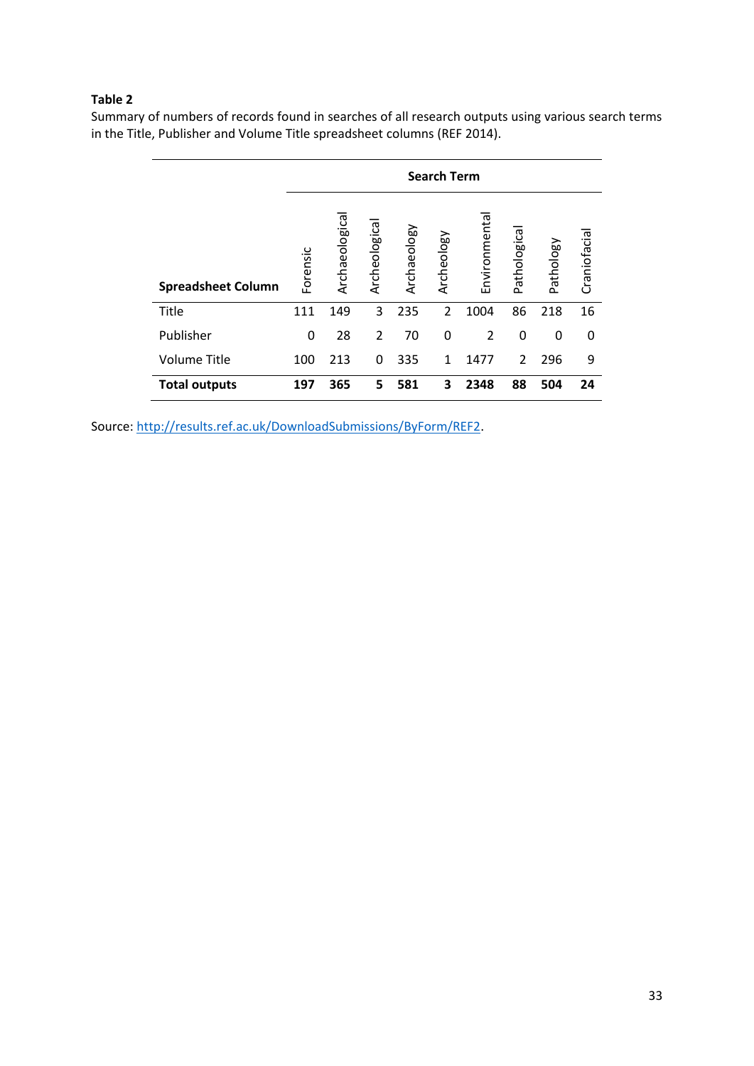**Table 2**

Summary of numbers of records found in searches of all research outputs using various search terms in the Title, Publisher and Volume Title spreadsheet columns (REF 2014).

| | Search Term | | | | | | | | |
|---|---|---|---|---|---|---|---|---|---|
| **Spreadsheet Column** | Forensic | Archaeological | Archeological | Archaeology | Archeology | Environmental | Pathological | Pathology | Craniofacial |
| Title | 111 | 149 | 3 | 235 | 2 | 1004 | 86 | 218 | 16 |
| Publisher | 0 | 28 | 2 | 70 | 0 | 2 | 0 | 0 | 0 |
| Volume Title | 100 | 213 | 0 | 335 | 1 | 1477 | 2 | 296 | 9 |
| **Total outputs** | **197** | **365** | **5** | **581** | **3** | **2348** | **88** | **504** | **24** |

Source: http://results.ref.ac.uk/DownloadSubmissions/ByForm/REF2.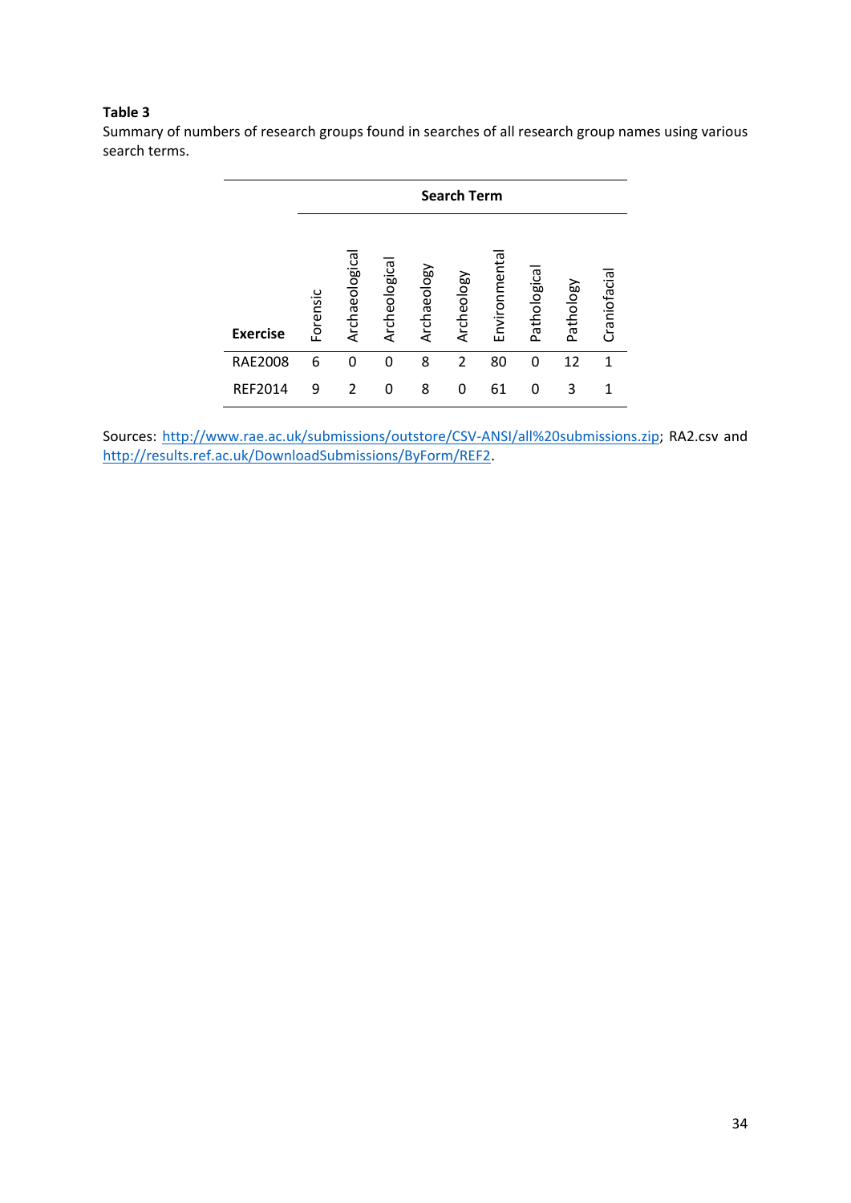**Table 3**

Summary of numbers of research groups found in searches of all research group names using various search terms.

| | Search Term | | | | | | | | |
|---|---|---|---|---|---|---|---|---|---|
| Exercise | Forensic | Archaeological | Archeological | Archaeology | Archeology | Environmental | Pathological | Pathology | Craniofacial |
| RAE2008 | 6 | 0 | 0 | 8 | 2 | 80 | 0 | 12 | 1 |
| REF2014 | 9 | 2 | 0 | 8 | 0 | 61 | 0 | 3 | 1 |

Sources: http://www.rae.ac.uk/submissions/outstore/CSV-ANSI/all%20submissions.zip; RA2.csv and http://results.ref.ac.uk/DownloadSubmissions/ByForm/REF2.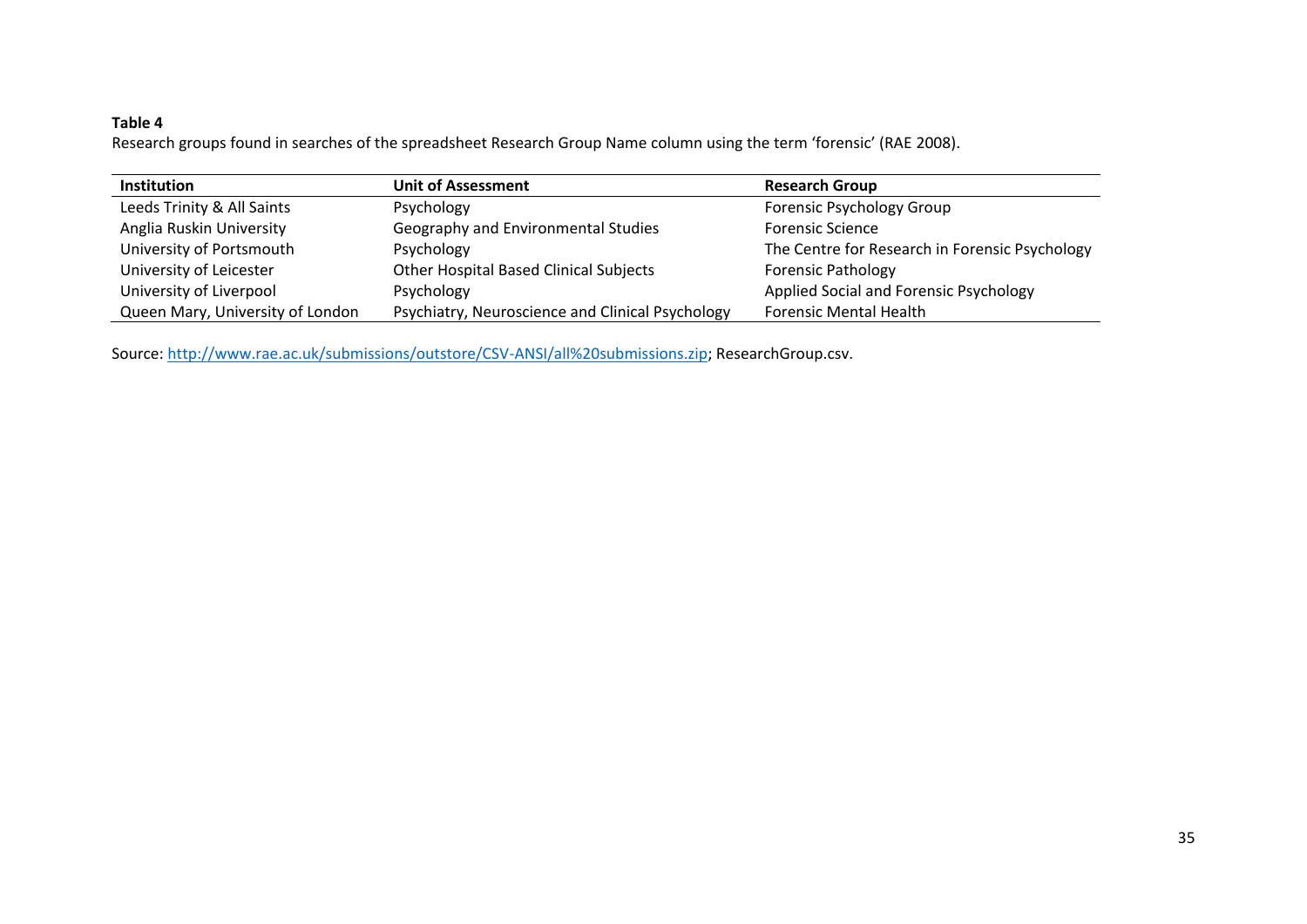**Table 4**
Research groups found in searches of the spreadsheet Research Group Name column using the term 'forensic' (RAE 2008).

| Institution | Unit of Assessment | Research Group |
|---|---|---|
| Leeds Trinity & All Saints | Psychology | Forensic Psychology Group |
| Anglia Ruskin University | Geography and Environmental Studies | Forensic Science |
| University of Portsmouth | Psychology | The Centre for Research in Forensic Psychology |
| University of Leicester | Other Hospital Based Clinical Subjects | Forensic Pathology |
| University of Liverpool | Psychology | Applied Social and Forensic Psychology |
| Queen Mary, University of London | Psychiatry, Neuroscience and Clinical Psychology | Forensic Mental Health |

Source: http://www.rae.ac.uk/submissions/outstore/CSV-ANSI/all%20submissions.zip; ResearchGroup.csv.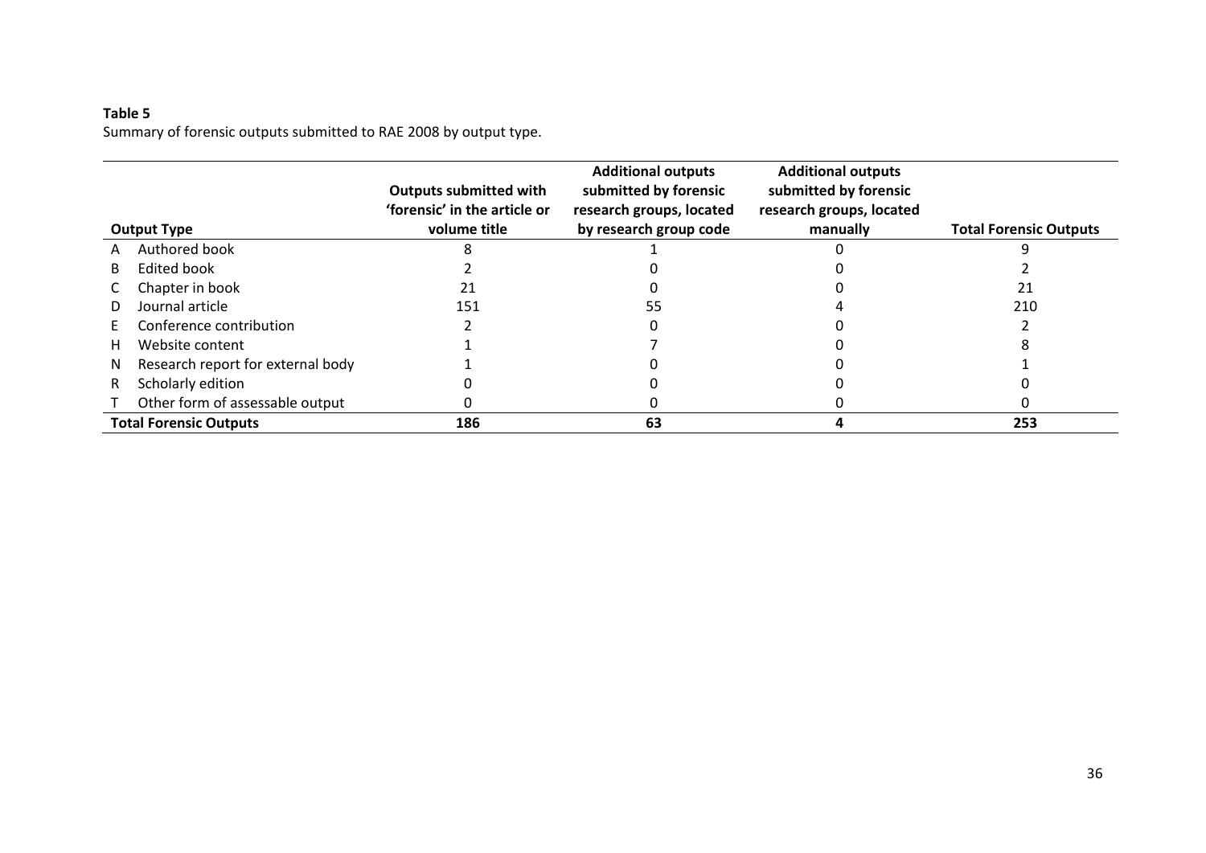**Table 5**
Summary of forensic outputs submitted to RAE 2008 by output type.

| | Output Type | Outputs submitted with 'forensic' in the article or volume title | Additional outputs submitted by forensic research groups, located by research group code | Additional outputs submitted by forensic research groups, located manually | Total Forensic Outputs |
|---|---|---|---|---|---|
| A | Authored book | 8 | 1 | 0 | 9 |
| B | Edited book | 2 | 0 | 0 | 2 |
| C | Chapter in book | 21 | 0 | 0 | 21 |
| D | Journal article | 151 | 55 | 4 | 210 |
| E | Conference contribution | 2 | 0 | 0 | 2 |
| H | Website content | 1 | 7 | 0 | 8 |
| N | Research report for external body | 1 | 0 | 0 | 1 |
| R | Scholarly edition | 0 | 0 | 0 | 0 |
| T | Other form of assessable output | 0 | 0 | 0 | 0 |
| **Total Forensic Outputs** | | **186** | **63** | **4** | **253** |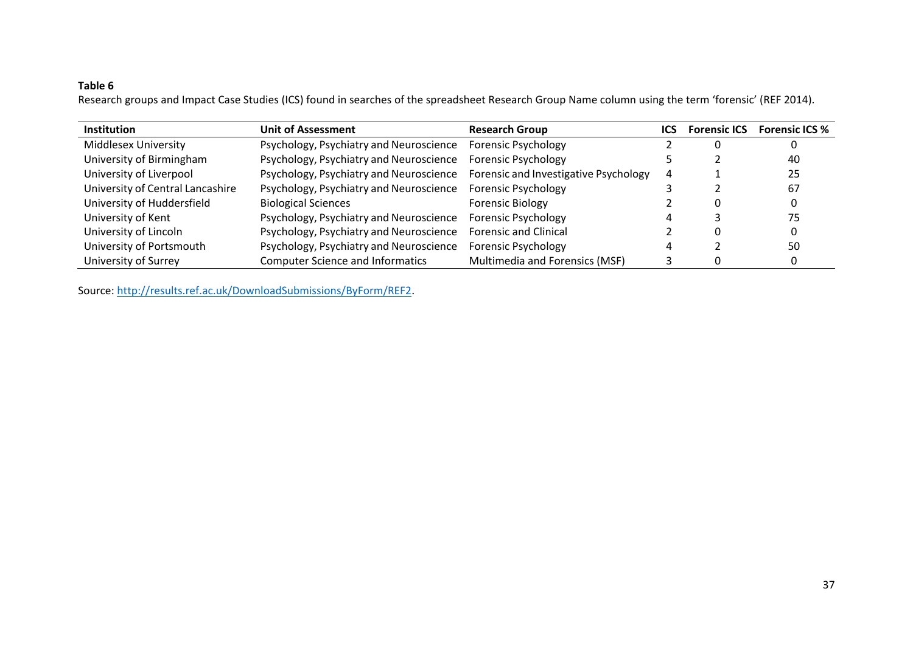**Table 6**

Research groups and Impact Case Studies (ICS) found in searches of the spreadsheet Research Group Name column using the term 'forensic' (REF 2014).

| Institution | Unit of Assessment | Research Group | ICS | Forensic ICS | Forensic ICS % |
|---|---|---|---|---|---|
| Middlesex University | Psychology, Psychiatry and Neuroscience | Forensic Psychology | 2 | 0 | 0 |
| University of Birmingham | Psychology, Psychiatry and Neuroscience | Forensic Psychology | 5 | 2 | 40 |
| University of Liverpool | Psychology, Psychiatry and Neuroscience | Forensic and Investigative Psychology | 4 | 1 | 25 |
| University of Central Lancashire | Psychology, Psychiatry and Neuroscience | Forensic Psychology | 3 | 2 | 67 |
| University of Huddersfield | Biological Sciences | Forensic Biology | 2 | 0 | 0 |
| University of Kent | Psychology, Psychiatry and Neuroscience | Forensic Psychology | 4 | 3 | 75 |
| University of Lincoln | Psychology, Psychiatry and Neuroscience | Forensic and Clinical | 2 | 0 | 0 |
| University of Portsmouth | Psychology, Psychiatry and Neuroscience | Forensic Psychology | 4 | 2 | 50 |
| University of Surrey | Computer Science and Informatics | Multimedia and Forensics (MSF) | 3 | 0 | 0 |

Source: http://results.ref.ac.uk/DownloadSubmissions/ByForm/REF2.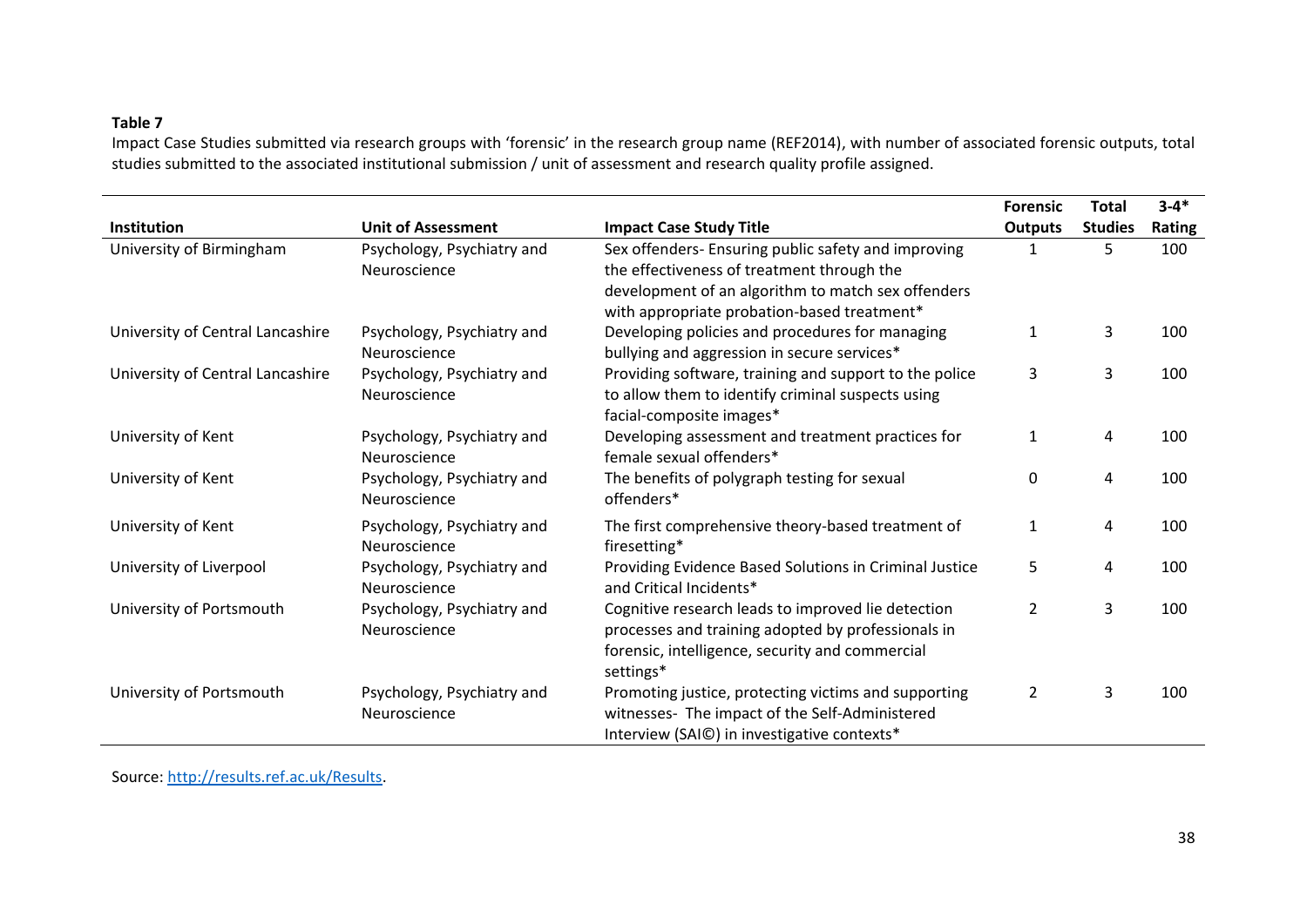**Table 7**

Impact Case Studies submitted via research groups with 'forensic' in the research group name (REF2014), with number of associated forensic outputs, total studies submitted to the associated institutional submission / unit of assessment and research quality profile assigned.

| Institution | Unit of Assessment | Impact Case Study Title | Forensic Outputs | Total Studies | 3-4* Rating |
|---|---|---|---|---|---|
| University of Birmingham | Psychology, Psychiatry and Neuroscience | Sex offenders- Ensuring public safety and improving the effectiveness of treatment through the development of an algorithm to match sex offenders with appropriate probation-based treatment* | 1 | 5 | 100 |
| University of Central Lancashire | Psychology, Psychiatry and Neuroscience | Developing policies and procedures for managing bullying and aggression in secure services* | 1 | 3 | 100 |
| University of Central Lancashire | Psychology, Psychiatry and Neuroscience | Providing software, training and support to the police to allow them to identify criminal suspects using facial-composite images* | 3 | 3 | 100 |
| University of Kent | Psychology, Psychiatry and Neuroscience | Developing assessment and treatment practices for female sexual offenders* | 1 | 4 | 100 |
| University of Kent | Psychology, Psychiatry and Neuroscience | The benefits of polygraph testing for sexual offenders* | 0 | 4 | 100 |
| University of Kent | Psychology, Psychiatry and Neuroscience | The first comprehensive theory-based treatment of firesetting* | 1 | 4 | 100 |
| University of Liverpool | Psychology, Psychiatry and Neuroscience | Providing Evidence Based Solutions in Criminal Justice and Critical Incidents* | 5 | 4 | 100 |
| University of Portsmouth | Psychology, Psychiatry and Neuroscience | Cognitive research leads to improved lie detection processes and training adopted by professionals in forensic, intelligence, security and commercial settings* | 2 | 3 | 100 |
| University of Portsmouth | Psychology, Psychiatry and Neuroscience | Promoting justice, protecting victims and supporting witnesses- The impact of the Self-Administered Interview (SAI©) in investigative contexts* | 2 | 3 | 100 |

Source: http://results.ref.ac.uk/Results.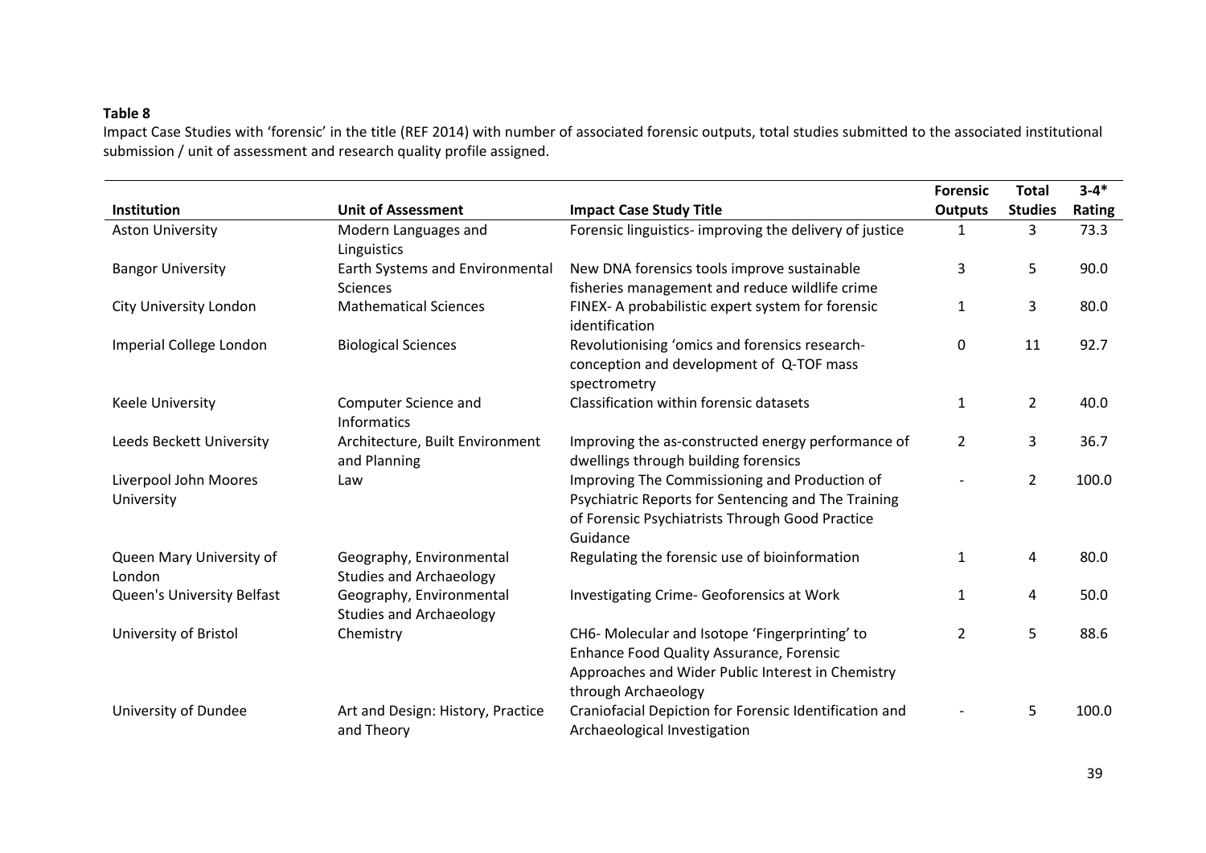**Table 8**

Impact Case Studies with 'forensic' in the title (REF 2014) with number of associated forensic outputs, total studies submitted to the associated institutional submission / unit of assessment and research quality profile assigned.

| Institution | Unit of Assessment | Impact Case Study Title | Forensic Outputs | Total Studies | 3-4* Rating |
|---|---|---|---|---|---|
| Aston University | Modern Languages and Linguistics | Forensic linguistics- improving the delivery of justice | 1 | 3 | 73.3 |
| Bangor University | Earth Systems and Environmental Sciences | New DNA forensics tools improve sustainable fisheries management and reduce wildlife crime | 3 | 5 | 90.0 |
| City University London | Mathematical Sciences | FINEX- A probabilistic expert system for forensic identification | 1 | 3 | 80.0 |
| Imperial College London | Biological Sciences | Revolutionising 'omics and forensics research- conception and development of Q-TOF mass spectrometry | 0 | 11 | 92.7 |
| Keele University | Computer Science and Informatics | Classification within forensic datasets | 1 | 2 | 40.0 |
| Leeds Beckett University | Architecture, Built Environment and Planning | Improving the as-constructed energy performance of dwellings through building forensics | 2 | 3 | 36.7 |
| Liverpool John Moores University | Law | Improving The Commissioning and Production of Psychiatric Reports for Sentencing and The Training of Forensic Psychiatrists Through Good Practice Guidance | - | 2 | 100.0 |
| Queen Mary University of London | Geography, Environmental Studies and Archaeology | Regulating the forensic use of bioinformation | 1 | 4 | 80.0 |
| Queen's University Belfast | Geography, Environmental Studies and Archaeology | Investigating Crime- Geoforensics at Work | 1 | 4 | 50.0 |
| University of Bristol | Chemistry | CH6- Molecular and Isotope 'Fingerprinting' to Enhance Food Quality Assurance, Forensic Approaches and Wider Public Interest in Chemistry through Archaeology | 2 | 5 | 88.6 |
| University of Dundee | Art and Design: History, Practice and Theory | Craniofacial Depiction for Forensic Identification and Archaeological Investigation | - | 5 | 100.0 |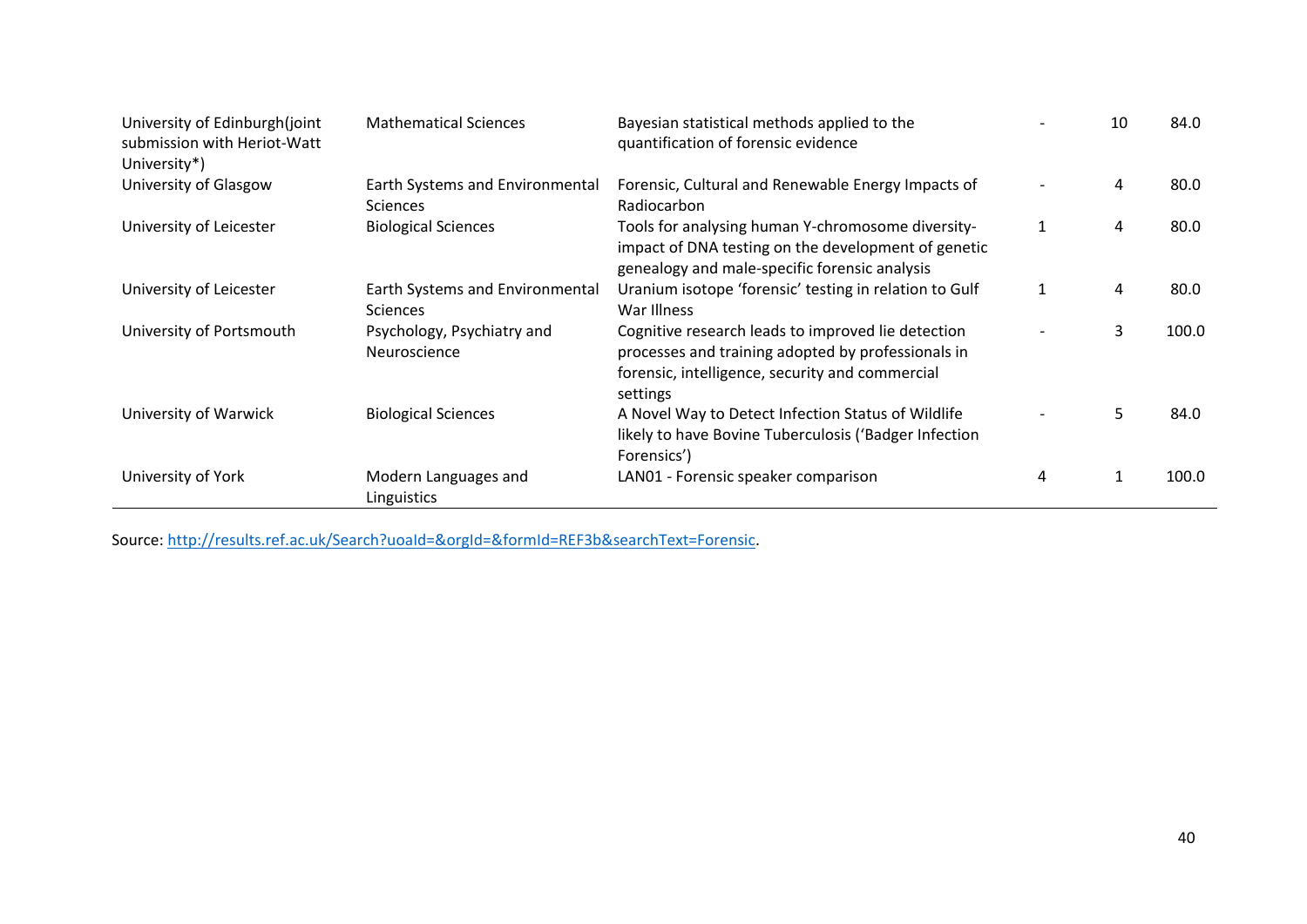| | | | | | |
|---|---|---|---|---|---|
| University of Edinburgh(joint submission with Heriot-Watt University*) | Mathematical Sciences | Bayesian statistical methods applied to the quantification of forensic evidence | - | 10 | 84.0 |
| University of Glasgow | Earth Systems and Environmental Sciences | Forensic, Cultural and Renewable Energy Impacts of Radiocarbon | - | 4 | 80.0 |
| University of Leicester | Biological Sciences | Tools for analysing human Y-chromosome diversity- impact of DNA testing on the development of genetic genealogy and male-specific forensic analysis | 1 | 4 | 80.0 |
| University of Leicester | Earth Systems and Environmental Sciences | Uranium isotope 'forensic' testing in relation to Gulf War Illness | 1 | 4 | 80.0 |
| University of Portsmouth | Psychology, Psychiatry and Neuroscience | Cognitive research leads to improved lie detection processes and training adopted by professionals in forensic, intelligence, security and commercial settings | - | 3 | 100.0 |
| University of Warwick | Biological Sciences | A Novel Way to Detect Infection Status of Wildlife likely to have Bovine Tuberculosis ('Badger Infection Forensics') | - | 5 | 84.0 |
| University of York | Modern Languages and Linguistics | LAN01 - Forensic speaker comparison | 4 | 1 | 100.0 |

Source: http://results.ref.ac.uk/Search?uoaId=&orgId=&formId=REF3b&searchText=Forensic.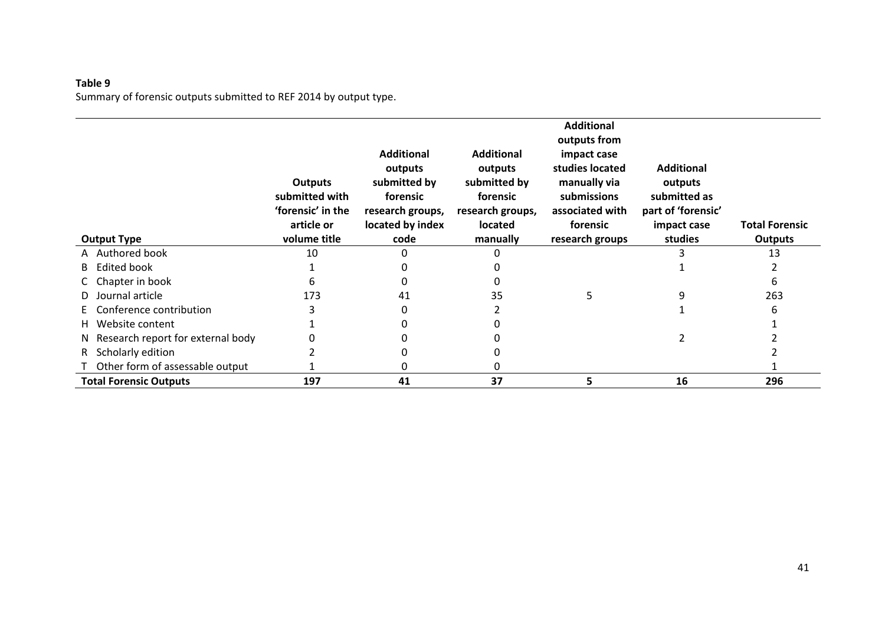**Table 9**

Summary of forensic outputs submitted to REF 2014 by output type.

| Output Type | Outputs submitted with 'forensic' in the article or volume title | Additional outputs submitted by forensic research groups, located by index code | Additional outputs submitted by forensic research groups, located manually | Additional outputs from impact case studies located manually via submissions associated with forensic research groups | Additional outputs submitted as part of 'forensic' impact case studies | Total Forensic Outputs |
|---|---|---|---|---|---|---|
| A Authored book | 10 | 0 | 0 | | 3 | 13 |
| B Edited book | 1 | 0 | 0 | | 1 | 2 |
| C Chapter in book | 6 | 0 | 0 | | | 6 |
| D Journal article | 173 | 41 | 35 | 5 | 9 | 263 |
| E Conference contribution | 3 | 0 | 2 | | 1 | 6 |
| H Website content | 1 | 0 | 0 | | | 1 |
| N Research report for external body | 0 | 0 | 0 | | 2 | 2 |
| R Scholarly edition | 2 | 0 | 0 | | | 2 |
| T Other form of assessable output | 1 | 0 | 0 | | | 1 |
| **Total Forensic Outputs** | **197** | **41** | **37** | **5** | **16** | **296** |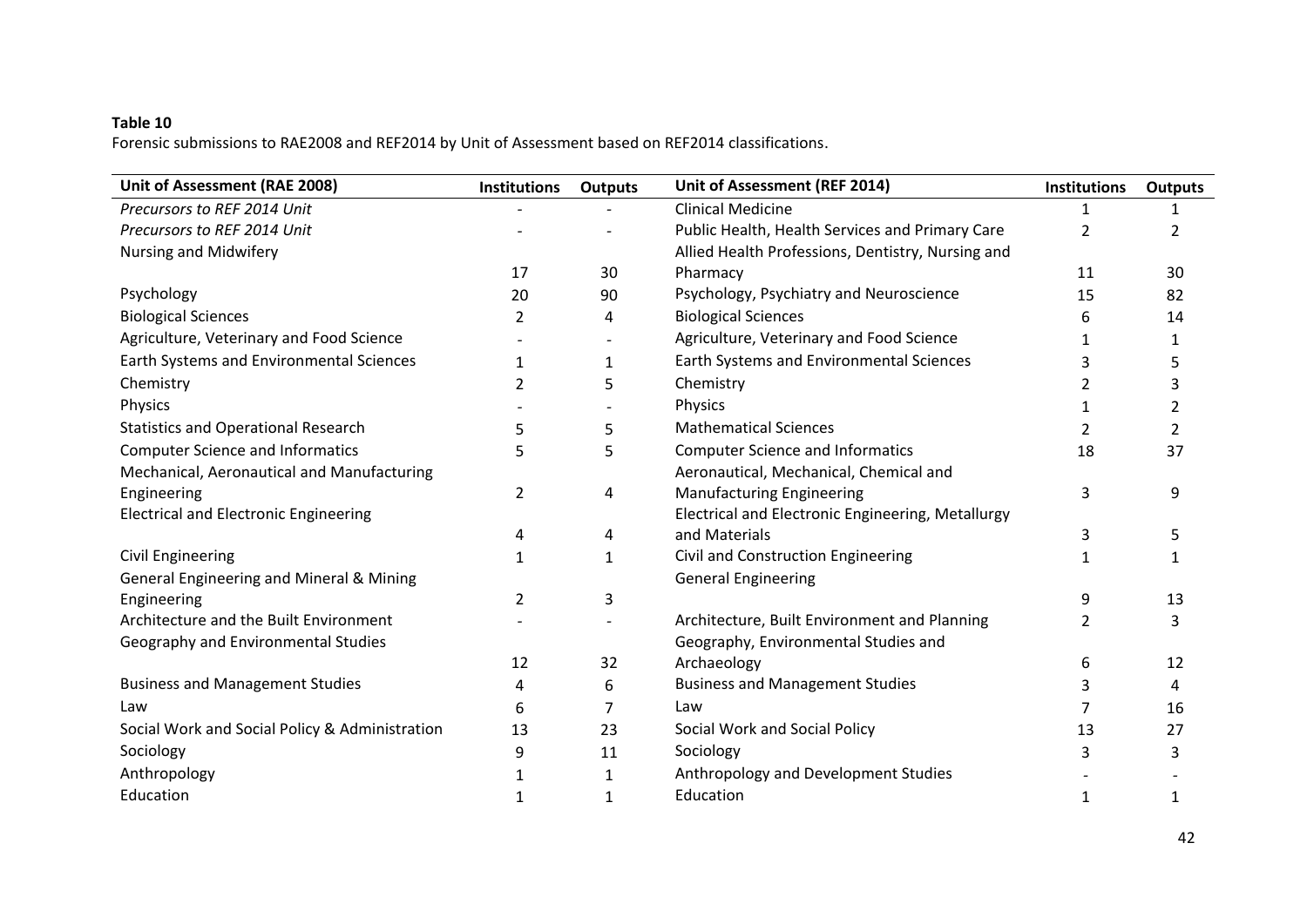**Table 10**

Forensic submissions to RAE2008 and REF2014 by Unit of Assessment based on REF2014 classifications.

| Unit of Assessment (RAE 2008) | Institutions | Outputs | Unit of Assessment (REF 2014) | Institutions | Outputs |
|---|---|---|---|---|---|
| *Precursors to REF 2014 Unit* | - | - | Clinical Medicine | 1 | 1 |
| *Precursors to REF 2014 Unit* | - | - | Public Health, Health Services and Primary Care | 2 | 2 |
| Nursing and Midwifery | 17 | 30 | Allied Health Professions, Dentistry, Nursing and Pharmacy | 11 | 30 |
| Psychology | 20 | 90 | Psychology, Psychiatry and Neuroscience | 15 | 82 |
| Biological Sciences | 2 | 4 | Biological Sciences | 6 | 14 |
| Agriculture, Veterinary and Food Science | - | - | Agriculture, Veterinary and Food Science | 1 | 1 |
| Earth Systems and Environmental Sciences | 1 | 1 | Earth Systems and Environmental Sciences | 3 | 5 |
| Chemistry | 2 | 5 | Chemistry | 2 | 3 |
| Physics | - | - | Physics | 1 | 2 |
| Statistics and Operational Research | 5 | 5 | Mathematical Sciences | 2 | 2 |
| Computer Science and Informatics | 5 | 5 | Computer Science and Informatics | 18 | 37 |
| Mechanical, Aeronautical and Manufacturing Engineering | 2 | 4 | Aeronautical, Mechanical, Chemical and Manufacturing Engineering | 3 | 9 |
| Electrical and Electronic Engineering | 4 | 4 | Electrical and Electronic Engineering, Metallurgy and Materials | 3 | 5 |
| Civil Engineering | 1 | 1 | Civil and Construction Engineering | 1 | 1 |
| General Engineering and Mineral & Mining Engineering | 2 | 3 | General Engineering | 9 | 13 |
| Architecture and the Built Environment | - | - | Architecture, Built Environment and Planning | 2 | 3 |
| Geography and Environmental Studies | 12 | 32 | Geography, Environmental Studies and Archaeology | 6 | 12 |
| Business and Management Studies | 4 | 6 | Business and Management Studies | 3 | 4 |
| Law | 6 | 7 | Law | 7 | 16 |
| Social Work and Social Policy & Administration | 13 | 23 | Social Work and Social Policy | 13 | 27 |
| Sociology | 9 | 11 | Sociology | 3 | 3 |
| Anthropology | 1 | 1 | Anthropology and Development Studies | - | - |
| Education | 1 | 1 | Education | 1 | 1 |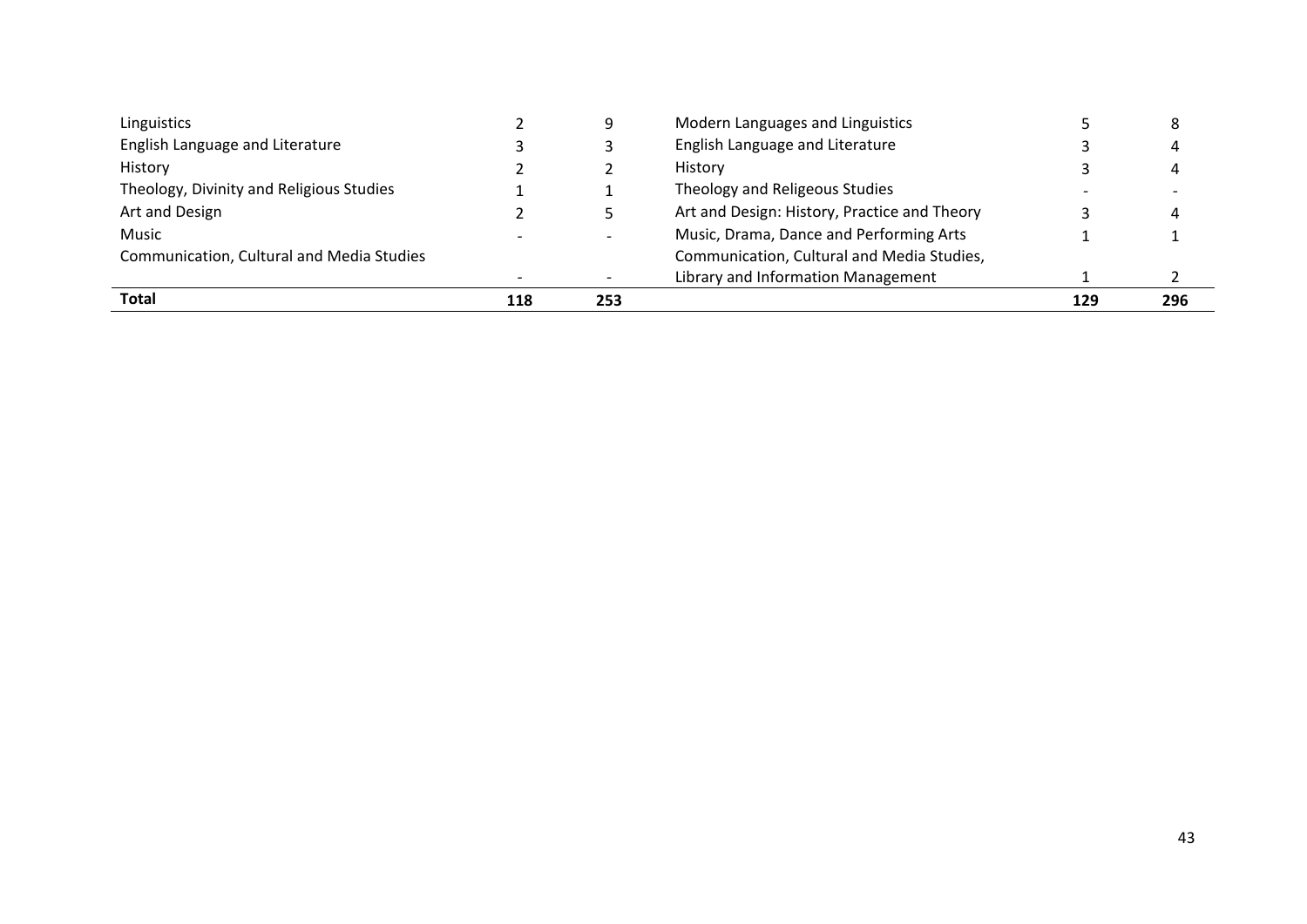| | | | | | |
|---|---|---|---|---|---|
| Linguistics | 2 | 9 | Modern Languages and Linguistics | 5 | 8 |
| English Language and Literature | 3 | 3 | English Language and Literature | 3 | 4 |
| History | 2 | 2 | History | 3 | 4 |
| Theology, Divinity and Religious Studies | 1 | 1 | Theology and Religeous Studies | - | - |
| Art and Design | 2 | 5 | Art and Design: History, Practice and Theory | 3 | 4 |
| Music | - | - | Music, Drama, Dance and Performing Arts | 1 | 1 |
| Communication, Cultural and Media Studies | - | - | Communication, Cultural and Media Studies, Library and Information Management | 1 | 2 |
| **Total** | **118** | **253** | | **129** | **296** |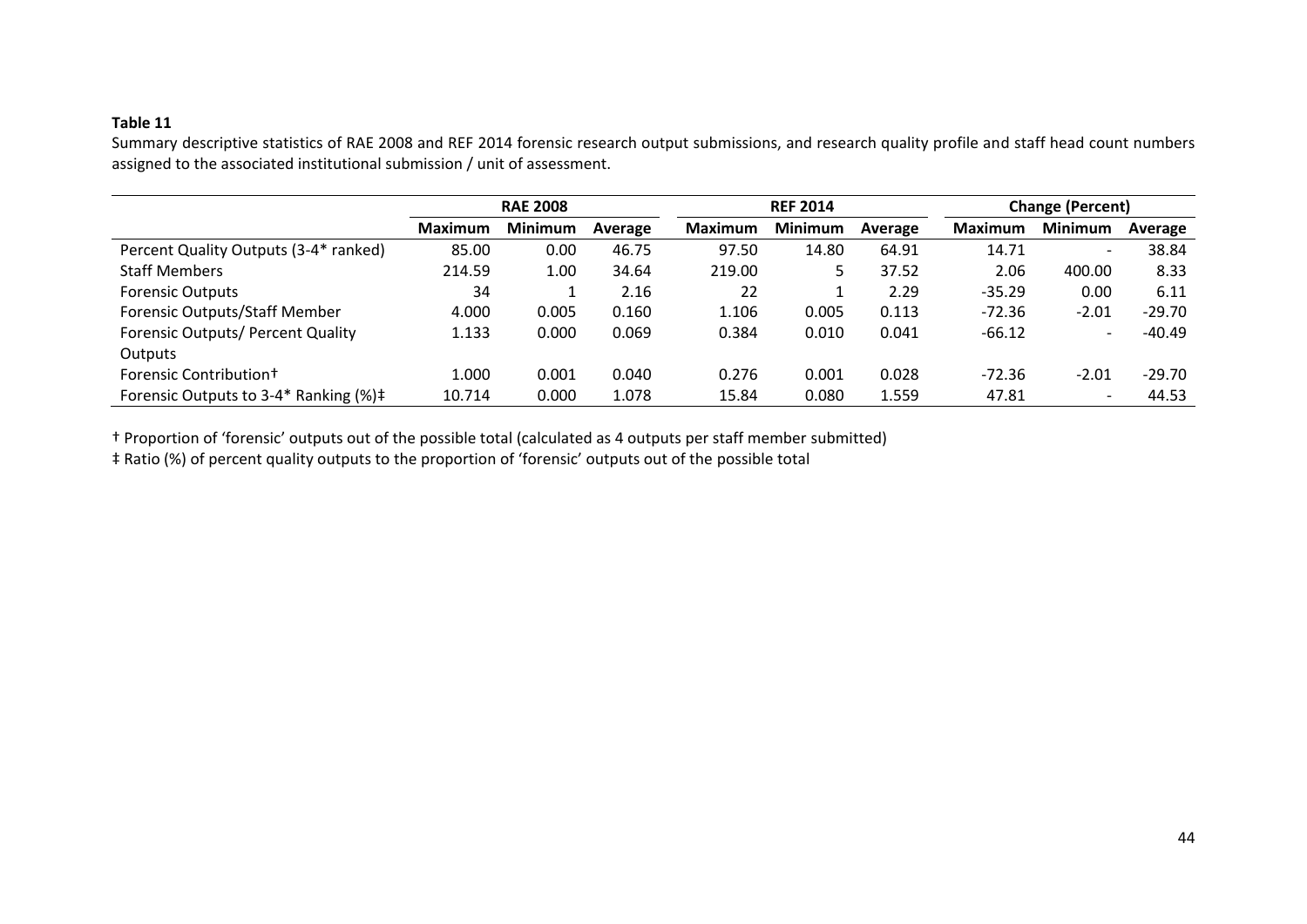**Table 11**

Summary descriptive statistics of RAE 2008 and REF 2014 forensic research output submissions, and research quality profile and staff head count numbers assigned to the associated institutional submission / unit of assessment.

| | RAE 2008 | | | REF 2014 | | | Change (Percent) | | |
|---|---|---|---|---|---|---|---|---|---|
| | Maximum | Minimum | Average | Maximum | Minimum | Average | Maximum | Minimum | Average |
| Percent Quality Outputs (3-4* ranked) | 85.00 | 0.00 | 46.75 | 97.50 | 14.80 | 64.91 | 14.71 | - | 38.84 |
| Staff Members | 214.59 | 1.00 | 34.64 | 219.00 | 5 | 37.52 | 2.06 | 400.00 | 8.33 |
| Forensic Outputs | 34 | 1 | 2.16 | 22 | 1 | 2.29 | -35.29 | 0.00 | 6.11 |
| Forensic Outputs/Staff Member | 4.000 | 0.005 | 0.160 | 1.106 | 0.005 | 0.113 | -72.36 | -2.01 | -29.70 |
| Forensic Outputs/ Percent Quality Outputs | 1.133 | 0.000 | 0.069 | 0.384 | 0.010 | 0.041 | -66.12 | - | -40.49 |
| Forensic Contribution† | 1.000 | 0.001 | 0.040 | 0.276 | 0.001 | 0.028 | -72.36 | -2.01 | -29.70 |
| Forensic Outputs to 3-4* Ranking (%)‡ | 10.714 | 0.000 | 1.078 | 15.84 | 0.080 | 1.559 | 47.81 | - | 44.53 |

† Proportion of 'forensic' outputs out of the possible total (calculated as 4 outputs per staff member submitted)

‡ Ratio (%) of percent quality outputs to the proportion of 'forensic' outputs out of the possible total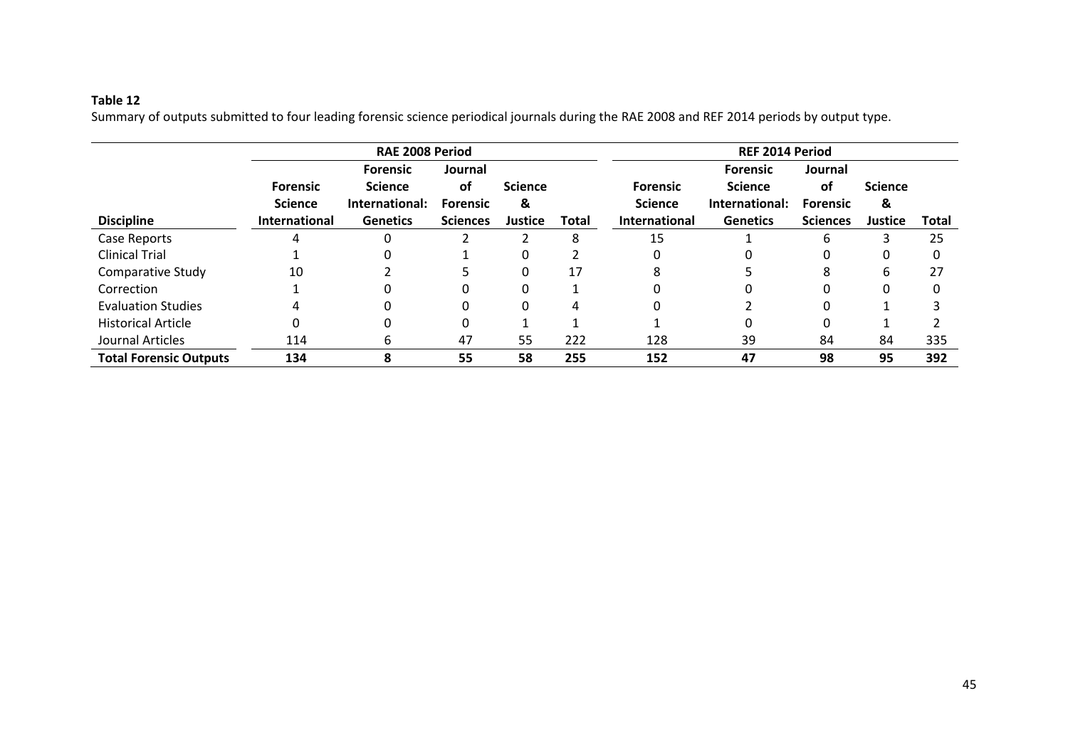**Table 12**

Summary of outputs submitted to four leading forensic science periodical journals during the RAE 2008 and REF 2014 periods by output type.

| | RAE 2008 Period | | | | | REF 2014 Period | | | | |
|---|---|---|---|---|---|---|---|---|---|---|
| **Discipline** | **Forensic Science International** | **Forensic Science International: Genetics** | **Journal of Forensic Sciences** | **Science & Justice** | **Total** | **Forensic Science International** | **Forensic Science International: Genetics** | **Journal of Forensic Sciences** | **Science & Justice** | **Total** |
| Case Reports | 4 | 0 | 2 | 2 | 8 | 15 | 1 | 6 | 3 | 25 |
| Clinical Trial | 1 | 0 | 1 | 0 | 2 | 0 | 0 | 0 | 0 | 0 |
| Comparative Study | 10 | 2 | 5 | 0 | 17 | 8 | 5 | 8 | 6 | 27 |
| Correction | 1 | 0 | 0 | 0 | 1 | 0 | 0 | 0 | 0 | 0 |
| Evaluation Studies | 4 | 0 | 0 | 0 | 4 | 0 | 2 | 0 | 1 | 3 |
| Historical Article | 0 | 0 | 0 | 1 | 1 | 1 | 0 | 0 | 1 | 2 |
| Journal Articles | 114 | 6 | 47 | 55 | 222 | 128 | 39 | 84 | 84 | 335 |
| **Total Forensic Outputs** | **134** | **8** | **55** | **58** | **255** | **152** | **47** | **98** | **95** | **392** |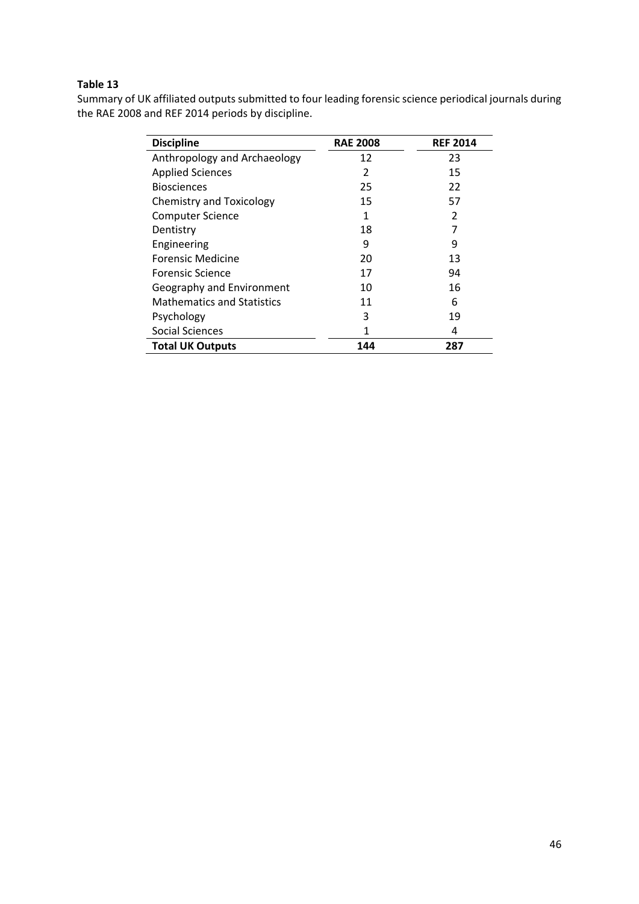**Table 13**

Summary of UK affiliated outputs submitted to four leading forensic science periodical journals during the RAE 2008 and REF 2014 periods by discipline.

| Discipline | RAE 2008 | REF 2014 |
|---|---|---|
| Anthropology and Archaeology | 12 | 23 |
| Applied Sciences | 2 | 15 |
| Biosciences | 25 | 22 |
| Chemistry and Toxicology | 15 | 57 |
| Computer Science | 1 | 2 |
| Dentistry | 18 | 7 |
| Engineering | 9 | 9 |
| Forensic Medicine | 20 | 13 |
| Forensic Science | 17 | 94 |
| Geography and Environment | 10 | 16 |
| Mathematics and Statistics | 11 | 6 |
| Psychology | 3 | 19 |
| Social Sciences | 1 | 4 |
| **Total UK Outputs** | **144** | **287** |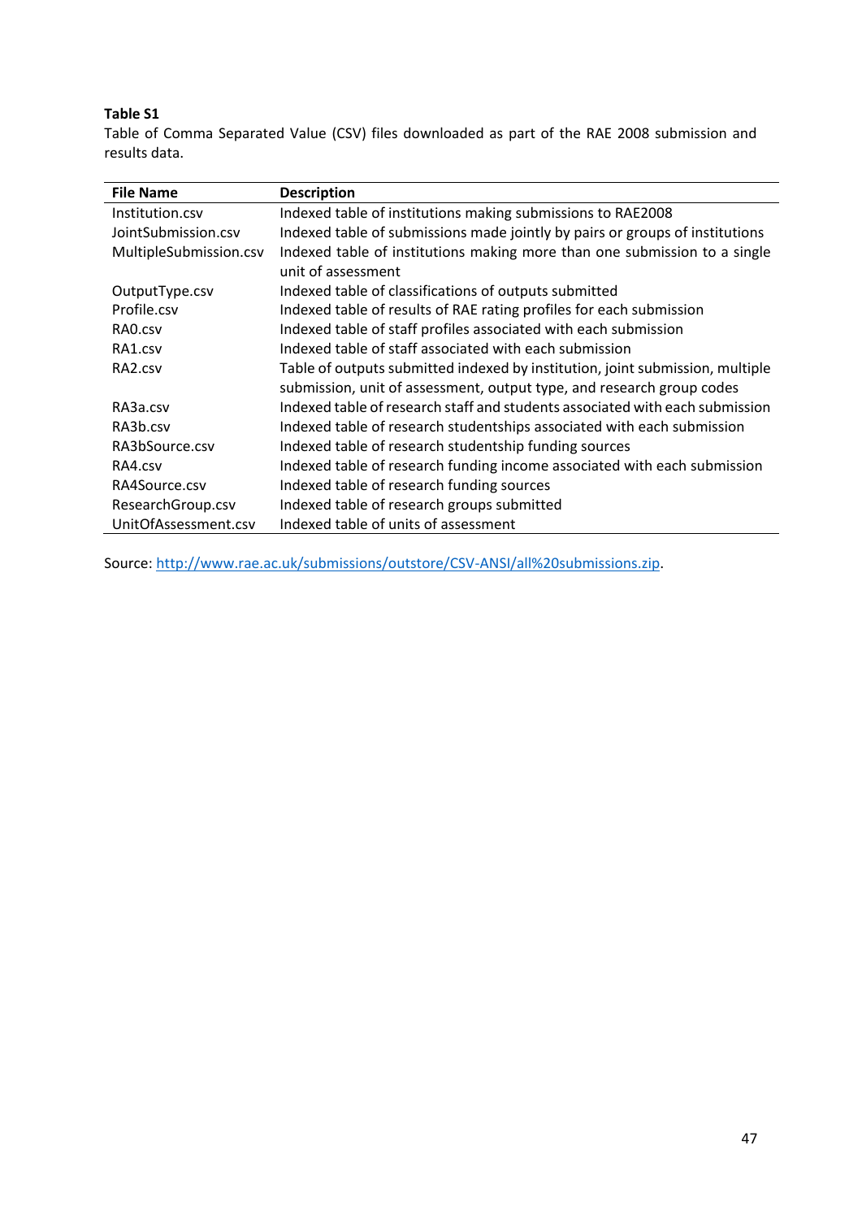**Table S1**

Table of Comma Separated Value (CSV) files downloaded as part of the RAE 2008 submission and results data.

| File Name | Description |
|---|---|
| Institution.csv | Indexed table of institutions making submissions to RAE2008 |
| JointSubmission.csv | Indexed table of submissions made jointly by pairs or groups of institutions |
| MultipleSubmission.csv | Indexed table of institutions making more than one submission to a single unit of assessment |
| OutputType.csv | Indexed table of classifications of outputs submitted |
| Profile.csv | Indexed table of results of RAE rating profiles for each submission |
| RA0.csv | Indexed table of staff profiles associated with each submission |
| RA1.csv | Indexed table of staff associated with each submission |
| RA2.csv | Table of outputs submitted indexed by institution, joint submission, multiple submission, unit of assessment, output type, and research group codes |
| RA3a.csv | Indexed table of research staff and students associated with each submission |
| RA3b.csv | Indexed table of research studentships associated with each submission |
| RA3bSource.csv | Indexed table of research studentship funding sources |
| RA4.csv | Indexed table of research funding income associated with each submission |
| RA4Source.csv | Indexed table of research funding sources |
| ResearchGroup.csv | Indexed table of research groups submitted |
| UnitOfAssessment.csv | Indexed table of units of assessment |

Source: http://www.rae.ac.uk/submissions/outstore/CSV-ANSI/all%20submissions.zip.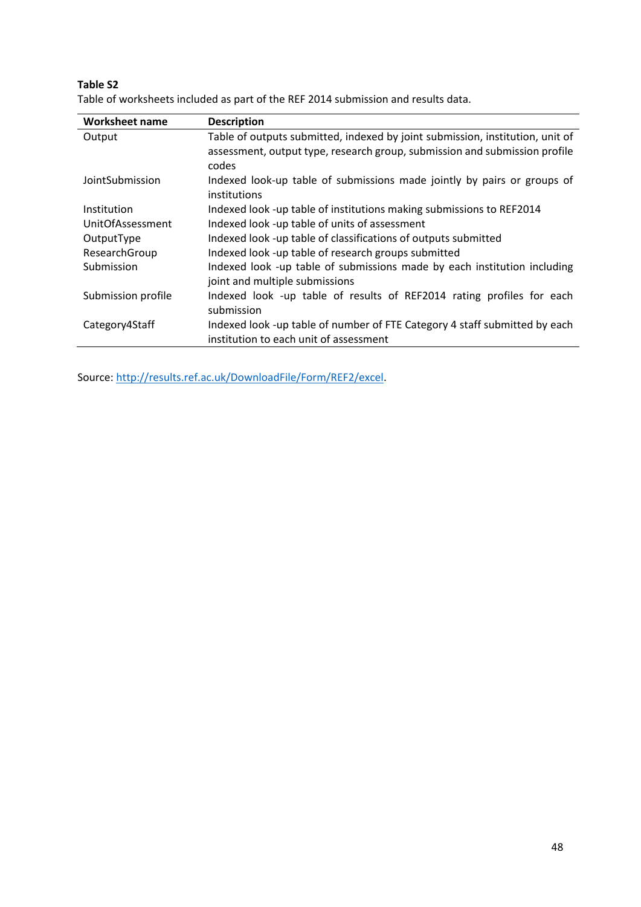**Table S2**

Table of worksheets included as part of the REF 2014 submission and results data.

| Worksheet name | Description |
|---|---|
| Output | Table of outputs submitted, indexed by joint submission, institution, unit of assessment, output type, research group, submission and submission profile codes |
| JointSubmission | Indexed look-up table of submissions made jointly by pairs or groups of institutions |
| Institution | Indexed look -up table of institutions making submissions to REF2014 |
| UnitOfAssessment | Indexed look -up table of units of assessment |
| OutputType | Indexed look -up table of classifications of outputs submitted |
| ResearchGroup | Indexed look -up table of research groups submitted |
| Submission | Indexed look -up table of submissions made by each institution including joint and multiple submissions |
| Submission profile | Indexed look -up table of results of REF2014 rating profiles for each submission |
| Category4Staff | Indexed look -up table of number of FTE Category 4 staff submitted by each institution to each unit of assessment |

Source: http://results.ref.ac.uk/DownloadFile/Form/REF2/excel.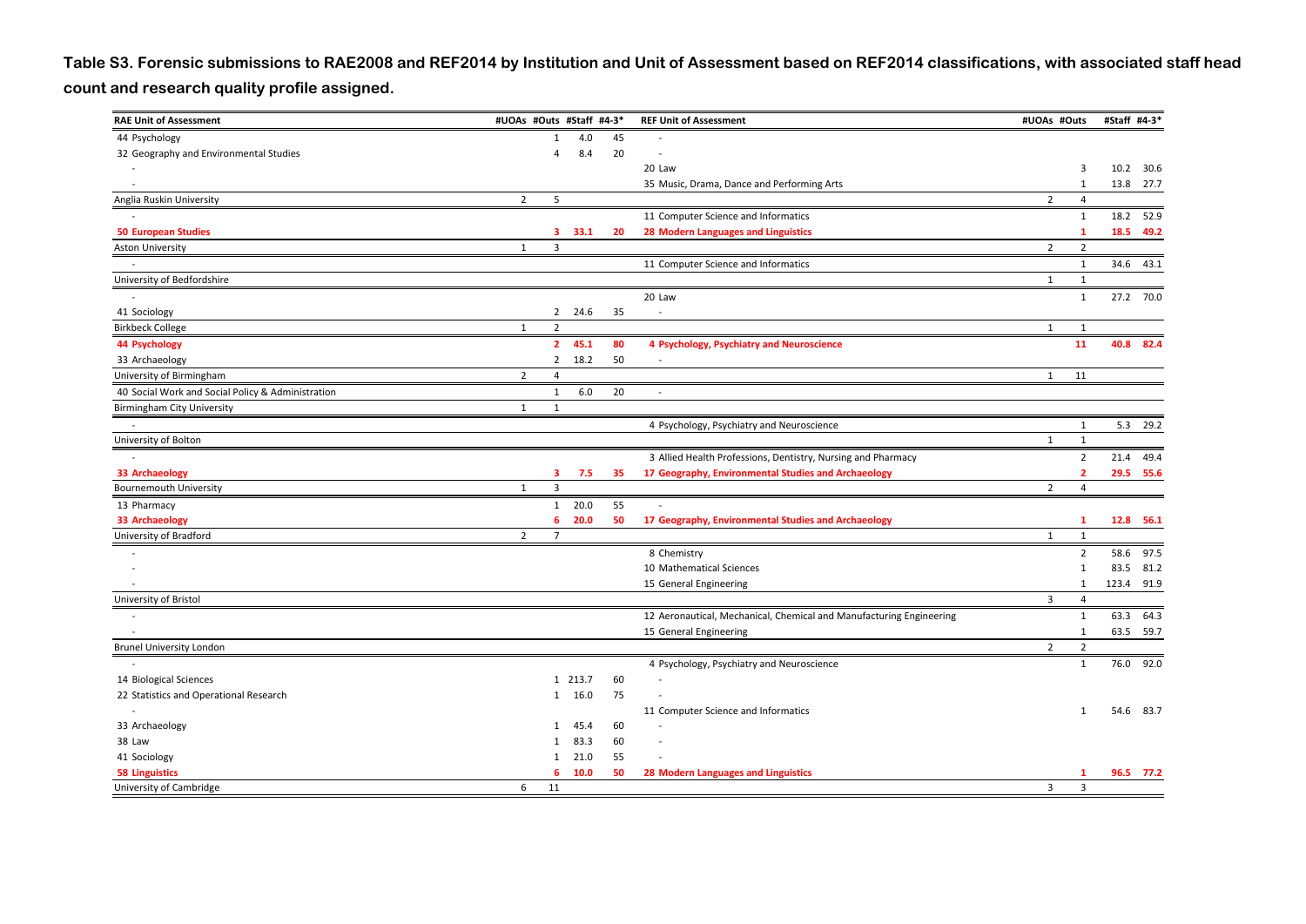**Table S3. Forensic submissions to RAE2008 and REF2014 by Institution and Unit of Assessment based on REF2014 classifications, with associated staff head count and research quality profile assigned.**

| RAE Unit of Assessment | #UOAs | #Outs | #Staff | #4-3* | REF Unit of Assessment | #UOAs | #Outs | #Staff | #4-3* |
|---|---|---|---|---|---|---|---|---|---|
| 44 Psychology | | 1 | 4.0 | 45 | - | | | | |
| 32 Geography and Environmental Studies | | 4 | 8.4 | 20 | - | | | | |
| - | | | | | 20 Law | | 3 | 10.2 | 30.6 |
| - | | | | | 35 Music, Drama, Dance and Performing Arts | | 1 | 13.8 | 27.7 |
| Anglia Ruskin University | 2 | 5 | | | | 2 | 4 | | |
| - | | | | | 11 Computer Science and Informatics | | 1 | 18.2 | 52.9 |
| **50 European Studies** | | **3** | **33.1** | **20** | **28 Modern Languages and Linguistics** | | **1** | **18.5** | **49.2** |
| Aston University | 1 | 3 | | | | 2 | 2 | | |
| - | | | | | 11 Computer Science and Informatics | | 1 | 34.6 | 43.1 |
| University of Bedfordshire | | | | | | 1 | 1 | | |
| - | | | | | 20 Law | | 1 | 27.2 | 70.0 |
| 41 Sociology | | 2 | 24.6 | 35 | - | | | | |
| Birkbeck College | 1 | 2 | | | | 1 | 1 | | |
| **44 Psychology** | | **2** | **45.1** | **80** | **4 Psychology, Psychiatry and Neuroscience** | | **11** | **40.8** | **82.4** |
| 33 Archaeology | | 2 | 18.2 | 50 | - | | | | |
| University of Birmingham | 2 | 4 | | | | 1 | 11 | | |
| 40 Social Work and Social Policy & Administration | | 1 | 6.0 | 20 | - | | | | |
| Birmingham City University | 1 | 1 | | | | | | | |
| - | | | | | 4 Psychology, Psychiatry and Neuroscience | | 1 | 5.3 | 29.2 |
| University of Bolton | | | | | | 1 | 1 | | |
| - | | | | | 3 Allied Health Professions, Dentistry, Nursing and Pharmacy | | 2 | 21.4 | 49.4 |
| **33 Archaeology** | | **3** | **7.5** | **35** | **17 Geography, Environmental Studies and Archaeology** | | **2** | **29.5** | **55.6** |
| Bournemouth University | 1 | 3 | | | | 2 | 4 | | |
| 13 Pharmacy | | 1 | 20.0 | 55 | - | | | | |
| **33 Archaeology** | | **6** | **20.0** | **50** | **17 Geography, Environmental Studies and Archaeology** | | **1** | **12.8** | **56.1** |
| University of Bradford | 2 | 7 | | | | 1 | 1 | | |
| - | | | | | 8 Chemistry | | 2 | 58.6 | 97.5 |
| - | | | | | 10 Mathematical Sciences | | 1 | 83.5 | 81.2 |
| - | | | | | 15 General Engineering | | 1 | 123.4 | 91.9 |
| University of Bristol | | | | | | 3 | 4 | | |
| - | | | | | 12 Aeronautical, Mechanical, Chemical and Manufacturing Engineering | | 1 | 63.3 | 64.3 |
| - | | | | | 15 General Engineering | | 1 | 63.5 | 59.7 |
| Brunel University London | | | | | | 2 | 2 | | |
| - | | | | | 4 Psychology, Psychiatry and Neuroscience | | 1 | 76.0 | 92.0 |
| 14 Biological Sciences | | 1 | 213.7 | 60 | - | | | | |
| 22 Statistics and Operational Research | | 1 | 16.0 | 75 | - | | | | |
| - | | | | | 11 Computer Science and Informatics | | 1 | 54.6 | 83.7 |
| 33 Archaeology | | 1 | 45.4 | 60 | - | | | | |
| 38 Law | | 1 | 83.3 | 60 | - | | | | |
| 41 Sociology | | 1 | 21.0 | 55 | - | | | | |
| **58 Linguistics** | | **6** | **10.0** | **50** | **28 Modern Languages and Linguistics** | | **1** | **96.5** | **77.2** |
| University of Cambridge | 6 | 11 | | | | 3 | 3 | | |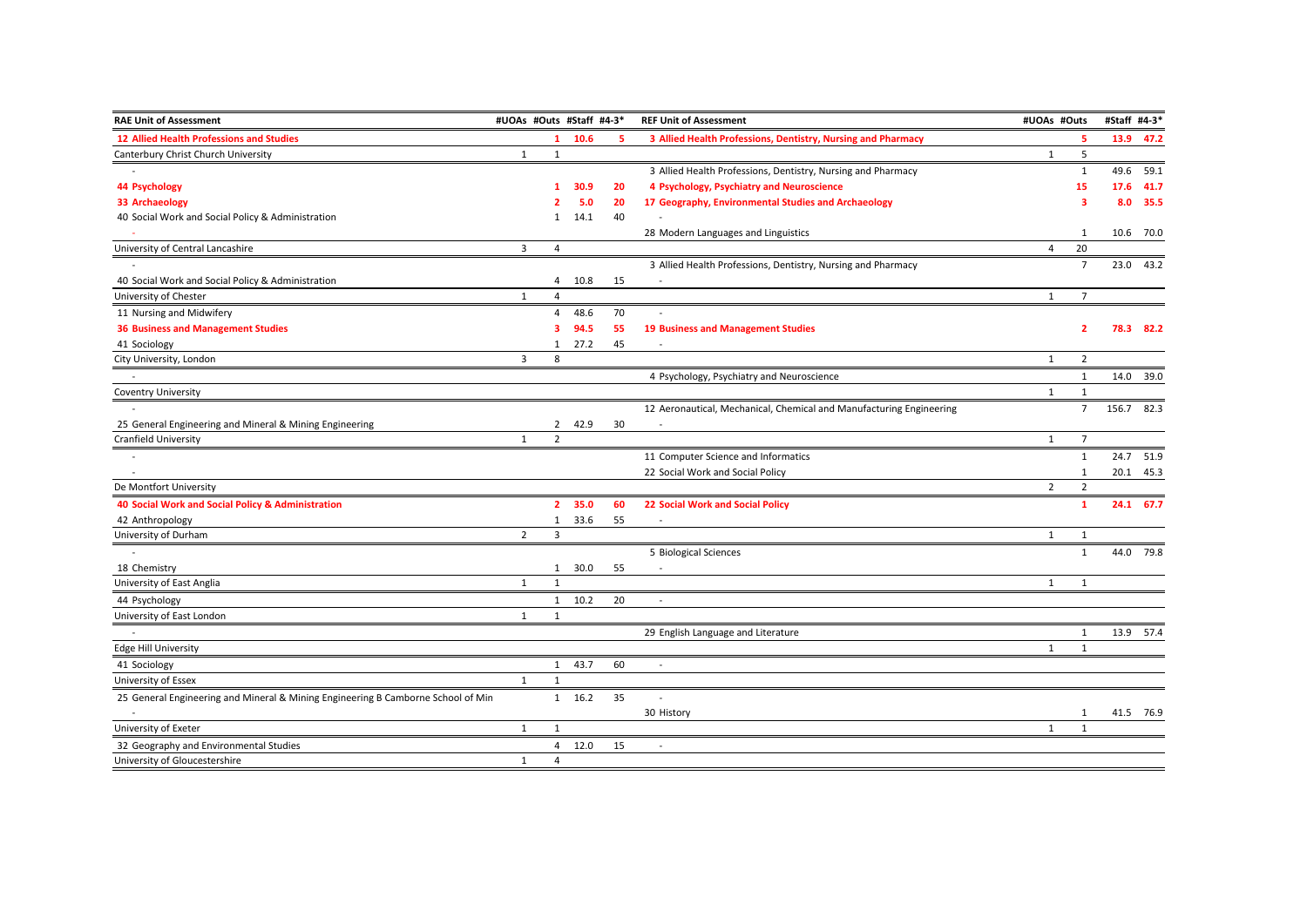| RAE Unit of Assessment | #UOAs | #Outs | #Staff | #4-3* | REF Unit of Assessment | #UOAs | #Outs | #Staff | #4-3* |
|---|---|---|---|---|---|---|---|---|---|
| **12 Allied Health Professions and Studies** | | **1** | **10.6** | **5** | **3 Allied Health Professions, Dentistry, Nursing and Pharmacy** | | **5** | **13.9** | **47.2** |
| Canterbury Christ Church University | 1 | 1 | | | | 1 | 5 | | |
| - | | | | | 3 Allied Health Professions, Dentistry, Nursing and Pharmacy | | 1 | 49.6 | 59.1 |
| **44 Psychology** | | **1** | **30.9** | **20** | **4 Psychology, Psychiatry and Neuroscience** | | **15** | **17.6** | **41.7** |
| **33 Archaeology** | | **2** | **5.0** | **20** | **17 Geography, Environmental Studies and Archaeology** | | **3** | **8.0** | **35.5** |
| 40 Social Work and Social Policy & Administration | | 1 | 14.1 | 40 | - | | | | |
| - | | | | | 28 Modern Languages and Linguistics | | 1 | 10.6 | 70.0 |
| University of Central Lancashire | 3 | 4 | | | | 4 | 20 | | |
| - | | | | | 3 Allied Health Professions, Dentistry, Nursing and Pharmacy | | 7 | 23.0 | 43.2 |
| 40 Social Work and Social Policy & Administration | | 4 | 10.8 | 15 | - | | | | |
| University of Chester | 1 | 4 | | | | 1 | 7 | | |
| 11 Nursing and Midwifery | | 4 | 48.6 | 70 | - | | | | |
| **36 Business and Management Studies** | | **3** | **94.5** | **55** | **19 Business and Management Studies** | | **2** | **78.3** | **82.2** |
| 41 Sociology | | 1 | 27.2 | 45 | - | | | | |
| City University, London | 3 | 8 | | | | 1 | 2 | | |
| - | | | | | 4 Psychology, Psychiatry and Neuroscience | | 1 | 14.0 | 39.0 |
| Coventry University | | | | | | 1 | 1 | | |
| - | | | | | 12 Aeronautical, Mechanical, Chemical and Manufacturing Engineering | | 7 | 156.7 | 82.3 |
| 25 General Engineering and Mineral & Mining Engineering | | 2 | 42.9 | 30 | - | | | | |
| Cranfield University | 1 | 2 | | | | 1 | 7 | | |
| - | | | | | 11 Computer Science and Informatics | | 1 | 24.7 | 51.9 |
| - | | | | | 22 Social Work and Social Policy | | 1 | 20.1 | 45.3 |
| De Montfort University | | | | | | 2 | 2 | | |
| **40 Social Work and Social Policy & Administration** | | **2** | **35.0** | **60** | **22 Social Work and Social Policy** | | **1** | **24.1** | **67.7** |
| 42 Anthropology | | 1 | 33.6 | 55 | - | | | | |
| University of Durham | 2 | 3 | | | | 1 | 1 | | |
| - | | | | | 5 Biological Sciences | | 1 | 44.0 | 79.8 |
| 18 Chemistry | | 1 | 30.0 | 55 | - | | | | |
| University of East Anglia | 1 | 1 | | | | 1 | 1 | | |
| 44 Psychology | | 1 | 10.2 | 20 | - | | | | |
| University of East London | 1 | 1 | | | | | | | |
| - | | | | | 29 English Language and Literature | | 1 | 13.9 | 57.4 |
| Edge Hill University | | | | | | 1 | 1 | | |
| 41 Sociology | | 1 | 43.7 | 60 | - | | | | |
| University of Essex | 1 | 1 | | | | | | | |
| 25 General Engineering and Mineral & Mining Engineering B Camborne School of Min | | 1 | 16.2 | 35 | - | | | | |
| - | | | | | 30 History | | 1 | 41.5 | 76.9 |
| University of Exeter | 1 | 1 | | | | 1 | 1 | | |
| 32 Geography and Environmental Studies | | 4 | 12.0 | 15 | - | | | | |
| University of Gloucestershire | 1 | 4 | | | | | | | |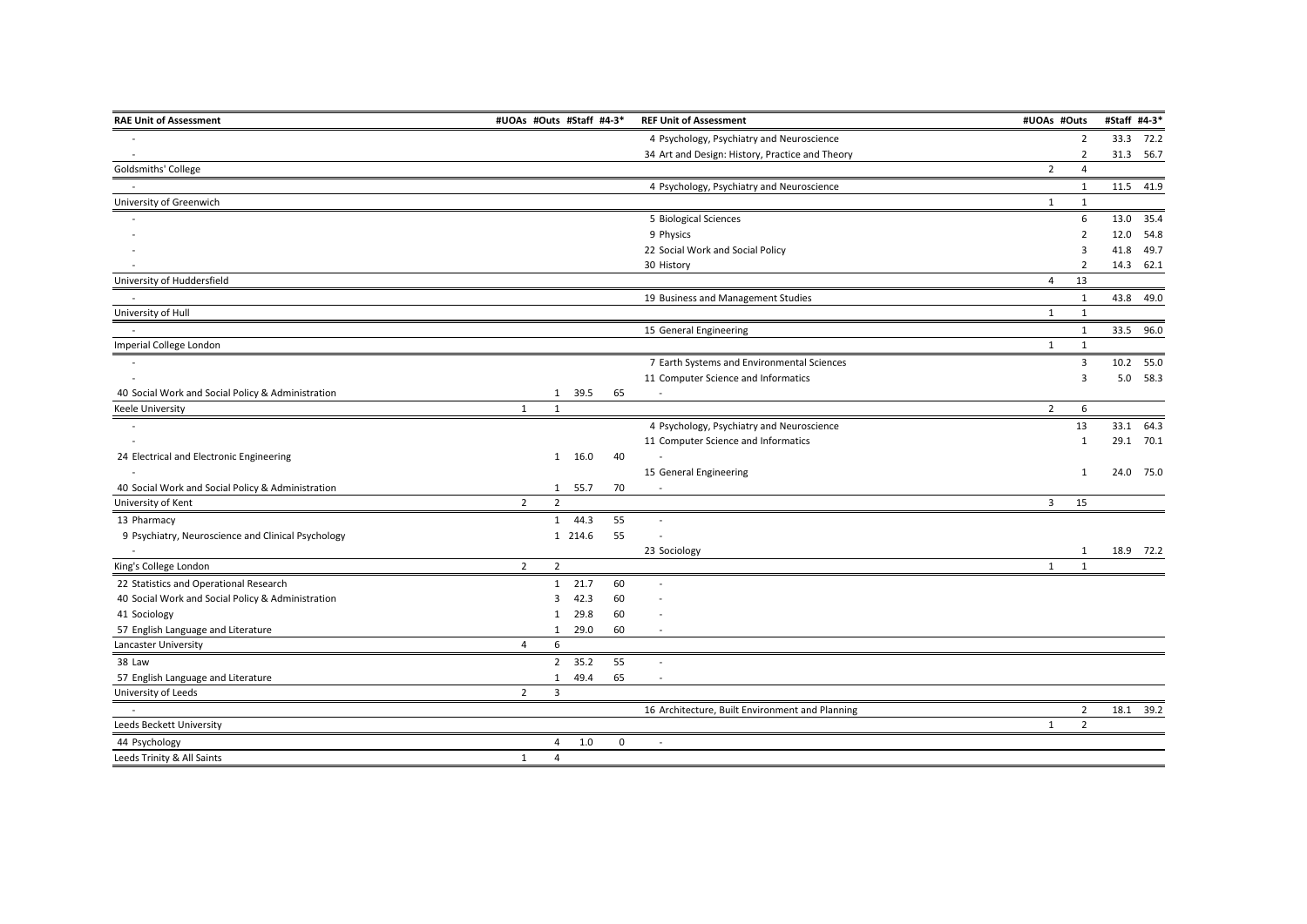| RAE Unit of Assessment | #UOAs | #Outs | #Staff | #4-3* | REF Unit of Assessment | #UOAs | #Outs | #Staff | #4-3* |
|---|---|---|---|---|---|---|---|---|---|
| - | | | | | 4 Psychology, Psychiatry and Neuroscience | | 2 | 33.3 | 72.2 |
| - | | | | | 34 Art and Design: History, Practice and Theory | | 2 | 31.3 | 56.7 |
| Goldsmiths' College | | | | | | 2 | 4 | | |
| - | | | | | 4 Psychology, Psychiatry and Neuroscience | | 1 | 11.5 | 41.9 |
| University of Greenwich | | | | | | 1 | 1 | | |
| - | | | | | 5 Biological Sciences | | 6 | 13.0 | 35.4 |
| - | | | | | 9 Physics | | 2 | 12.0 | 54.8 |
| - | | | | | 22 Social Work and Social Policy | | 3 | 41.8 | 49.7 |
| - | | | | | 30 History | | 2 | 14.3 | 62.1 |
| University of Huddersfield | | | | | | 4 | 13 | | |
| - | | | | | 19 Business and Management Studies | | 1 | 43.8 | 49.0 |
| University of Hull | | | | | | 1 | 1 | | |
| - | | | | | 15 General Engineering | | 1 | 33.5 | 96.0 |
| Imperial College London | | | | | | 1 | 1 | | |
| - | | | | | 7 Earth Systems and Environmental Sciences | | 3 | 10.2 | 55.0 |
| - | | | | | 11 Computer Science and Informatics | | 3 | 5.0 | 58.3 |
| 40 Social Work and Social Policy & Administration | | 1 | 39.5 | 65 | - | | | | |
| Keele University | 1 | 1 | | | | 2 | 6 | | |
| - | | | | | 4 Psychology, Psychiatry and Neuroscience | | 13 | 33.1 | 64.3 |
| - | | | | | 11 Computer Science and Informatics | | 1 | 29.1 | 70.1 |
| 24 Electrical and Electronic Engineering | | 1 | 16.0 | 40 | - | | | | |
| - | | | | | 15 General Engineering | | 1 | 24.0 | 75.0 |
| 40 Social Work and Social Policy & Administration | | 1 | 55.7 | 70 | - | | | | |
| University of Kent | 2 | 2 | | | | 3 | 15 | | |
| 13 Pharmacy | | 1 | 44.3 | 55 | - | | | | |
| 9 Psychiatry, Neuroscience and Clinical Psychology | | 1 | 214.6 | 55 | - | | | | |
| - | | | | | 23 Sociology | | 1 | 18.9 | 72.2 |
| King's College London | 2 | 2 | | | | 1 | 1 | | |
| 22 Statistics and Operational Research | | 1 | 21.7 | 60 | - | | | | |
| 40 Social Work and Social Policy & Administration | | 3 | 42.3 | 60 | - | | | | |
| 41 Sociology | | 1 | 29.8 | 60 | - | | | | |
| 57 English Language and Literature | | 1 | 29.0 | 60 | - | | | | |
| Lancaster University | 4 | 6 | | | | | | | |
| 38 Law | | 2 | 35.2 | 55 | - | | | | |
| 57 English Language and Literature | | 1 | 49.4 | 65 | - | | | | |
| University of Leeds | 2 | 3 | | | | | | | |
| - | | | | | 16 Architecture, Built Environment and Planning | | 2 | 18.1 | 39.2 |
| Leeds Beckett University | | | | | | 1 | 2 | | |
| 44 Psychology | | 4 | 1.0 | 0 | - | | | | |
| Leeds Trinity & All Saints | 1 | 4 | | | | | | | |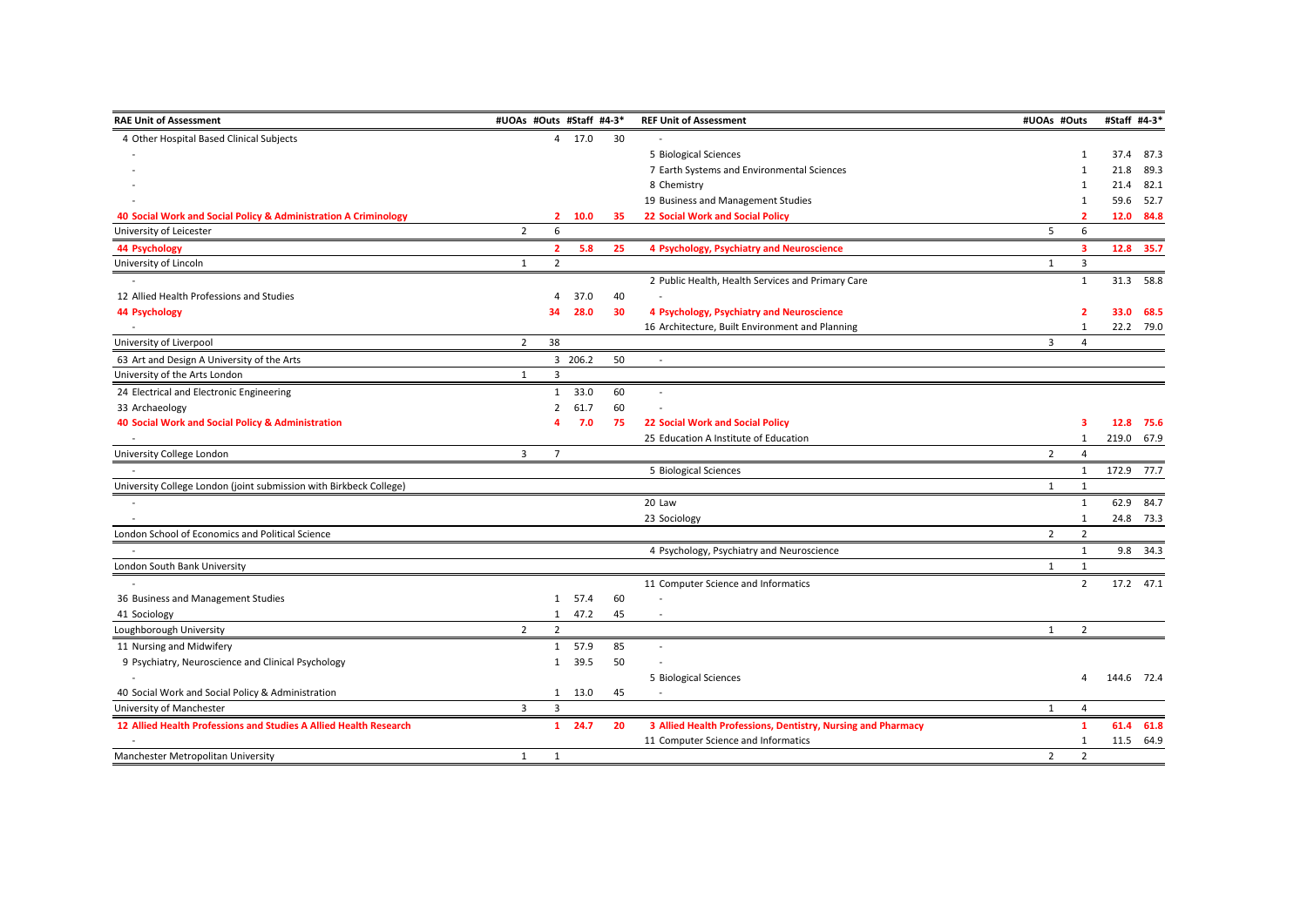| RAE Unit of Assessment | #UOAs | #Outs | #Staff | #4-3* | REF Unit of Assessment | #UOAs | #Outs | #Staff | #4-3* |
|---|---|---|---|---|---|---|---|---|---|
| 4 Other Hospital Based Clinical Subjects | | 4 | 17.0 | 30 | - | | | | |
| - | | | | | 5 Biological Sciences | | 1 | 37.4 | 87.3 |
| - | | | | | 7 Earth Systems and Environmental Sciences | | 1 | 21.8 | 89.3 |
| - | | | | | 8 Chemistry | | 1 | 21.4 | 82.1 |
| - | | | | | 19 Business and Management Studies | | 1 | 59.6 | 52.7 |
| **40 Social Work and Social Policy & Administration A Criminology** | | **2** | **10.0** | **35** | **22 Social Work and Social Policy** | | **2** | **12.0** | **84.8** |
| University of Leicester | 2 | 6 | | | | 5 | 6 | | |
| **44 Psychology** | | **2** | **5.8** | **25** | **4 Psychology, Psychiatry and Neuroscience** | | **3** | **12.8** | **35.7** |
| University of Lincoln | 1 | 2 | | | | 1 | 3 | | |
| - | | | | | 2 Public Health, Health Services and Primary Care | | 1 | 31.3 | 58.8 |
| 12 Allied Health Professions and Studies | | 4 | 37.0 | 40 | - | | | | |
| **44 Psychology** | | **34** | **28.0** | **30** | **4 Psychology, Psychiatry and Neuroscience** | | **2** | **33.0** | **68.5** |
| - | | | | | 16 Architecture, Built Environment and Planning | | 1 | 22.2 | 79.0 |
| University of Liverpool | 2 | 38 | | | | 3 | 4 | | |
| 63 Art and Design A University of the Arts | | 3 | 206.2 | 50 | - | | | | |
| University of the Arts London | 1 | 3 | | | | | | | |
| 24 Electrical and Electronic Engineering | | 1 | 33.0 | 60 | - | | | | |
| 33 Archaeology | | 2 | 61.7 | 60 | - | | | | |
| **40 Social Work and Social Policy & Administration** | | **4** | **7.0** | **75** | **22 Social Work and Social Policy** | | **3** | **12.8** | **75.6** |
| - | | | | | 25 Education A Institute of Education | | 1 | 219.0 | 67.9 |
| University College London | 3 | 7 | | | | 2 | 4 | | |
| - | | | | | 5 Biological Sciences | | 1 | 172.9 | 77.7 |
| University College London (joint submission with Birkbeck College) | | | | | | 1 | 1 | | |
| - | | | | | 20 Law | | 1 | 62.9 | 84.7 |
| - | | | | | 23 Sociology | | 1 | 24.8 | 73.3 |
| London School of Economics and Political Science | | | | | | 2 | 2 | | |
| - | | | | | 4 Psychology, Psychiatry and Neuroscience | | 1 | 9.8 | 34.3 |
| London South Bank University | | | | | | 1 | 1 | | |
| - | | | | | 11 Computer Science and Informatics | | 2 | 17.2 | 47.1 |
| 36 Business and Management Studies | | 1 | 57.4 | 60 | - | | | | |
| 41 Sociology | | 1 | 47.2 | 45 | - | | | | |
| Loughborough University | 2 | 2 | | | | 1 | 2 | | |
| 11 Nursing and Midwifery | | 1 | 57.9 | 85 | - | | | | |
| 9 Psychiatry, Neuroscience and Clinical Psychology | | 1 | 39.5 | 50 | - | | | | |
| - | | | | | 5 Biological Sciences | | 4 | 144.6 | 72.4 |
| 40 Social Work and Social Policy & Administration | | 1 | 13.0 | 45 | - | | | | |
| University of Manchester | 3 | 3 | | | | 1 | 4 | | |
| **12 Allied Health Professions and Studies A Allied Health Research** | | **1** | **24.7** | **20** | **3 Allied Health Professions, Dentistry, Nursing and Pharmacy** | | **1** | **61.4** | **61.8** |
| - | | | | | 11 Computer Science and Informatics | | 1 | 11.5 | 64.9 |
| Manchester Metropolitan University | 1 | 1 | | | | 2 | 2 | | |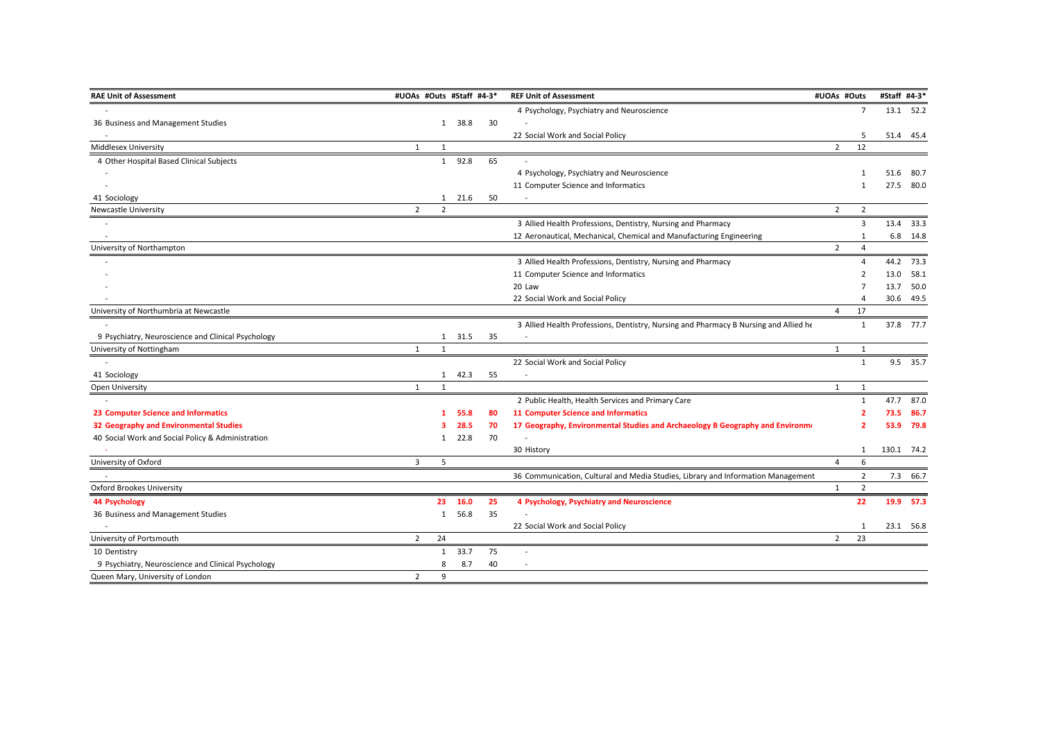| RAE Unit of Assessment | #UOAs | #Outs | #Staff | #4-3* | REF Unit of Assessment | #UOAs | #Outs | #Staff | #4-3* |
|---|---|---|---|---|---|---|---|---|---|
| - | | | | | 4 Psychology, Psychiatry and Neuroscience | | 7 | 13.1 | 52.2 |
| 36 Business and Management Studies | | 1 | 38.8 | 30 | - | | | | |
| - | | | | | 22 Social Work and Social Policy | | 5 | 51.4 | 45.4 |
| Middlesex University | 1 | 1 | | | | 2 | 12 | | |
| 4 Other Hospital Based Clinical Subjects | | 1 | 92.8 | 65 | - | | | | |
| - | | | | | 4 Psychology, Psychiatry and Neuroscience | | 1 | 51.6 | 80.7 |
| - | | | | | 11 Computer Science and Informatics | | 1 | 27.5 | 80.0 |
| 41 Sociology | | 1 | 21.6 | 50 | - | | | | |
| Newcastle University | 2 | 2 | | | | 2 | 2 | | |
| - | | | | | 3 Allied Health Professions, Dentistry, Nursing and Pharmacy | | 3 | 13.4 | 33.3 |
| - | | | | | 12 Aeronautical, Mechanical, Chemical and Manufacturing Engineering | | 1 | 6.8 | 14.8 |
| University of Northampton | | | | | | 2 | 4 | | |
| - | | | | | 3 Allied Health Professions, Dentistry, Nursing and Pharmacy | | 4 | 44.2 | 73.3 |
| - | | | | | 11 Computer Science and Informatics | | 2 | 13.0 | 58.1 |
| - | | | | | 20 Law | | 7 | 13.7 | 50.0 |
| - | | | | | 22 Social Work and Social Policy | | 4 | 30.6 | 49.5 |
| University of Northumbria at Newcastle | | | | | | 4 | 17 | | |
| - | | | | | 3 Allied Health Professions, Dentistry, Nursing and Pharmacy B Nursing and Allied he | | 1 | 37.8 | 77.7 |
| 9 Psychiatry, Neuroscience and Clinical Psychology | | 1 | 31.5 | 35 | - | | | | |
| University of Nottingham | 1 | 1 | | | | 1 | 1 | | |
| - | | | | | 22 Social Work and Social Policy | | 1 | 9.5 | 35.7 |
| 41 Sociology | | 1 | 42.3 | 55 | - | | | | |
| Open University | 1 | 1 | | | | 1 | 1 | | |
| - | | | | | 2 Public Health, Health Services and Primary Care | | 1 | 47.7 | 87.0 |
| **23 Computer Science and Informatics** | | **1** | **55.8** | **80** | **11 Computer Science and Informatics** | | **2** | **73.5** | **86.7** |
| **32 Geography and Environmental Studies** | | **3** | **28.5** | **70** | **17 Geography, Environmental Studies and Archaeology B Geography and Environm** | | **2** | **53.9** | **79.8** |
| 40 Social Work and Social Policy & Administration | | 1 | 22.8 | 70 | - | | | | |
| - | | | | | 30 History | | 1 | 130.1 | 74.2 |
| University of Oxford | 3 | 5 | | | | 4 | 6 | | |
| - | | | | | 36 Communication, Cultural and Media Studies, Library and Information Management | | 2 | 7.3 | 66.7 |
| Oxford Brookes University | | | | | | 1 | 2 | | |
| **44 Psychology** | | **23** | **16.0** | **25** | **4 Psychology, Psychiatry and Neuroscience** | | **22** | **19.9** | **57.3** |
| 36 Business and Management Studies | | 1 | 56.8 | 35 | - | | | | |
| - | | | | | 22 Social Work and Social Policy | | 1 | 23.1 | 56.8 |
| University of Portsmouth | 2 | 24 | | | | 2 | 23 | | |
| 10 Dentistry | | 1 | 33.7 | 75 | - | | | | |
| 9 Psychiatry, Neuroscience and Clinical Psychology | | 8 | 8.7 | 40 | - | | | | |
| Queen Mary, University of London | 2 | 9 | | | | | | | |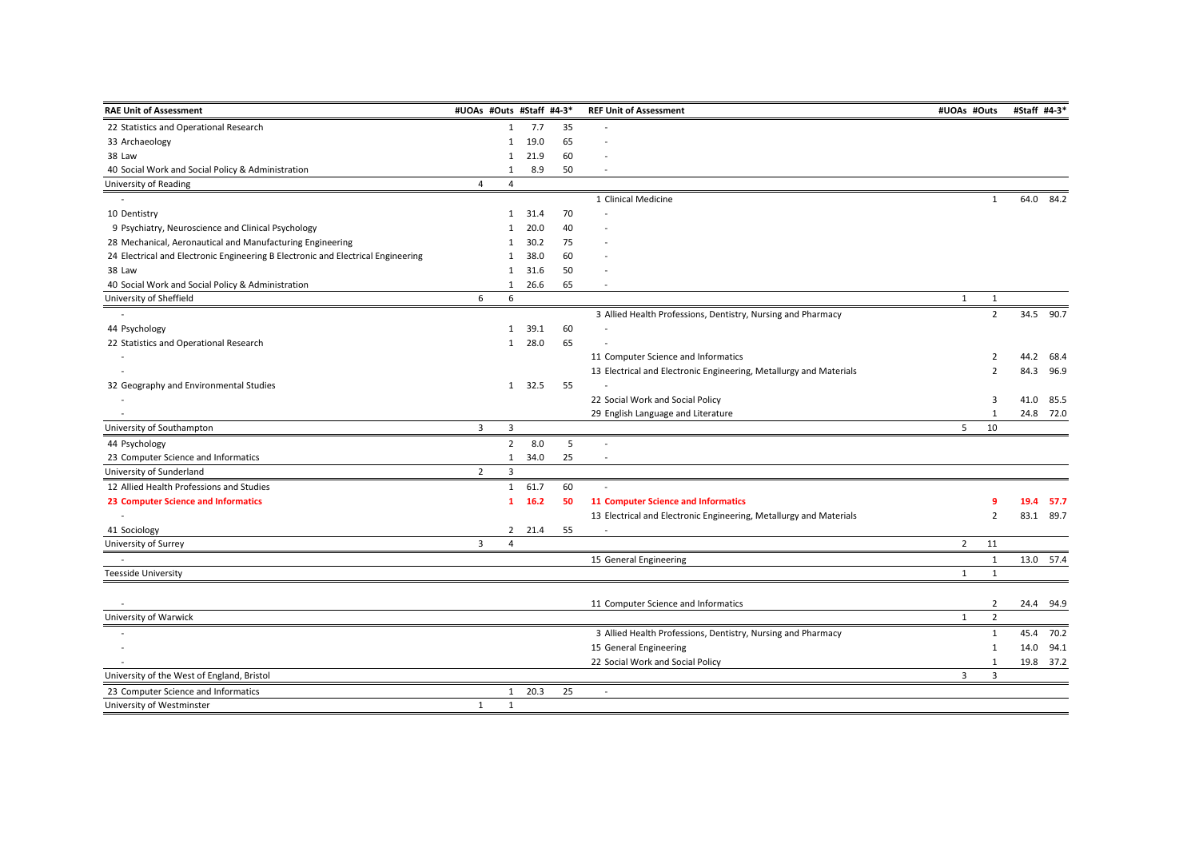| RAE Unit of Assessment | #UOAs | #Outs | #Staff | #4-3* | REF Unit of Assessment | #UOAs | #Outs | #Staff | #4-3* |
|---|---|---|---|---|---|---|---|---|---|
| 22 Statistics and Operational Research | | 1 | 7.7 | 35 | - | | | | |
| 33 Archaeology | | 1 | 19.0 | 65 | - | | | | |
| 38 Law | | 1 | 21.9 | 60 | - | | | | |
| 40 Social Work and Social Policy & Administration | | 1 | 8.9 | 50 | - | | | | |
| University of Reading | 4 | 4 | | | | | | | |
| - | | | | | 1 Clinical Medicine | | 1 | 64.0 | 84.2 |
| 10 Dentistry | | 1 | 31.4 | 70 | - | | | | |
| 9 Psychiatry, Neuroscience and Clinical Psychology | | 1 | 20.0 | 40 | - | | | | |
| 28 Mechanical, Aeronautical and Manufacturing Engineering | | 1 | 30.2 | 75 | - | | | | |
| 24 Electrical and Electronic Engineering B Electronic and Electrical Engineering | | 1 | 38.0 | 60 | - | | | | |
| 38 Law | | 1 | 31.6 | 50 | - | | | | |
| 40 Social Work and Social Policy & Administration | | 1 | 26.6 | 65 | - | | | | |
| University of Sheffield | 6 | 6 | | | | 1 | 1 | | |
| - | | | | | 3 Allied Health Professions, Dentistry, Nursing and Pharmacy | | 2 | 34.5 | 90.7 |
| 44 Psychology | | 1 | 39.1 | 60 | - | | | | |
| 22 Statistics and Operational Research | | 1 | 28.0 | 65 | - | | | | |
| - | | | | | 11 Computer Science and Informatics | | 2 | 44.2 | 68.4 |
| - | | | | | 13 Electrical and Electronic Engineering, Metallurgy and Materials | | 2 | 84.3 | 96.9 |
| 32 Geography and Environmental Studies | | 1 | 32.5 | 55 | - | | | | |
| - | | | | | 22 Social Work and Social Policy | | 3 | 41.0 | 85.5 |
| - | | | | | 29 English Language and Literature | | 1 | 24.8 | 72.0 |
| University of Southampton | 3 | 3 | | | | 5 | 10 | | |
| 44 Psychology | | 2 | 8.0 | 5 | - | | | | |
| 23 Computer Science and Informatics | | 1 | 34.0 | 25 | - | | | | |
| University of Sunderland | 2 | 3 | | | | | | | |
| 12 Allied Health Professions and Studies | | 1 | 61.7 | 60 | - | | | | |
| **23 Computer Science and Informatics** | | **1** | **16.2** | **50** | **11 Computer Science and Informatics** | | **9** | **19.4** | **57.7** |
| - | | | | | 13 Electrical and Electronic Engineering, Metallurgy and Materials | | 2 | 83.1 | 89.7 |
| 41 Sociology | | 2 | 21.4 | 55 | - | | | | |
| University of Surrey | 3 | 4 | | | | 2 | 11 | | |
| - | | | | | 15 General Engineering | | 1 | 13.0 | 57.4 |
| Teesside University | | | | | | 1 | 1 | | |
| - | | | | | 11 Computer Science and Informatics | | 2 | 24.4 | 94.9 |
| University of Warwick | | | | | | 1 | 2 | | |
| - | | | | | 3 Allied Health Professions, Dentistry, Nursing and Pharmacy | | 1 | 45.4 | 70.2 |
| - | | | | | 15 General Engineering | | 1 | 14.0 | 94.1 |
| - | | | | | 22 Social Work and Social Policy | | 1 | 19.8 | 37.2 |
| University of the West of England, Bristol | | | | | | 3 | 3 | | |
| 23 Computer Science and Informatics | | 1 | 20.3 | 25 | - | | | | |
| University of Westminster | 1 | 1 | | | | | | | |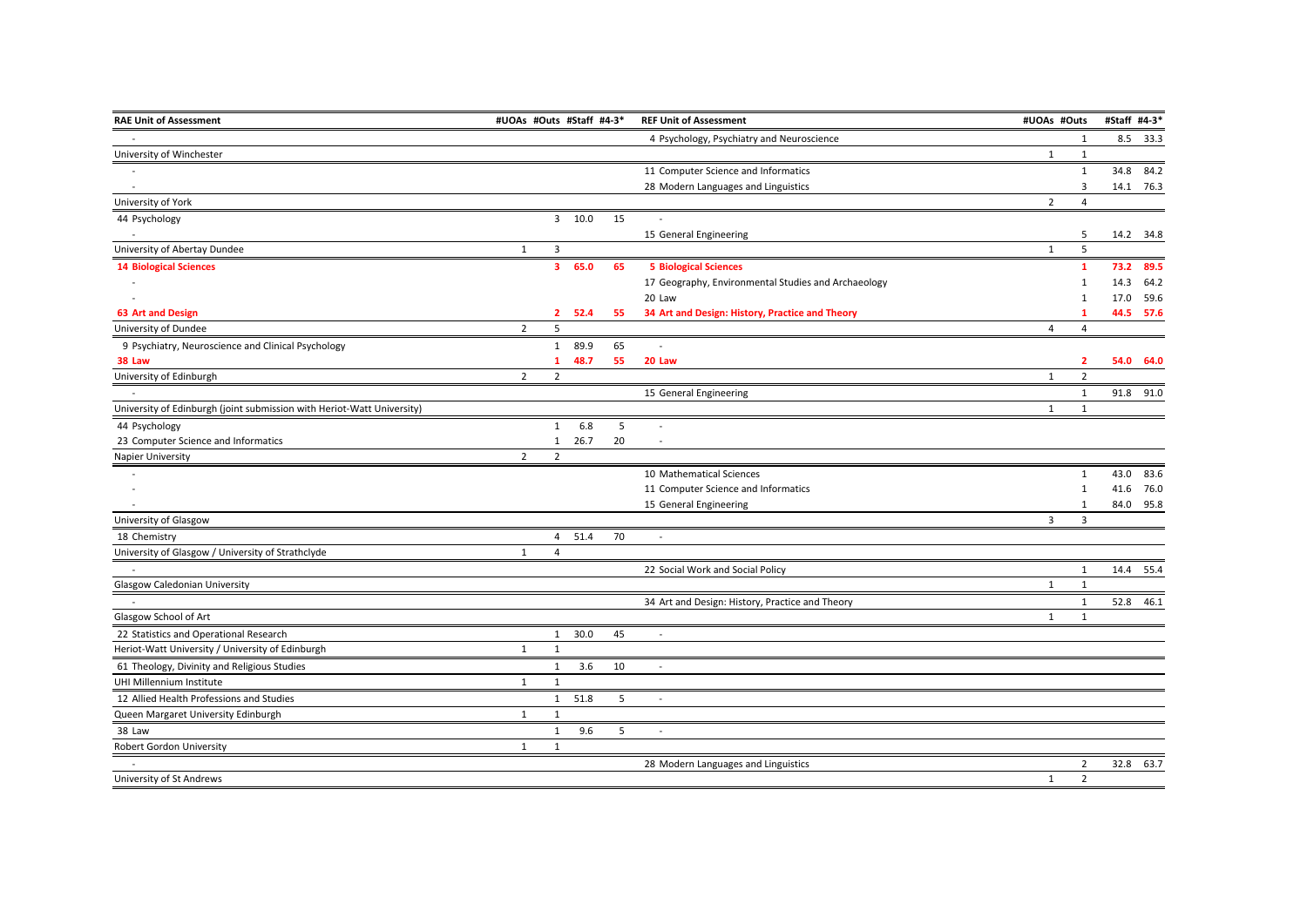| RAE Unit of Assessment | #UOAs | #Outs | #Staff | #4-3* | REF Unit of Assessment | #UOAs | #Outs | #Staff | #4-3* |
|---|---|---|---|---|---|---|---|---|---|
| - | | | | | 4 Psychology, Psychiatry and Neuroscience | | 1 | 8.5 | 33.3 |
| University of Winchester | | | | | | 1 | 1 | | |
| - | | | | | 11 Computer Science and Informatics | | 1 | 34.8 | 84.2 |
| - | | | | | 28 Modern Languages and Linguistics | | 3 | 14.1 | 76.3 |
| University of York | | | | | | 2 | 4 | | |
| 44 Psychology | | 3 | 10.0 | 15 | - | | | | |
| - | | | | | 15 General Engineering | | 5 | 14.2 | 34.8 |
| University of Abertay Dundee | 1 | 3 | | | | 1 | 5 | | |
| **14 Biological Sciences** | | **3** | **65.0** | **65** | **5 Biological Sciences** | | **1** | **73.2** | **89.5** |
| - | | | | | 17 Geography, Environmental Studies and Archaeology | | 1 | 14.3 | 64.2 |
| - | | | | | 20 Law | | 1 | 17.0 | 59.6 |
| **63 Art and Design** | | **2** | **52.4** | **55** | **34 Art and Design: History, Practice and Theory** | | **1** | **44.5** | **57.6** |
| University of Dundee | 2 | 5 | | | | 4 | 4 | | |
| 9 Psychiatry, Neuroscience and Clinical Psychology | | 1 | 89.9 | 65 | - | | | | |
| **38 Law** | | **1** | **48.7** | **55** | **20 Law** | | **2** | **54.0** | **64.0** |
| University of Edinburgh | 2 | 2 | | | | 1 | 2 | | |
| - | | | | | 15 General Engineering | | 1 | 91.8 | 91.0 |
| University of Edinburgh (joint submission with Heriot-Watt University) | | | | | | 1 | 1 | | |
| 44 Psychology | | 1 | 6.8 | 5 | - | | | | |
| 23 Computer Science and Informatics | | 1 | 26.7 | 20 | - | | | | |
| Napier University | 2 | 2 | | | | | | | |
| - | | | | | 10 Mathematical Sciences | | 1 | 43.0 | 83.6 |
| - | | | | | 11 Computer Science and Informatics | | 1 | 41.6 | 76.0 |
| - | | | | | 15 General Engineering | | 1 | 84.0 | 95.8 |
| University of Glasgow | | | | | | 3 | 3 | | |
| 18 Chemistry | | 4 | 51.4 | 70 | - | | | | |
| University of Glasgow / University of Strathclyde | 1 | 4 | | | | | | | |
| - | | | | | 22 Social Work and Social Policy | | 1 | 14.4 | 55.4 |
| Glasgow Caledonian University | | | | | | 1 | 1 | | |
| - | | | | | 34 Art and Design: History, Practice and Theory | | 1 | 52.8 | 46.1 |
| Glasgow School of Art | | | | | | 1 | 1 | | |
| 22 Statistics and Operational Research | | 1 | 30.0 | 45 | - | | | | |
| Heriot-Watt University / University of Edinburgh | 1 | 1 | | | | | | | |
| 61 Theology, Divinity and Religious Studies | | 1 | 3.6 | 10 | - | | | | |
| UHI Millennium Institute | 1 | 1 | | | | | | | |
| 12 Allied Health Professions and Studies | | 1 | 51.8 | 5 | - | | | | |
| Queen Margaret University Edinburgh | 1 | 1 | | | | | | | |
| 38 Law | | 1 | 9.6 | 5 | - | | | | |
| Robert Gordon University | 1 | 1 | | | | | | | |
| - | | | | | 28 Modern Languages and Linguistics | | 2 | 32.8 | 63.7 |
| University of St Andrews | | | | | | 1 | 2 | | |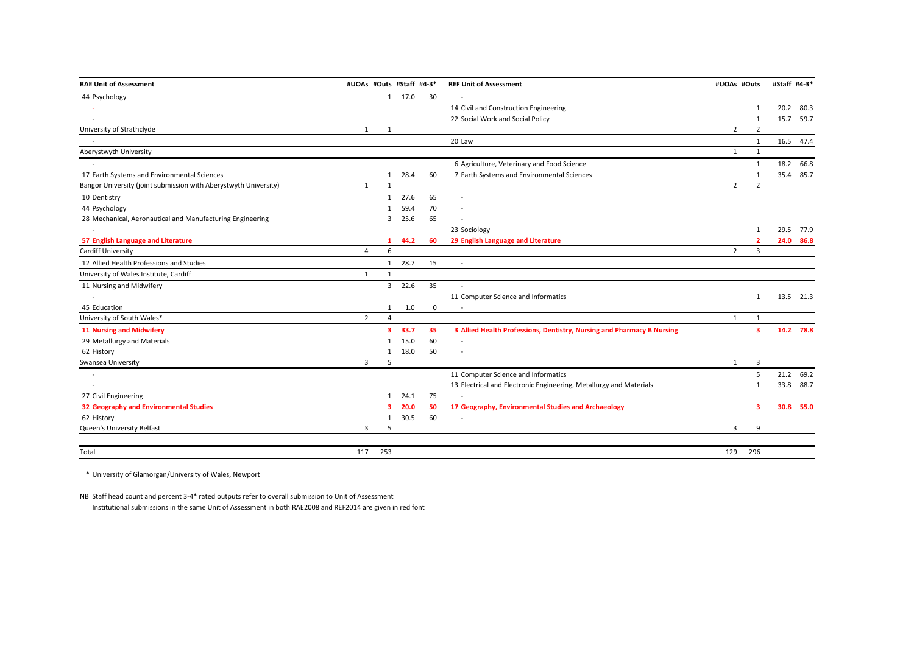| RAE Unit of Assessment | #UOAs | #Outs | #Staff | #4-3* | REF Unit of Assessment | #UOAs | #Outs | #Staff | #4-3* |
|---|---|---|---|---|---|---|---|---|---|
| 44 Psychology | | 1 | 17.0 | 30 | - | | | | |
| - | | | | | 14 Civil and Construction Engineering | | 1 | 20.2 | 80.3 |
| - | | | | | 22 Social Work and Social Policy | | 1 | 15.7 | 59.7 |
| University of Strathclyde | 1 | 1 | | | | 2 | 2 | | |
| - | | | | | 20 Law | | 1 | 16.5 | 47.4 |
| Aberystwyth University | | | | | | 1 | 1 | | |
| - | | | | | 6 Agriculture, Veterinary and Food Science | | 1 | 18.2 | 66.8 |
| 17 Earth Systems and Environmental Sciences | | 1 | 28.4 | 60 | 7 Earth Systems and Environmental Sciences | | 1 | 35.4 | 85.7 |
| Bangor University (joint submission with Aberystwyth University) | 1 | 1 | | | | 2 | 2 | | |
| 10 Dentistry | | 1 | 27.6 | 65 | - | | | | |
| 44 Psychology | | 1 | 59.4 | 70 | - | | | | |
| 28 Mechanical, Aeronautical and Manufacturing Engineering | | 3 | 25.6 | 65 | - | | | | |
| - | | | | | 23 Sociology | | 1 | 29.5 | 77.9 |
| **57 English Language and Literature** | | **1** | **44.2** | **60** | **29 English Language and Literature** | | **2** | **24.0** | **86.8** |
| Cardiff University | 4 | 6 | | | | 2 | 3 | | |
| 12 Allied Health Professions and Studies | | 1 | 28.7 | 15 | - | | | | |
| University of Wales Institute, Cardiff | 1 | 1 | | | | | | | |
| 11 Nursing and Midwifery | | 3 | 22.6 | 35 | - | | | | |
| - | | | | | 11 Computer Science and Informatics | | 1 | 13.5 | 21.3 |
| 45 Education | | 1 | 1.0 | 0 | - | | | | |
| University of South Wales* | 2 | 4 | | | | 1 | 1 | | |
| **11 Nursing and Midwifery** | | **3** | **33.7** | **35** | **3 Allied Health Professions, Dentistry, Nursing and Pharmacy B Nursing** | | **3** | **14.2** | **78.8** |
| 29 Metallurgy and Materials | | 1 | 15.0 | 60 | - | | | | |
| 62 History | | 1 | 18.0 | 50 | - | | | | |
| Swansea University | 3 | 5 | | | | 1 | 3 | | |
| - | | | | | 11 Computer Science and Informatics | | 5 | 21.2 | 69.2 |
| - | | | | | 13 Electrical and Electronic Engineering, Metallurgy and Materials | | 1 | 33.8 | 88.7 |
| 27 Civil Engineering | | 1 | 24.1 | 75 | - | | | | |
| **32 Geography and Environmental Studies** | | **3** | **20.0** | **50** | **17 Geography, Environmental Studies and Archaeology** | | **3** | **30.8** | **55.0** |
| 62 History | | 1 | 30.5 | 60 | - | | | | |
| Queen's University Belfast | 3 | 5 | | | | 3 | 9 | | |
| Total | 117 | 253 | | | | 129 | 296 | | |

* University of Glamorgan/University of Wales, Newport

NB Staff head count and percent 3-4* rated outputs refer to overall submission to Unit of Assessment

Institutional submissions in the same Unit of Assessment in both RAE2008 and REF2014 are given in red font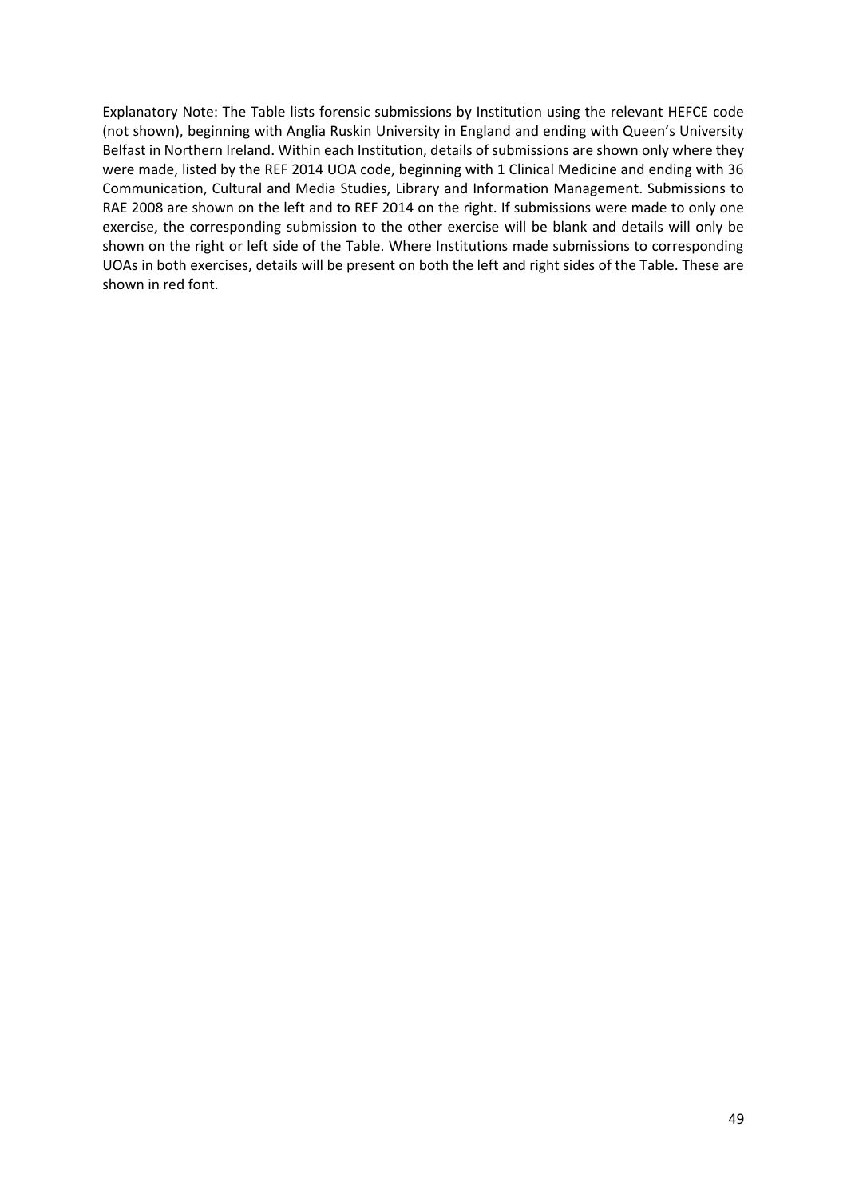Explanatory Note: The Table lists forensic submissions by Institution using the relevant HEFCE code (not shown), beginning with Anglia Ruskin University in England and ending with Queen's University Belfast in Northern Ireland. Within each Institution, details of submissions are shown only where they were made, listed by the REF 2014 UOA code, beginning with 1 Clinical Medicine and ending with 36 Communication, Cultural and Media Studies, Library and Information Management. Submissions to RAE 2008 are shown on the left and to REF 2014 on the right. If submissions were made to only one exercise, the corresponding submission to the other exercise will be blank and details will only be shown on the right or left side of the Table. Where Institutions made submissions to corresponding UOAs in both exercises, details will be present on both the left and right sides of the Table. These are shown in red font.